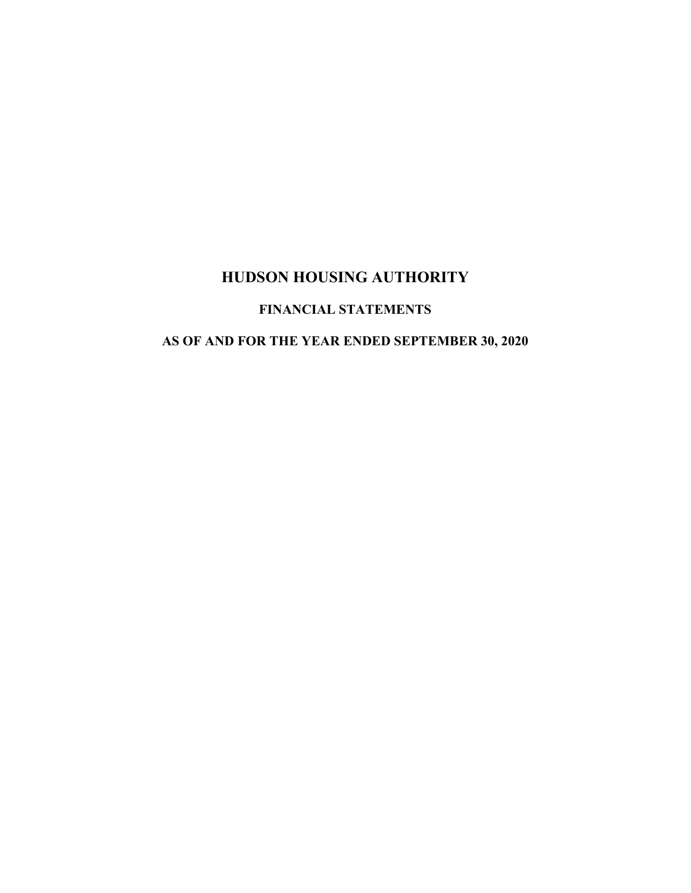# HUDSON HOUSING AUTHORITY

## FINANCIAL STATEMENTS

## AS OF AND FOR THE YEAR ENDED SEPTEMBER 30, 2020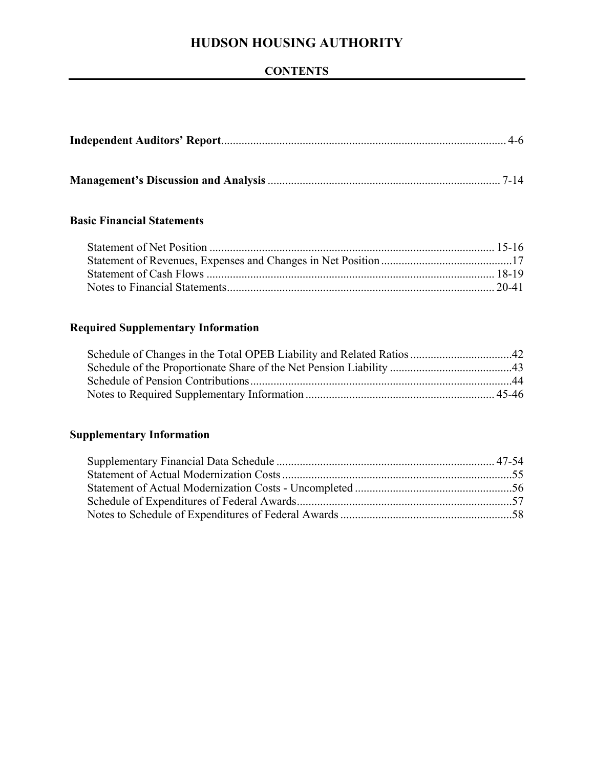# HUDSON HOUSING AUTHORITY

## CONTENTS

**Independent Auditors' Report** .......... 4-6

**Management's Discussion and Analysis** .......... 7-14

### Basic Financial Statements

Statement of Net Position .......... 15-16
Statement of Revenues, Expenses and Changes in Net Position .......... 17
Statement of Cash Flows .......... 18-19
Notes to Financial Statements .......... 20-41

### Required Supplementary Information

Schedule of Changes in the Total OPEB Liability and Related Ratios .......... 42
Schedule of the Proportionate Share of the Net Pension Liability .......... 43
Schedule of Pension Contributions .......... 44
Notes to Required Supplementary Information .......... 45-46

### Supplementary Information

Supplementary Financial Data Schedule .......... 47-54
Statement of Actual Modernization Costs .......... 55
Statement of Actual Modernization Costs - Uncompleted .......... 56
Schedule of Expenditures of Federal Awards .......... 57
Notes to Schedule of Expenditures of Federal Awards .......... 58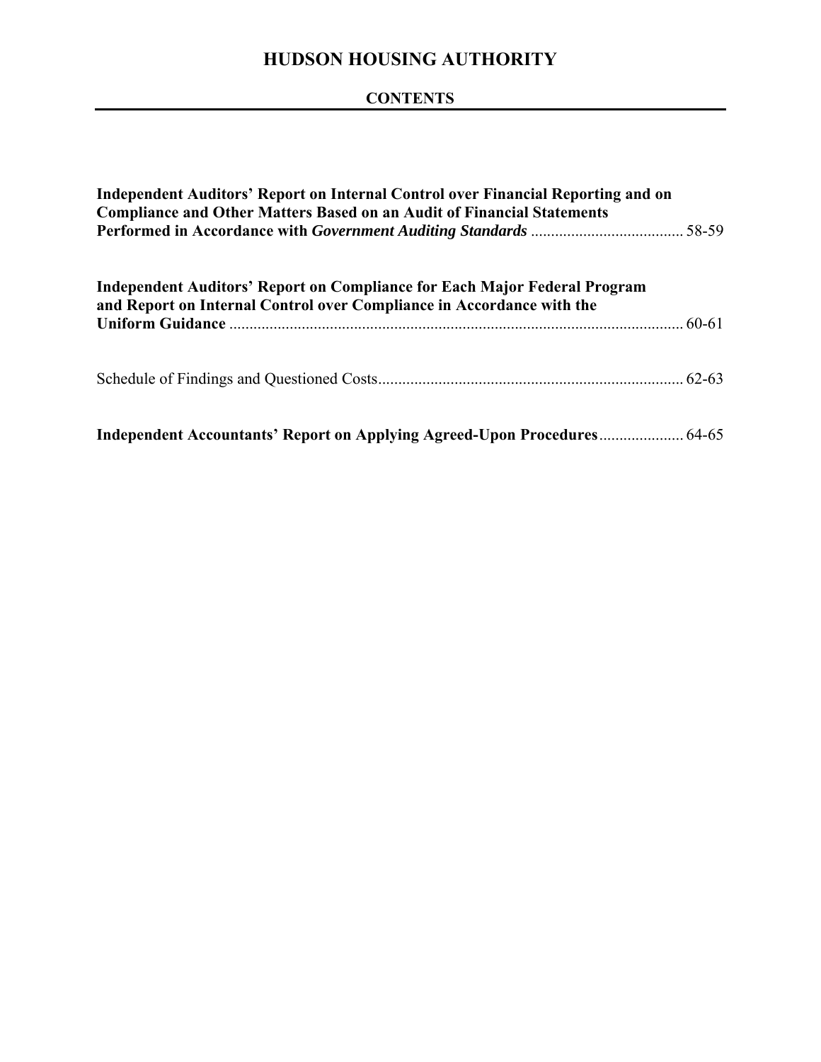# HUDSON HOUSING AUTHORITY

## CONTENTS

| | |
|---|---|
| **Independent Auditors' Report on Internal Control over Financial Reporting and on Compliance and Other Matters Based on an Audit of Financial Statements Performed in Accordance with *Government Auditing Standards*** | 58-59 |
| **Independent Auditors' Report on Compliance for Each Major Federal Program and Report on Internal Control over Compliance in Accordance with the Uniform Guidance** | 60-61 |
| Schedule of Findings and Questioned Costs | 62-63 |
| **Independent Accountants' Report on Applying Agreed-Upon Procedures** | 64-65 |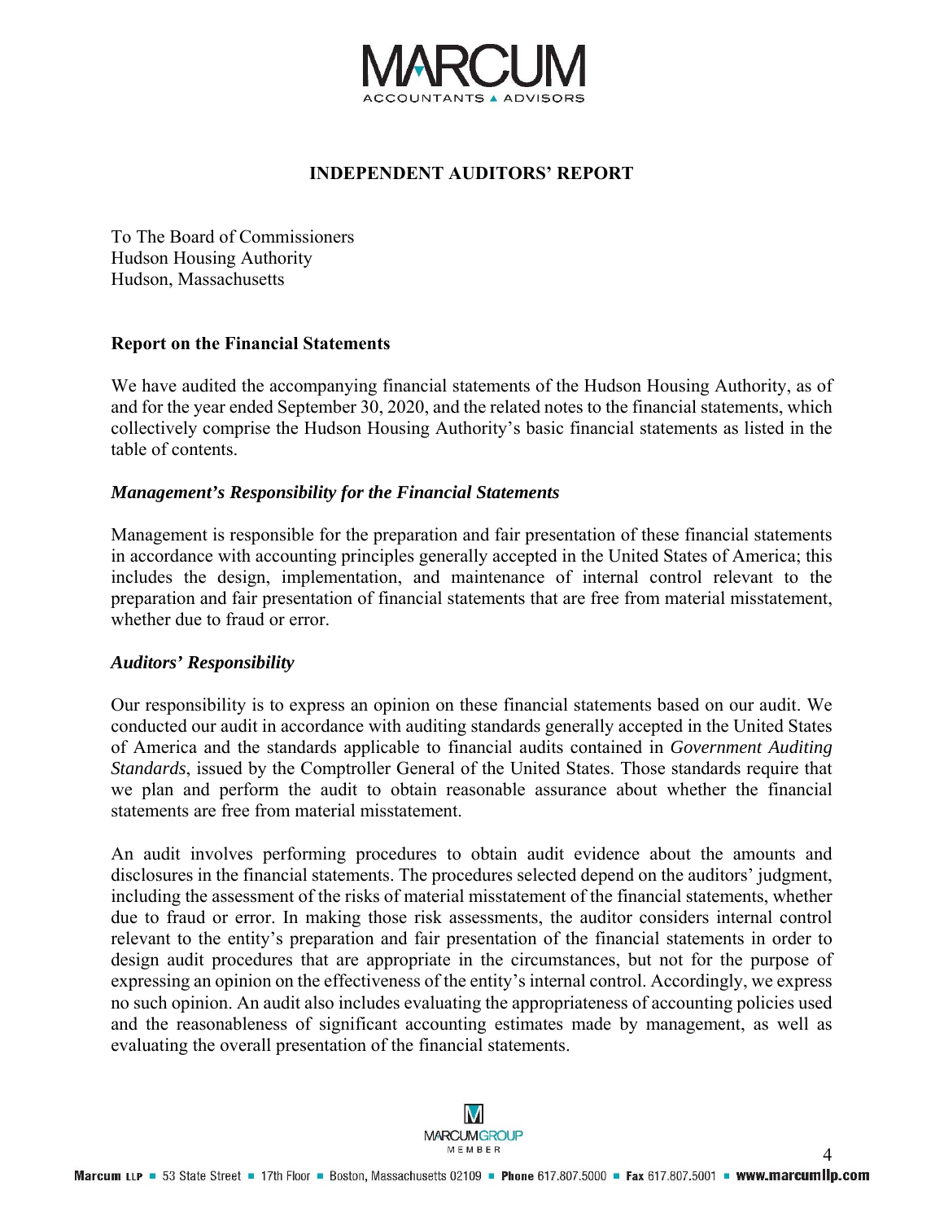# INDEPENDENT AUDITORS' REPORT

To The Board of Commissioners
Hudson Housing Authority
Hudson, Massachusetts

## Report on the Financial Statements

We have audited the accompanying financial statements of the Hudson Housing Authority, as of and for the year ended September 30, 2020, and the related notes to the financial statements, which collectively comprise the Hudson Housing Authority's basic financial statements as listed in the table of contents.

### *Management's Responsibility for the Financial Statements*

Management is responsible for the preparation and fair presentation of these financial statements in accordance with accounting principles generally accepted in the United States of America; this includes the design, implementation, and maintenance of internal control relevant to the preparation and fair presentation of financial statements that are free from material misstatement, whether due to fraud or error.

### *Auditors' Responsibility*

Our responsibility is to express an opinion on these financial statements based on our audit. We conducted our audit in accordance with auditing standards generally accepted in the United States of America and the standards applicable to financial audits contained in *Government Auditing Standards*, issued by the Comptroller General of the United States. Those standards require that we plan and perform the audit to obtain reasonable assurance about whether the financial statements are free from material misstatement.

An audit involves performing procedures to obtain audit evidence about the amounts and disclosures in the financial statements. The procedures selected depend on the auditors' judgment, including the assessment of the risks of material misstatement of the financial statements, whether due to fraud or error. In making those risk assessments, the auditor considers internal control relevant to the entity's preparation and fair presentation of the financial statements in order to design audit procedures that are appropriate in the circumstances, but not for the purpose of expressing an opinion on the effectiveness of the entity's internal control. Accordingly, we express no such opinion. An audit also includes evaluating the appropriateness of accounting policies used and the reasonableness of significant accounting estimates made by management, as well as evaluating the overall presentation of the financial statements.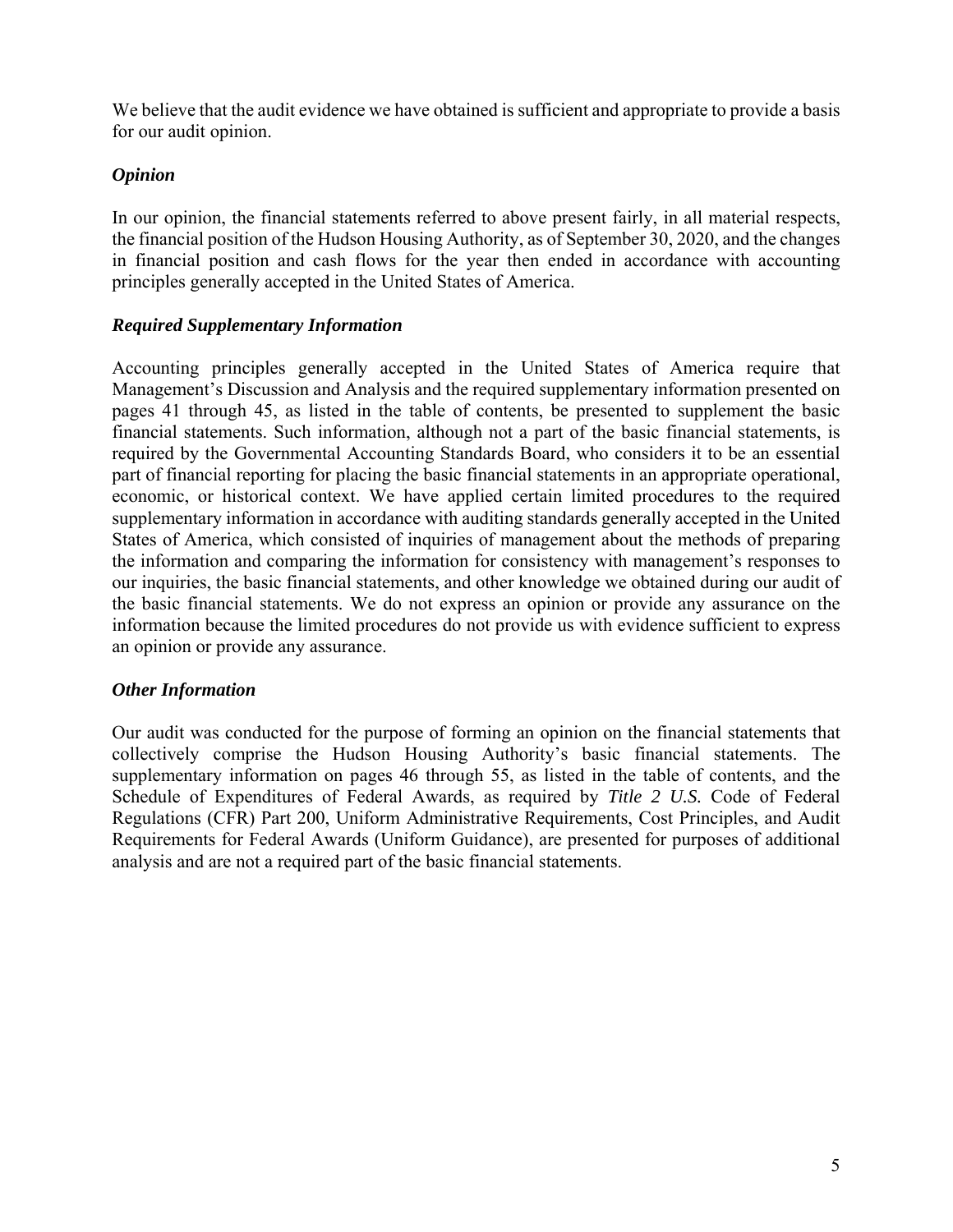We believe that the audit evidence we have obtained is sufficient and appropriate to provide a basis for our audit opinion.

### *Opinion*

In our opinion, the financial statements referred to above present fairly, in all material respects, the financial position of the Hudson Housing Authority, as of September 30, 2020, and the changes in financial position and cash flows for the year then ended in accordance with accounting principles generally accepted in the United States of America.

### *Required Supplementary Information*

Accounting principles generally accepted in the United States of America require that Management's Discussion and Analysis and the required supplementary information presented on pages 41 through 45, as listed in the table of contents, be presented to supplement the basic financial statements. Such information, although not a part of the basic financial statements, is required by the Governmental Accounting Standards Board, who considers it to be an essential part of financial reporting for placing the basic financial statements in an appropriate operational, economic, or historical context. We have applied certain limited procedures to the required supplementary information in accordance with auditing standards generally accepted in the United States of America, which consisted of inquiries of management about the methods of preparing the information and comparing the information for consistency with management's responses to our inquiries, the basic financial statements, and other knowledge we obtained during our audit of the basic financial statements. We do not express an opinion or provide any assurance on the information because the limited procedures do not provide us with evidence sufficient to express an opinion or provide any assurance.

### *Other Information*

Our audit was conducted for the purpose of forming an opinion on the financial statements that collectively comprise the Hudson Housing Authority's basic financial statements. The supplementary information on pages 46 through 55, as listed in the table of contents, and the Schedule of Expenditures of Federal Awards, as required by *Title 2 U.S.* Code of Federal Regulations (CFR) Part 200, Uniform Administrative Requirements, Cost Principles, and Audit Requirements for Federal Awards (Uniform Guidance), are presented for purposes of additional analysis and are not a required part of the basic financial statements.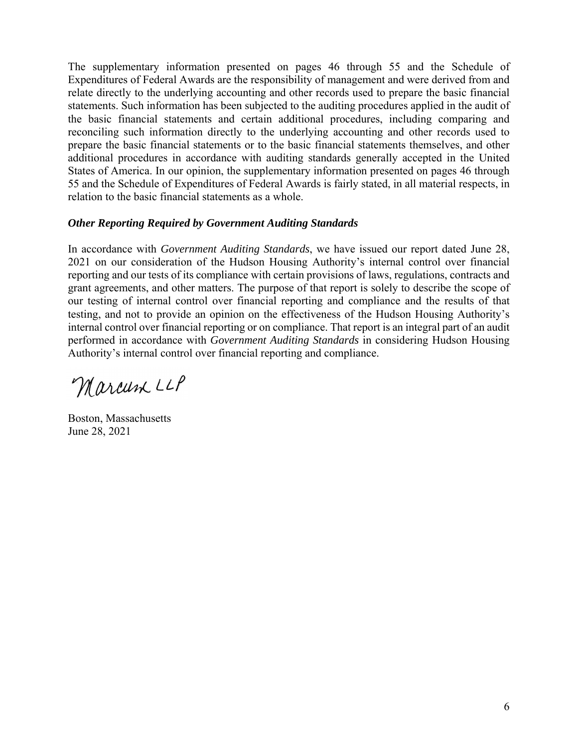The supplementary information presented on pages 46 through 55 and the Schedule of Expenditures of Federal Awards are the responsibility of management and were derived from and relate directly to the underlying accounting and other records used to prepare the basic financial statements. Such information has been subjected to the auditing procedures applied in the audit of the basic financial statements and certain additional procedures, including comparing and reconciling such information directly to the underlying accounting and other records used to prepare the basic financial statements or to the basic financial statements themselves, and other additional procedures in accordance with auditing standards generally accepted in the United States of America. In our opinion, the supplementary information presented on pages 46 through 55 and the Schedule of Expenditures of Federal Awards is fairly stated, in all material respects, in relation to the basic financial statements as a whole.

***Other Reporting Required by Government Auditing Standards***

In accordance with *Government Auditing Standards*, we have issued our report dated June 28, 2021 on our consideration of the Hudson Housing Authority's internal control over financial reporting and our tests of its compliance with certain provisions of laws, regulations, contracts and grant agreements, and other matters. The purpose of that report is solely to describe the scope of our testing of internal control over financial reporting and compliance and the results of that testing, and not to provide an opinion on the effectiveness of the Hudson Housing Authority's internal control over financial reporting or on compliance. That report is an integral part of an audit performed in accordance with *Government Auditing Standards* in considering Hudson Housing Authority's internal control over financial reporting and compliance.

Marcum LLP

Boston, Massachusetts
June 28, 2021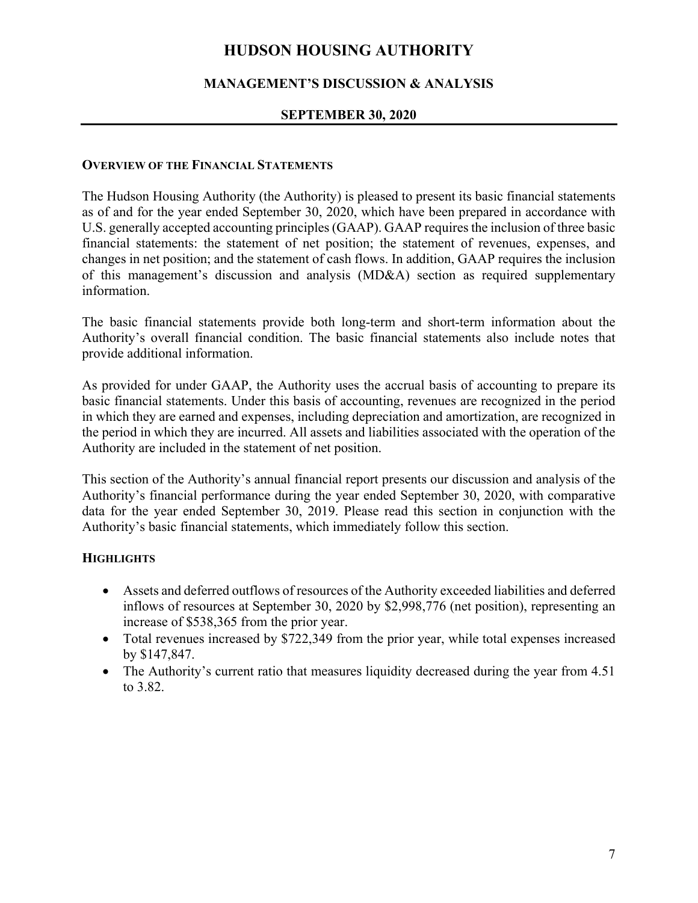# HUDSON HOUSING AUTHORITY

## MANAGEMENT'S DISCUSSION & ANALYSIS

### SEPTEMBER 30, 2020

**OVERVIEW OF THE FINANCIAL STATEMENTS**

The Hudson Housing Authority (the Authority) is pleased to present its basic financial statements as of and for the year ended September 30, 2020, which have been prepared in accordance with U.S. generally accepted accounting principles (GAAP). GAAP requires the inclusion of three basic financial statements: the statement of net position; the statement of revenues, expenses, and changes in net position; and the statement of cash flows. In addition, GAAP requires the inclusion of this management's discussion and analysis (MD&A) section as required supplementary information.

The basic financial statements provide both long-term and short-term information about the Authority's overall financial condition. The basic financial statements also include notes that provide additional information.

As provided for under GAAP, the Authority uses the accrual basis of accounting to prepare its basic financial statements. Under this basis of accounting, revenues are recognized in the period in which they are earned and expenses, including depreciation and amortization, are recognized in the period in which they are incurred. All assets and liabilities associated with the operation of the Authority are included in the statement of net position.

This section of the Authority's annual financial report presents our discussion and analysis of the Authority's financial performance during the year ended September 30, 2020, with comparative data for the year ended September 30, 2019. Please read this section in conjunction with the Authority's basic financial statements, which immediately follow this section.

**HIGHLIGHTS**

- Assets and deferred outflows of resources of the Authority exceeded liabilities and deferred inflows of resources at September 30, 2020 by $2,998,776 (net position), representing an increase of $538,365 from the prior year.
- Total revenues increased by $722,349 from the prior year, while total expenses increased by $147,847.
- The Authority's current ratio that measures liquidity decreased during the year from 4.51 to 3.82.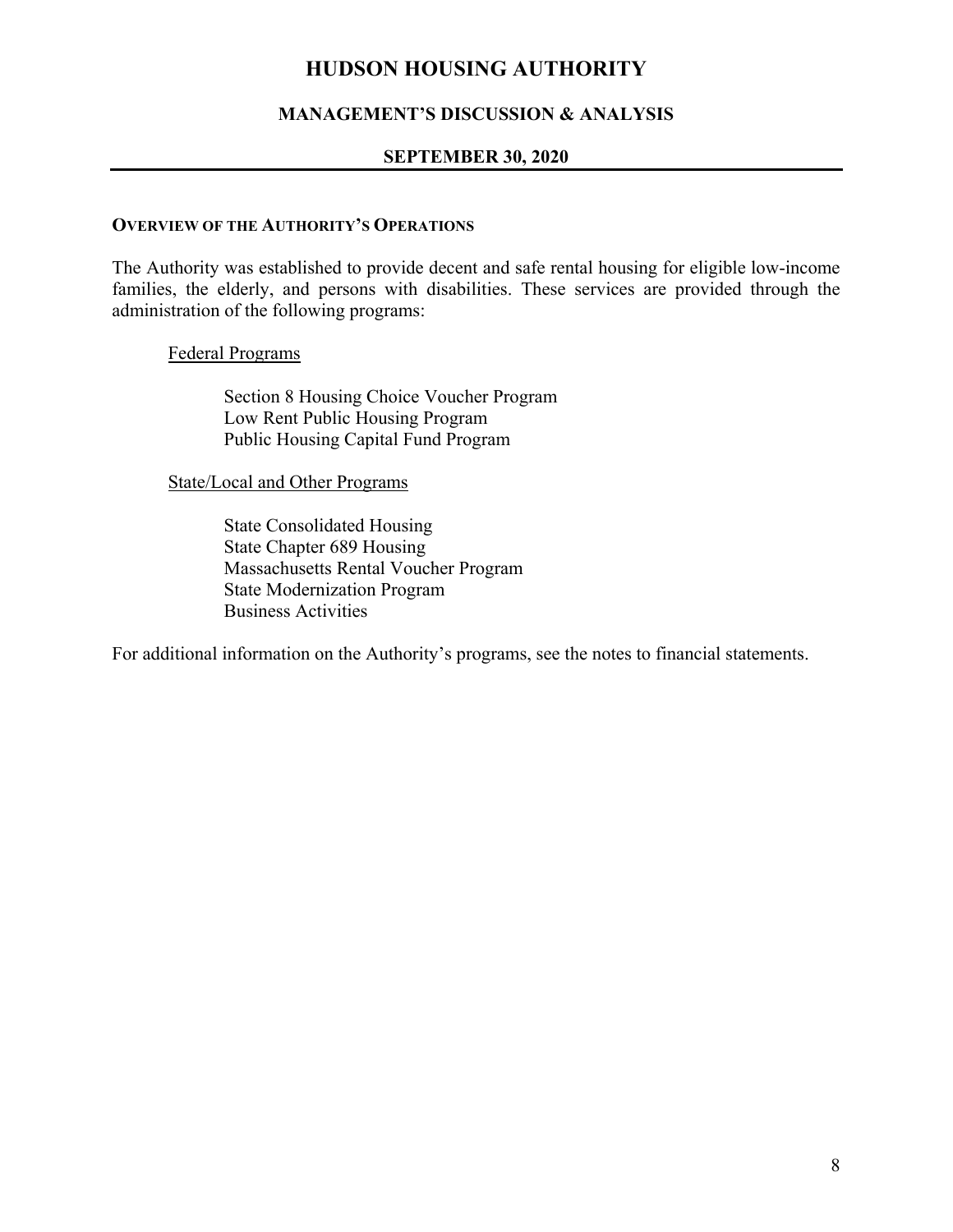# HUDSON HOUSING AUTHORITY

## MANAGEMENT'S DISCUSSION & ANALYSIS

## SEPTEMBER 30, 2020

**OVERVIEW OF THE AUTHORITY'S OPERATIONS**

The Authority was established to provide decent and safe rental housing for eligible low-income families, the elderly, and persons with disabilities. These services are provided through the administration of the following programs:

Federal Programs

- Section 8 Housing Choice Voucher Program
- Low Rent Public Housing Program
- Public Housing Capital Fund Program

State/Local and Other Programs

- State Consolidated Housing
- State Chapter 689 Housing
- Massachusetts Rental Voucher Program
- State Modernization Program
- Business Activities

For additional information on the Authority's programs, see the notes to financial statements.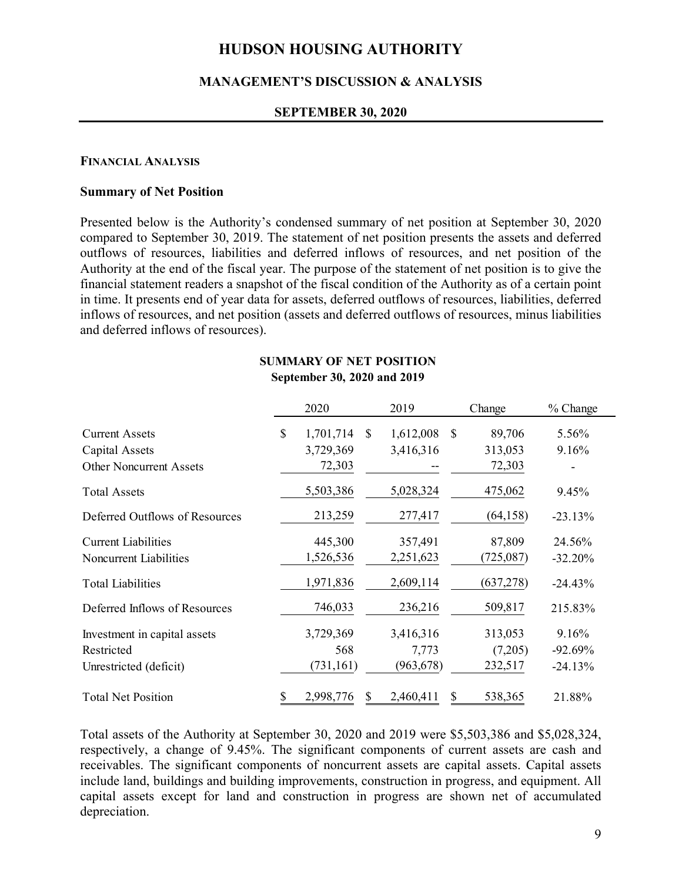## FINANCIAL ANALYSIS

### Summary of Net Position

Presented below is the Authority's condensed summary of net position at September 30, 2020 compared to September 30, 2019. The statement of net position presents the assets and deferred outflows of resources, liabilities and deferred inflows of resources, and net position of the Authority at the end of the fiscal year. The purpose of the statement of net position is to give the financial statement readers a snapshot of the fiscal condition of the Authority as of a certain point in time. It presents end of year data for assets, deferred outflows of resources, liabilities, deferred inflows of resources, and net position (assets and deferred outflows of resources, minus liabilities and deferred inflows of resources).

**SUMMARY OF NET POSITION**
**September 30, 2020 and 2019**

| | 2020 | 2019 | Change | % Change |
|---|---|---|---|---|
| Current Assets | $ 1,701,714 | $ 1,612,008 | $ 89,706 | 5.56% |
| Capital Assets | 3,729,369 | 3,416,316 | 313,053 | 9.16% |
| Other Noncurrent Assets | 72,303 | -- | 72,303 | - |
| Total Assets | 5,503,386 | 5,028,324 | 475,062 | 9.45% |
| Deferred Outflows of Resources | 213,259 | 277,417 | (64,158) | -23.13% |
| Current Liabilities | 445,300 | 357,491 | 87,809 | 24.56% |
| Noncurrent Liabilities | 1,526,536 | 2,251,623 | (725,087) | -32.20% |
| Total Liabilities | 1,971,836 | 2,609,114 | (637,278) | -24.43% |
| Deferred Inflows of Resources | 746,033 | 236,216 | 509,817 | 215.83% |
| Investment in capital assets | 3,729,369 | 3,416,316 | 313,053 | 9.16% |
| Restricted | 568 | 7,773 | (7,205) | -92.69% |
| Unrestricted (deficit) | (731,161) | (963,678) | 232,517 | -24.13% |
| Total Net Position | $ 2,998,776 | $ 2,460,411 | $ 538,365 | 21.88% |

Total assets of the Authority at September 30, 2020 and 2019 were $5,503,386 and $5,028,324, respectively, a change of 9.45%. The significant components of current assets are cash and receivables. The significant components of noncurrent assets are capital assets. Capital assets include land, buildings and building improvements, construction in progress, and equipment. All capital assets except for land and construction in progress are shown net of accumulated depreciation.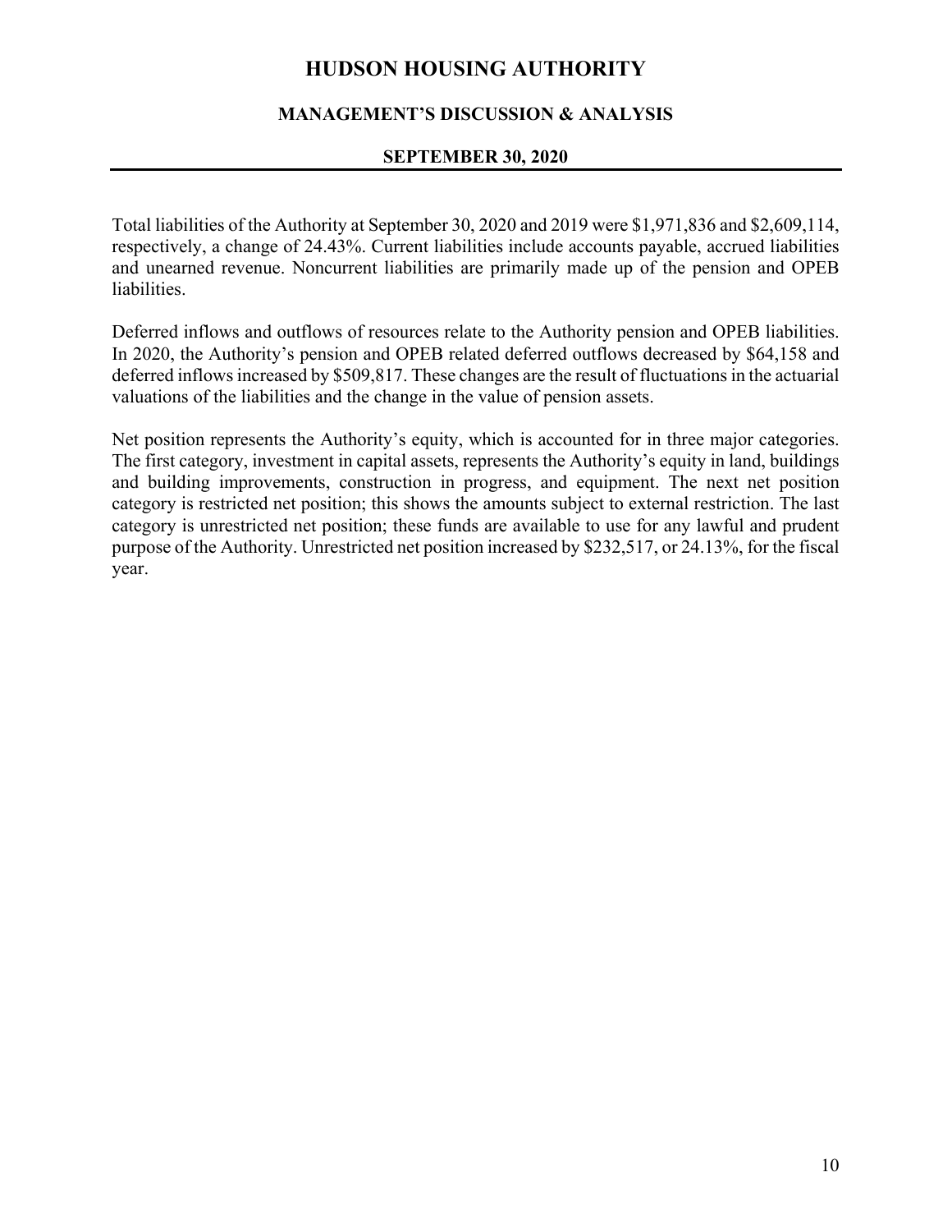Total liabilities of the Authority at September 30, 2020 and 2019 were $1,971,836 and $2,609,114, respectively, a change of 24.43%. Current liabilities include accounts payable, accrued liabilities and unearned revenue. Noncurrent liabilities are primarily made up of the pension and OPEB liabilities.

Deferred inflows and outflows of resources relate to the Authority pension and OPEB liabilities. In 2020, the Authority's pension and OPEB related deferred outflows decreased by $64,158 and deferred inflows increased by $509,817. These changes are the result of fluctuations in the actuarial valuations of the liabilities and the change in the value of pension assets.

Net position represents the Authority's equity, which is accounted for in three major categories. The first category, investment in capital assets, represents the Authority's equity in land, buildings and building improvements, construction in progress, and equipment. The next net position category is restricted net position; this shows the amounts subject to external restriction. The last category is unrestricted net position; these funds are available to use for any lawful and prudent purpose of the Authority. Unrestricted net position increased by $232,517, or 24.13%, for the fiscal year.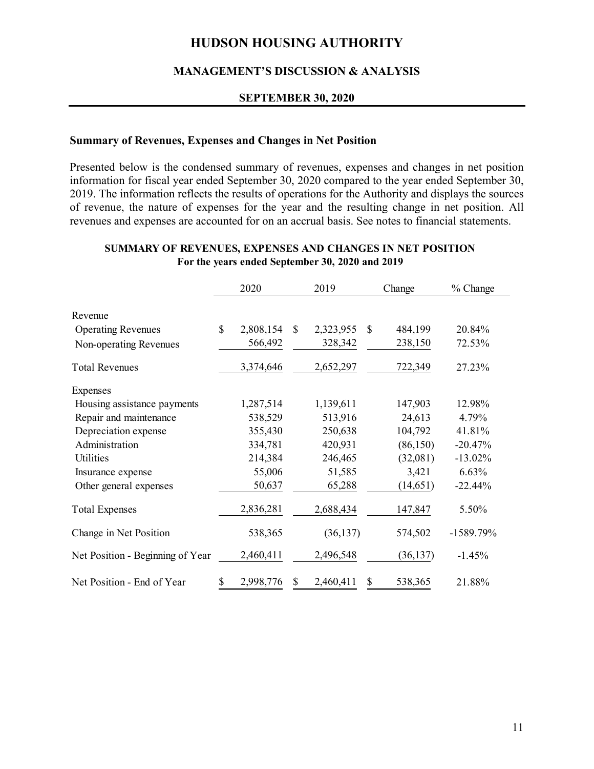# HUDSON HOUSING AUTHORITY

## MANAGEMENT'S DISCUSSION & ANALYSIS

### SEPTEMBER 30, 2020

**Summary of Revenues, Expenses and Changes in Net Position**

Presented below is the condensed summary of revenues, expenses and changes in net position information for fiscal year ended September 30, 2020 compared to the year ended September 30, 2019. The information reflects the results of operations for the Authority and displays the sources of revenue, the nature of expenses for the year and the resulting change in net position. All revenues and expenses are accounted for on an accrual basis. See notes to financial statements.

**SUMMARY OF REVENUES, EXPENSES AND CHANGES IN NET POSITION**
**For the years ended September 30, 2020 and 2019**

| | 2020 | 2019 | Change | % Change |
|---|---|---|---|---|
| Revenue | | | | |
| Operating Revenues | $ 2,808,154 | $ 2,323,955 | $ 484,199 | 20.84% |
| Non-operating Revenues | 566,492 | 328,342 | 238,150 | 72.53% |
| Total Revenues | 3,374,646 | 2,652,297 | 722,349 | 27.23% |
| Expenses | | | | |
| Housing assistance payments | 1,287,514 | 1,139,611 | 147,903 | 12.98% |
| Repair and maintenance | 538,529 | 513,916 | 24,613 | 4.79% |
| Depreciation expense | 355,430 | 250,638 | 104,792 | 41.81% |
| Administration | 334,781 | 420,931 | (86,150) | -20.47% |
| Utilities | 214,384 | 246,465 | (32,081) | -13.02% |
| Insurance expense | 55,006 | 51,585 | 3,421 | 6.63% |
| Other general expenses | 50,637 | 65,288 | (14,651) | -22.44% |
| Total Expenses | 2,836,281 | 2,688,434 | 147,847 | 5.50% |
| Change in Net Position | 538,365 | (36,137) | 574,502 | -1589.79% |
| Net Position - Beginning of Year | 2,460,411 | 2,496,548 | (36,137) | -1.45% |
| Net Position - End of Year | $ 2,998,776 | $ 2,460,411 | $ 538,365 | 21.88% |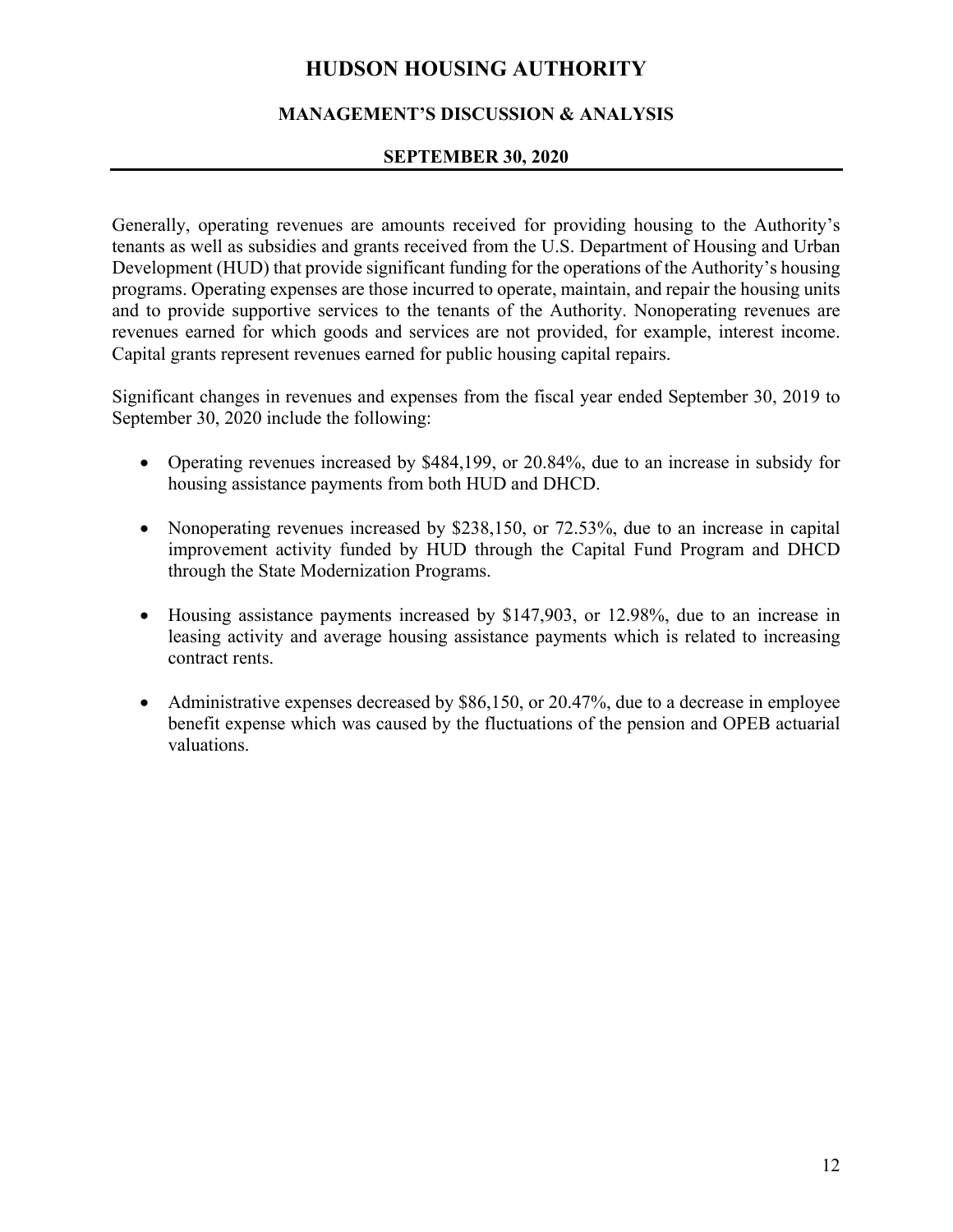Generally, operating revenues are amounts received for providing housing to the Authority's tenants as well as subsidies and grants received from the U.S. Department of Housing and Urban Development (HUD) that provide significant funding for the operations of the Authority's housing programs. Operating expenses are those incurred to operate, maintain, and repair the housing units and to provide supportive services to the tenants of the Authority. Nonoperating revenues are revenues earned for which goods and services are not provided, for example, interest income. Capital grants represent revenues earned for public housing capital repairs.

Significant changes in revenues and expenses from the fiscal year ended September 30, 2019 to September 30, 2020 include the following:

- Operating revenues increased by $484,199, or 20.84%, due to an increase in subsidy for housing assistance payments from both HUD and DHCD.

- Nonoperating revenues increased by $238,150, or 72.53%, due to an increase in capital improvement activity funded by HUD through the Capital Fund Program and DHCD through the State Modernization Programs.

- Housing assistance payments increased by $147,903, or 12.98%, due to an increase in leasing activity and average housing assistance payments which is related to increasing contract rents.

- Administrative expenses decreased by $86,150, or 20.47%, due to a decrease in employee benefit expense which was caused by the fluctuations of the pension and OPEB actuarial valuations.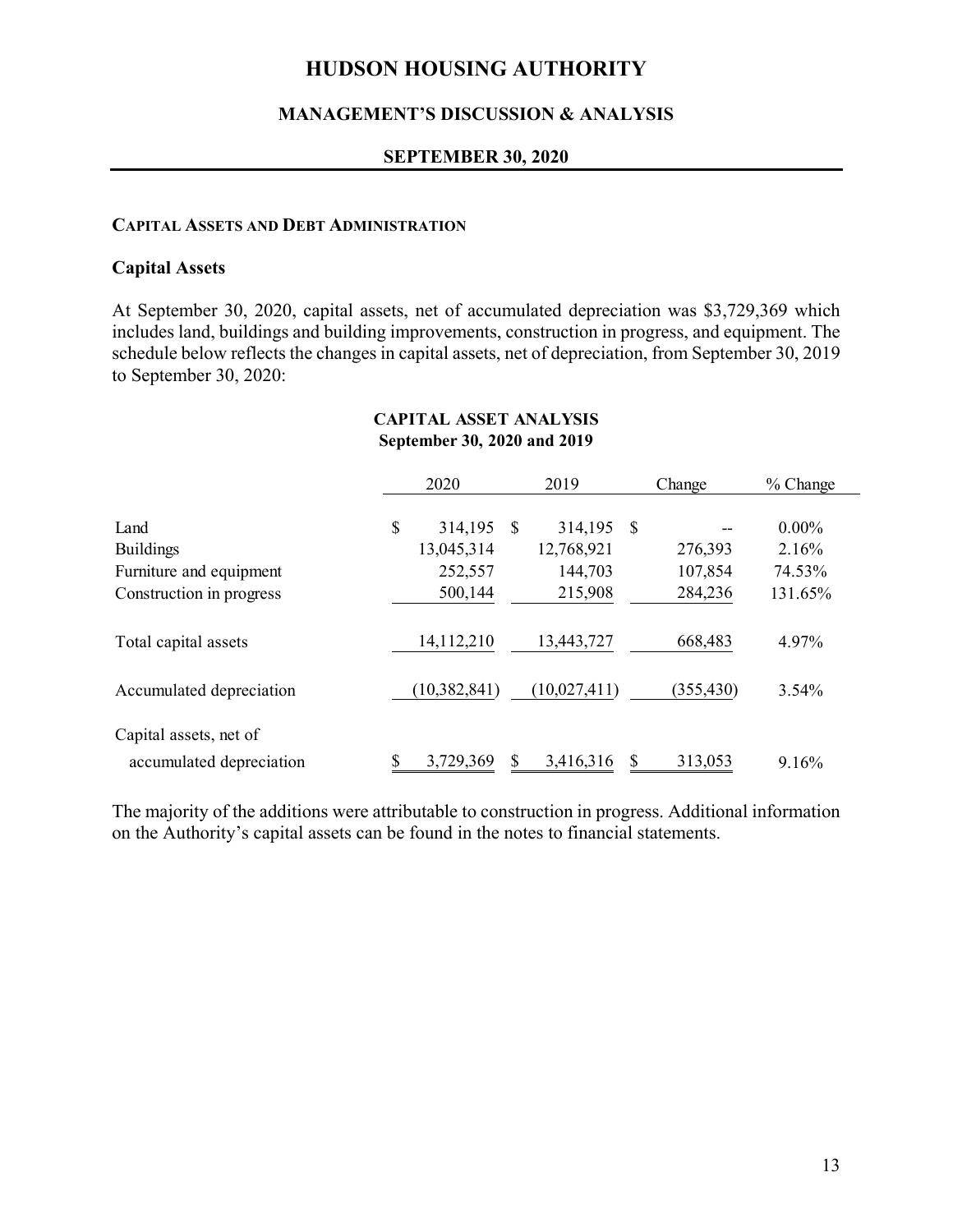# HUDSON HOUSING AUTHORITY

## MANAGEMENT'S DISCUSSION & ANALYSIS

### SEPTEMBER 30, 2020

**CAPITAL ASSETS AND DEBT ADMINISTRATION**

### Capital Assets

At September 30, 2020, capital assets, net of accumulated depreciation was $3,729,369 which includes land, buildings and building improvements, construction in progress, and equipment. The schedule below reflects the changes in capital assets, net of depreciation, from September 30, 2019 to September 30, 2020:

**CAPITAL ASSET ANALYSIS**
**September 30, 2020 and 2019**

| | 2020 | 2019 | Change | % Change |
|---|---|---|---|---|
| Land | $ 314,195 | $ 314,195 | $ -- | 0.00% |
| Buildings | 13,045,314 | 12,768,921 | 276,393 | 2.16% |
| Furniture and equipment | 252,557 | 144,703 | 107,854 | 74.53% |
| Construction in progress | 500,144 | 215,908 | 284,236 | 131.65% |
| Total capital assets | 14,112,210 | 13,443,727 | 668,483 | 4.97% |
| Accumulated depreciation | (10,382,841) | (10,027,411) | (355,430) | 3.54% |
| Capital assets, net of accumulated depreciation | $ 3,729,369 | $ 3,416,316 | $ 313,053 | 9.16% |

The majority of the additions were attributable to construction in progress. Additional information on the Authority's capital assets can be found in the notes to financial statements.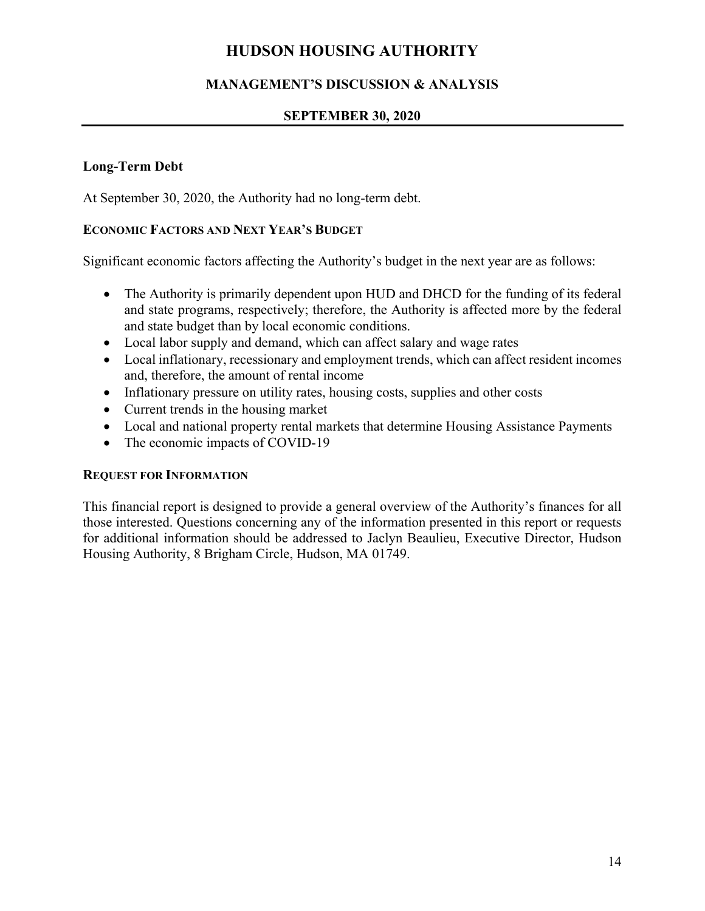### Long-Term Debt

At September 30, 2020, the Authority had no long-term debt.

### ECONOMIC FACTORS AND NEXT YEAR'S BUDGET

Significant economic factors affecting the Authority's budget in the next year are as follows:

- The Authority is primarily dependent upon HUD and DHCD for the funding of its federal and state programs, respectively; therefore, the Authority is affected more by the federal and state budget than by local economic conditions.
- Local labor supply and demand, which can affect salary and wage rates
- Local inflationary, recessionary and employment trends, which can affect resident incomes and, therefore, the amount of rental income
- Inflationary pressure on utility rates, housing costs, supplies and other costs
- Current trends in the housing market
- Local and national property rental markets that determine Housing Assistance Payments
- The economic impacts of COVID-19

### REQUEST FOR INFORMATION

This financial report is designed to provide a general overview of the Authority's finances for all those interested. Questions concerning any of the information presented in this report or requests for additional information should be addressed to Jaclyn Beaulieu, Executive Director, Hudson Housing Authority, 8 Brigham Circle, Hudson, MA 01749.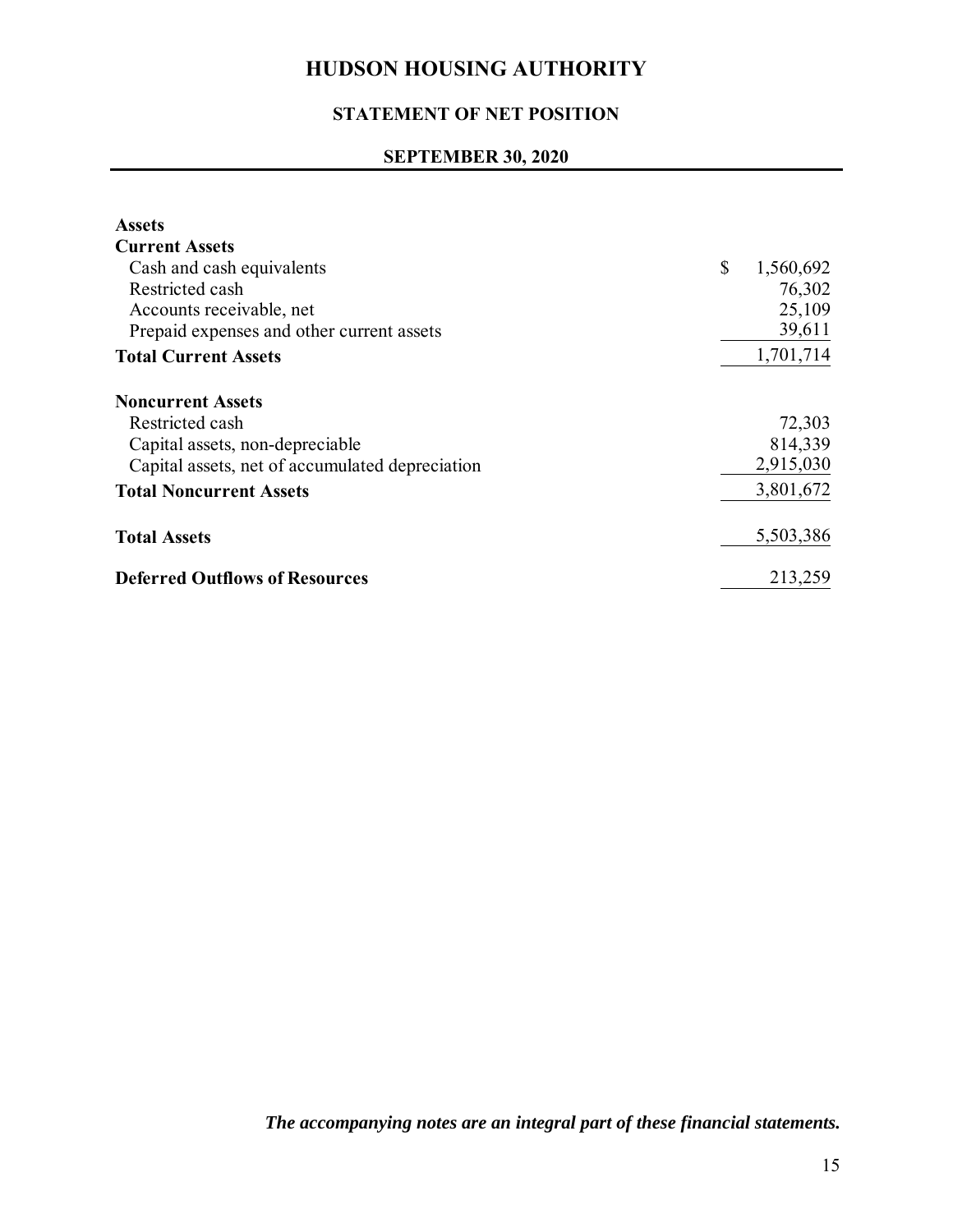# HUDSON HOUSING AUTHORITY

## STATEMENT OF NET POSITION

### SEPTEMBER 30, 2020

| | |
|---|---|
| **Assets** | |
| **Current Assets** | |
| Cash and cash equivalents | $ 1,560,692 |
| Restricted cash | 76,302 |
| Accounts receivable, net | 25,109 |
| Prepaid expenses and other current assets | 39,611 |
| **Total Current Assets** | 1,701,714 |
| | |
| **Noncurrent Assets** | |
| Restricted cash | 72,303 |
| Capital assets, non-depreciable | 814,339 |
| Capital assets, net of accumulated depreciation | 2,915,030 |
| **Total Noncurrent Assets** | 3,801,672 |
| | |
| **Total Assets** | 5,503,386 |
| | |
| **Deferred Outflows of Resources** | 213,259 |

***The accompanying notes are an integral part of these financial statements.***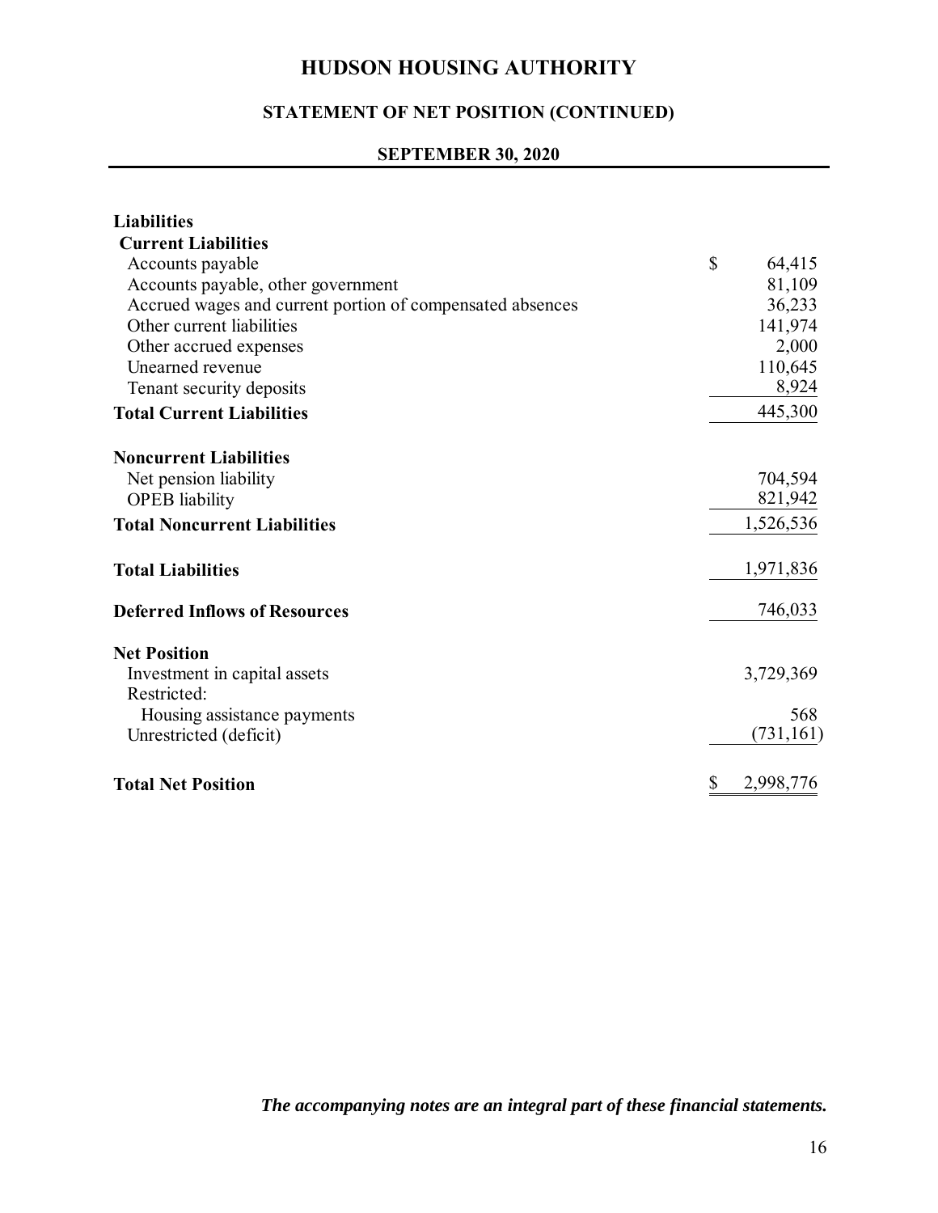# HUDSON HOUSING AUTHORITY

## STATEMENT OF NET POSITION (CONTINUED)

### SEPTEMBER 30, 2020

| | |
|---|---|
| **Liabilities** | |
| **Current Liabilities** | |
| Accounts payable | $ 64,415 |
| Accounts payable, other government | 81,109 |
| Accrued wages and current portion of compensated absences | 36,233 |
| Other current liabilities | 141,974 |
| Other accrued expenses | 2,000 |
| Unearned revenue | 110,645 |
| Tenant security deposits | 8,924 |
| **Total Current Liabilities** | 445,300 |
| | |
| **Noncurrent Liabilities** | |
| Net pension liability | 704,594 |
| OPEB liability | 821,942 |
| **Total Noncurrent Liabilities** | 1,526,536 |
| | |
| **Total Liabilities** | 1,971,836 |
| | |
| **Deferred Inflows of Resources** | 746,033 |
| | |
| **Net Position** | |
| Investment in capital assets | 3,729,369 |
| Restricted: | |
| Housing assistance payments | 568 |
| Unrestricted (deficit) | (731,161) |
| | |
| **Total Net Position** | $ 2,998,776 |

***The accompanying notes are an integral part of these financial statements.***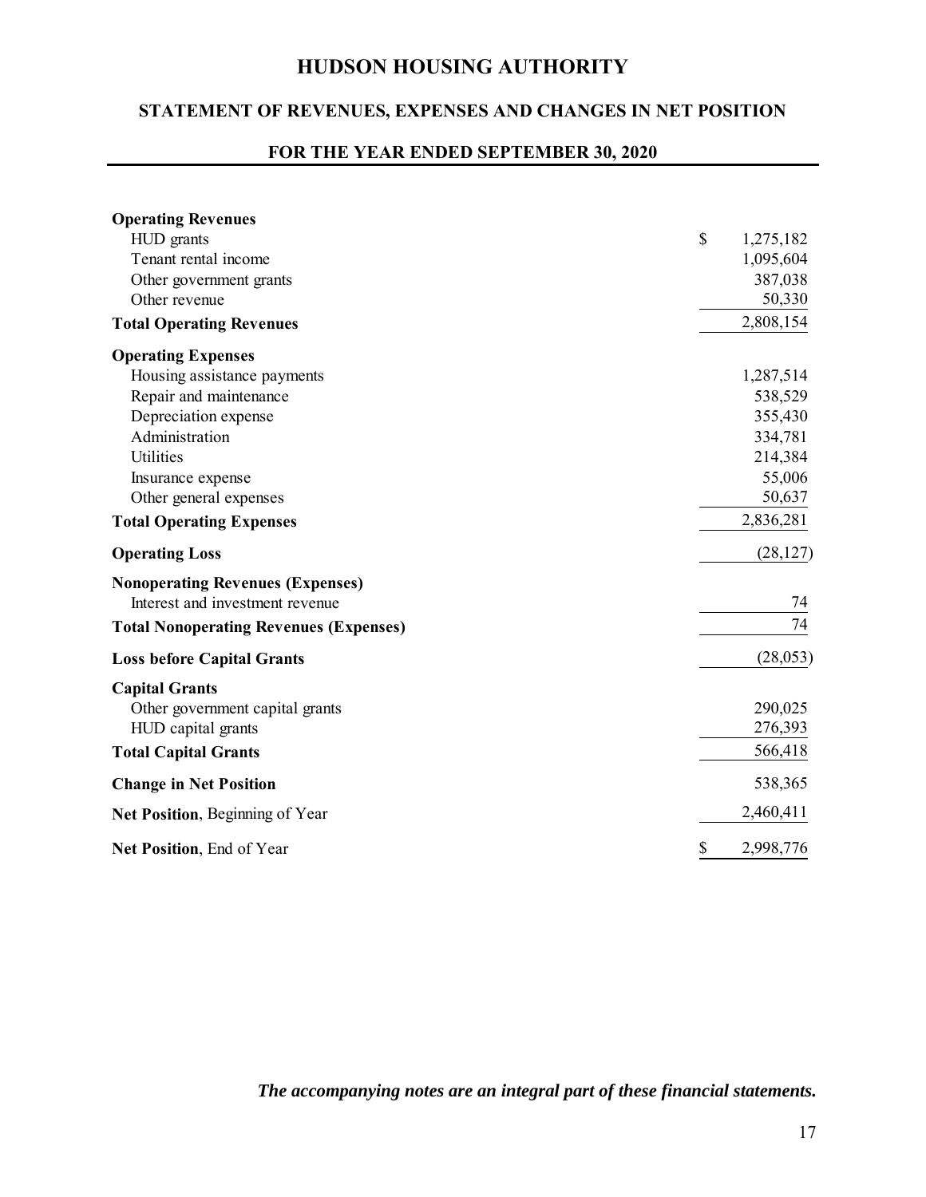# HUDSON HOUSING AUTHORITY

## STATEMENT OF REVENUES, EXPENSES AND CHANGES IN NET POSITION

### FOR THE YEAR ENDED SEPTEMBER 30, 2020

| | |
|---|---|
| **Operating Revenues** | |
| HUD grants | $ 1,275,182 |
| Tenant rental income | 1,095,604 |
| Other government grants | 387,038 |
| Other revenue | 50,330 |
| **Total Operating Revenues** | 2,808,154 |
| **Operating Expenses** | |
| Housing assistance payments | 1,287,514 |
| Repair and maintenance | 538,529 |
| Depreciation expense | 355,430 |
| Administration | 334,781 |
| Utilities | 214,384 |
| Insurance expense | 55,006 |
| Other general expenses | 50,637 |
| **Total Operating Expenses** | 2,836,281 |
| **Operating Loss** | (28,127) |
| **Nonoperating Revenues (Expenses)** | |
| Interest and investment revenue | 74 |
| **Total Nonoperating Revenues (Expenses)** | 74 |
| **Loss before Capital Grants** | (28,053) |
| **Capital Grants** | |
| Other government capital grants | 290,025 |
| HUD capital grants | 276,393 |
| **Total Capital Grants** | 566,418 |
| **Change in Net Position** | 538,365 |
| **Net Position**, Beginning of Year | 2,460,411 |
| **Net Position**, End of Year | $ 2,998,776 |

***The accompanying notes are an integral part of these financial statements.***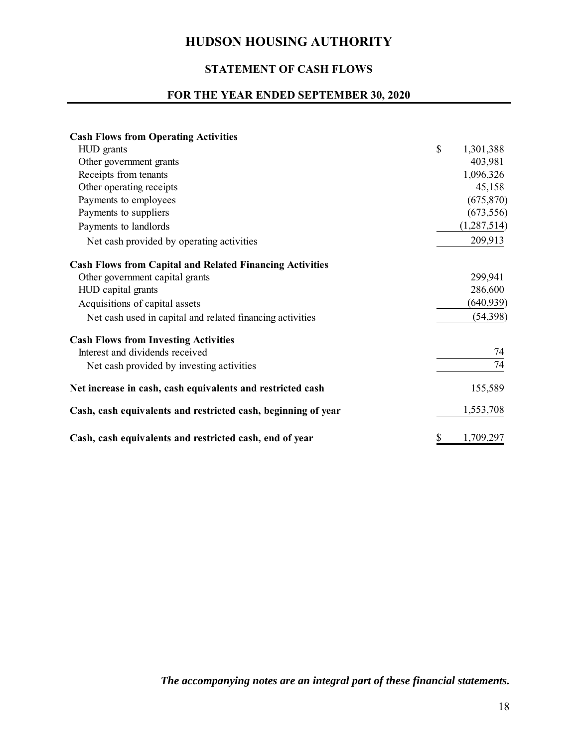# HUDSON HOUSING AUTHORITY

## STATEMENT OF CASH FLOWS

### FOR THE YEAR ENDED SEPTEMBER 30, 2020

| | |
|---|---|
| **Cash Flows from Operating Activities** | |
| HUD grants | $ 1,301,388 |
| Other government grants | 403,981 |
| Receipts from tenants | 1,096,326 |
| Other operating receipts | 45,158 |
| Payments to employees | (675,870) |
| Payments to suppliers | (673,556) |
| Payments to landlords | (1,287,514) |
| Net cash provided by operating activities | 209,913 |
| **Cash Flows from Capital and Related Financing Activities** | |
| Other government capital grants | 299,941 |
| HUD capital grants | 286,600 |
| Acquisitions of capital assets | (640,939) |
| Net cash used in capital and related financing activities | (54,398) |
| **Cash Flows from Investing Activities** | |
| Interest and dividends received | 74 |
| Net cash provided by investing activities | 74 |
| **Net increase in cash, cash equivalents and restricted cash** | 155,589 |
| **Cash, cash equivalents and restricted cash, beginning of year** | 1,553,708 |
| **Cash, cash equivalents and restricted cash, end of year** | $ 1,709,297 |

***The accompanying notes are an integral part of these financial statements.***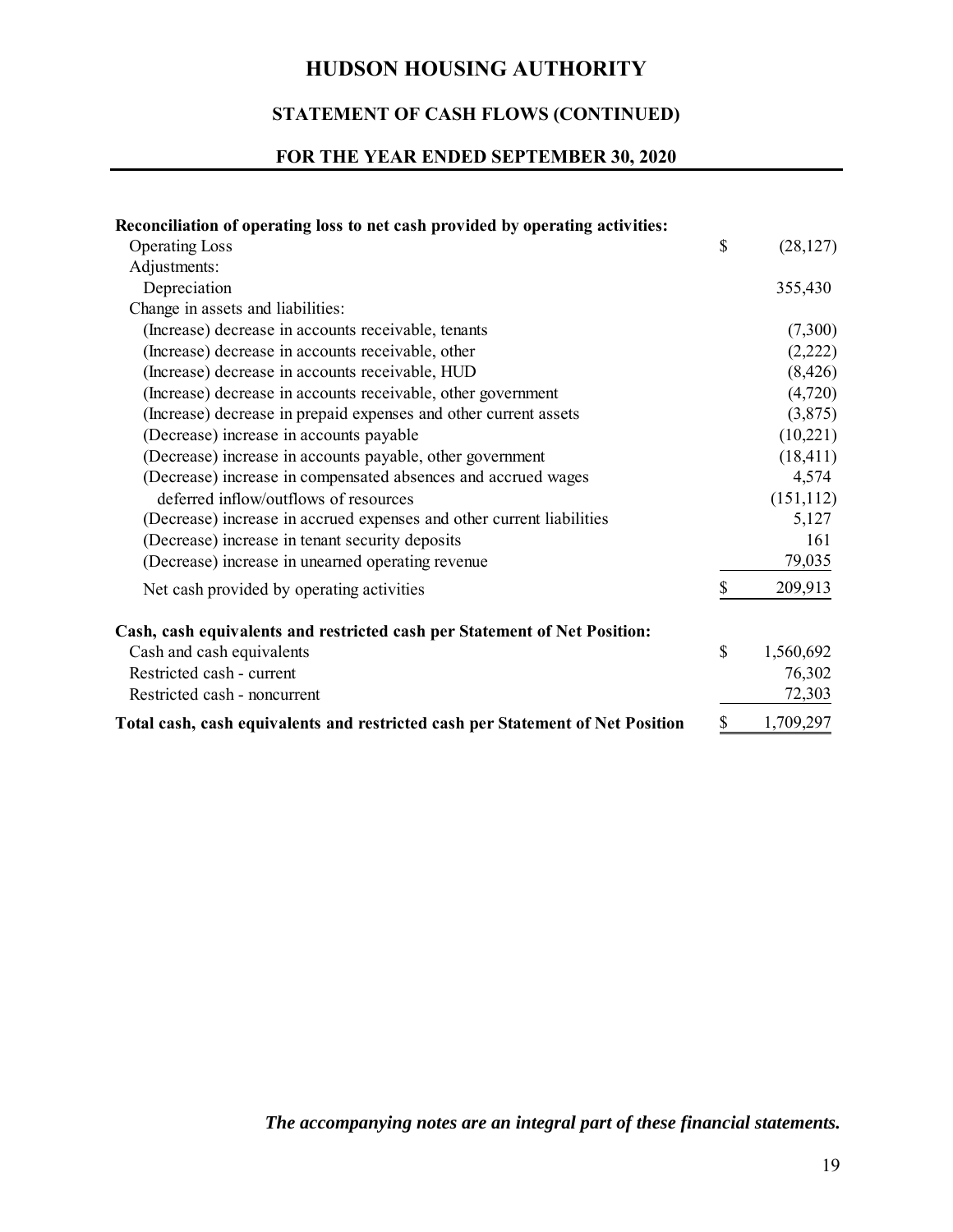# HUDSON HOUSING AUTHORITY

## STATEMENT OF CASH FLOWS (CONTINUED)

### FOR THE YEAR ENDED SEPTEMBER 30, 2020

| | |
|---|---|
| **Reconciliation of operating loss to net cash provided by operating activities:** | |
| Operating Loss | $ (28,127) |
| Adjustments: | |
| Depreciation | 355,430 |
| Change in assets and liabilities: | |
| (Increase) decrease in accounts receivable, tenants | (7,300) |
| (Increase) decrease in accounts receivable, other | (2,222) |
| (Increase) decrease in accounts receivable, HUD | (8,426) |
| (Increase) decrease in accounts receivable, other government | (4,720) |
| (Increase) decrease in prepaid expenses and other current assets | (3,875) |
| (Decrease) increase in accounts payable | (10,221) |
| (Decrease) increase in accounts payable, other government | (18,411) |
| (Decrease) increase in compensated absences and accrued wages | 4,574 |
| deferred inflow/outflows of resources | (151,112) |
| (Decrease) increase in accrued expenses and other current liabilities | 5,127 |
| (Decrease) increase in tenant security deposits | 161 |
| (Decrease) increase in unearned operating revenue | 79,035 |
| Net cash provided by operating activities | $ 209,913 |
| **Cash, cash equivalents and restricted cash per Statement of Net Position:** | |
| Cash and cash equivalents | $ 1,560,692 |
| Restricted cash - current | 76,302 |
| Restricted cash - noncurrent | 72,303 |
| **Total cash, cash equivalents and restricted cash per Statement of Net Position** | $ 1,709,297 |

***The accompanying notes are an integral part of these financial statements.***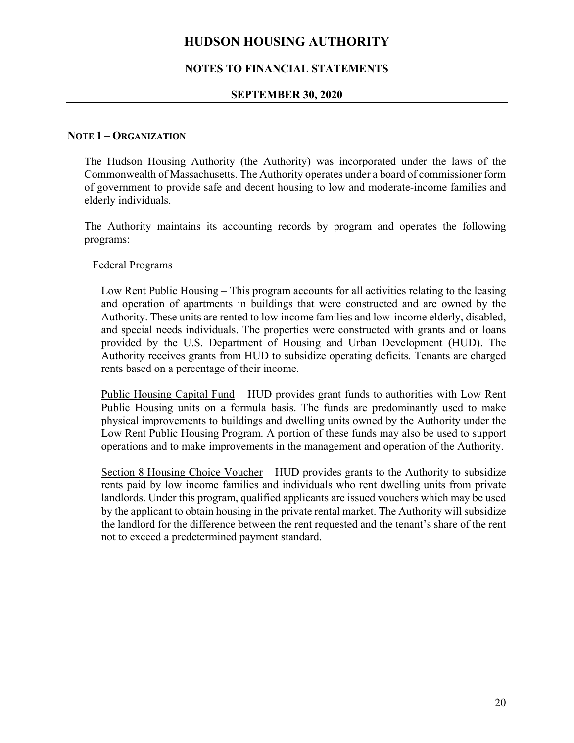# HUDSON HOUSING AUTHORITY

## NOTES TO FINANCIAL STATEMENTS

### SEPTEMBER 30, 2020

**NOTE 1 – ORGANIZATION**

The Hudson Housing Authority (the Authority) was incorporated under the laws of the Commonwealth of Massachusetts. The Authority operates under a board of commissioner form of government to provide safe and decent housing to low and moderate-income families and elderly individuals.

The Authority maintains its accounting records by program and operates the following programs:

Federal Programs

Low Rent Public Housing – This program accounts for all activities relating to the leasing and operation of apartments in buildings that were constructed and are owned by the Authority. These units are rented to low income families and low-income elderly, disabled, and special needs individuals. The properties were constructed with grants and or loans provided by the U.S. Department of Housing and Urban Development (HUD). The Authority receives grants from HUD to subsidize operating deficits. Tenants are charged rents based on a percentage of their income.

Public Housing Capital Fund – HUD provides grant funds to authorities with Low Rent Public Housing units on a formula basis. The funds are predominantly used to make physical improvements to buildings and dwelling units owned by the Authority under the Low Rent Public Housing Program. A portion of these funds may also be used to support operations and to make improvements in the management and operation of the Authority.

Section 8 Housing Choice Voucher – HUD provides grants to the Authority to subsidize rents paid by low income families and individuals who rent dwelling units from private landlords. Under this program, qualified applicants are issued vouchers which may be used by the applicant to obtain housing in the private rental market. The Authority will subsidize the landlord for the difference between the rent requested and the tenant's share of the rent not to exceed a predetermined payment standard.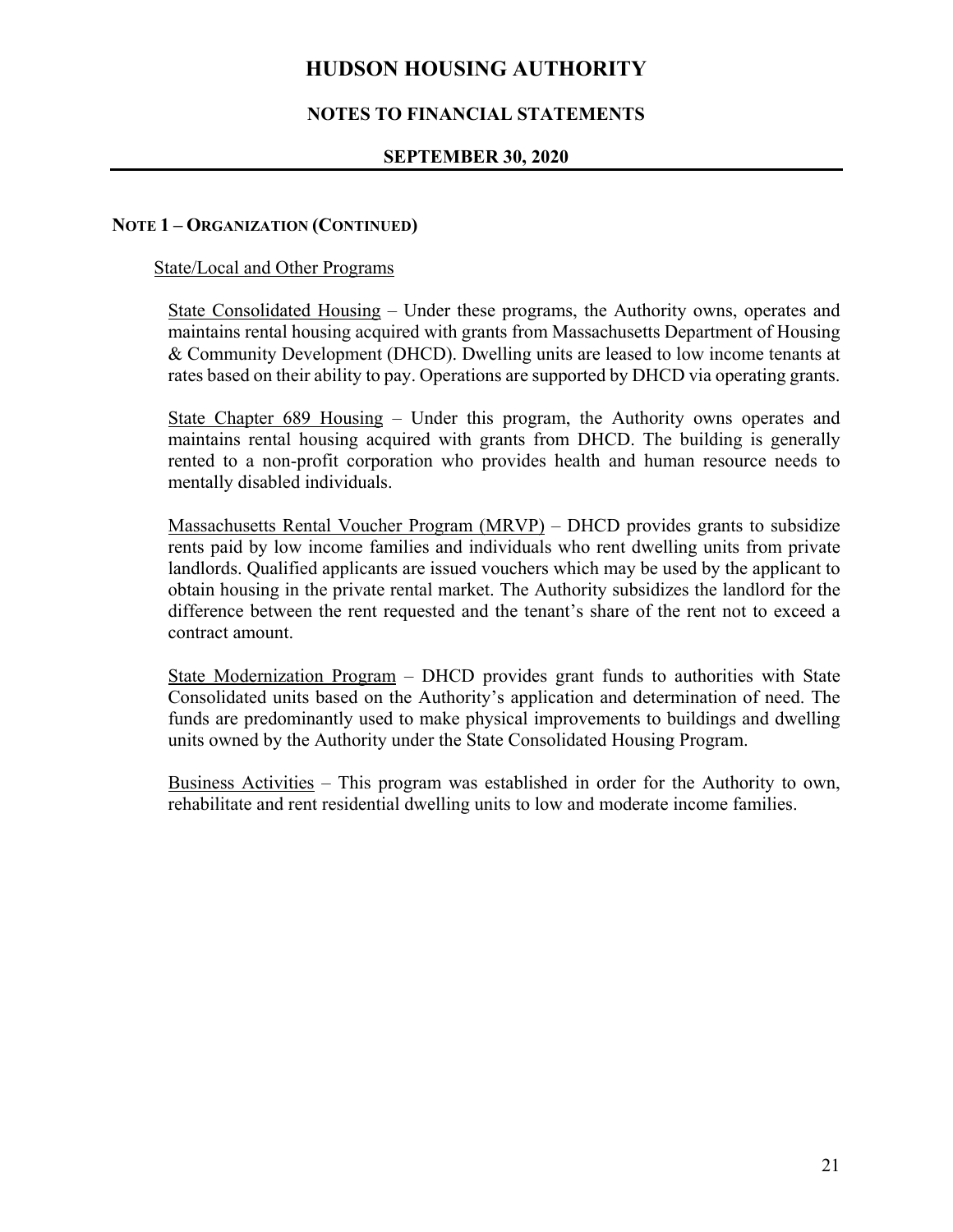# HUDSON HOUSING AUTHORITY

## NOTES TO FINANCIAL STATEMENTS

### SEPTEMBER 30, 2020

**NOTE 1 – ORGANIZATION (CONTINUED)**

State/Local and Other Programs

State Consolidated Housing – Under these programs, the Authority owns, operates and maintains rental housing acquired with grants from Massachusetts Department of Housing & Community Development (DHCD). Dwelling units are leased to low income tenants at rates based on their ability to pay. Operations are supported by DHCD via operating grants.

State Chapter 689 Housing – Under this program, the Authority owns operates and maintains rental housing acquired with grants from DHCD. The building is generally rented to a non-profit corporation who provides health and human resource needs to mentally disabled individuals.

Massachusetts Rental Voucher Program (MRVP) – DHCD provides grants to subsidize rents paid by low income families and individuals who rent dwelling units from private landlords. Qualified applicants are issued vouchers which may be used by the applicant to obtain housing in the private rental market. The Authority subsidizes the landlord for the difference between the rent requested and the tenant's share of the rent not to exceed a contract amount.

State Modernization Program – DHCD provides grant funds to authorities with State Consolidated units based on the Authority's application and determination of need. The funds are predominantly used to make physical improvements to buildings and dwelling units owned by the Authority under the State Consolidated Housing Program.

Business Activities – This program was established in order for the Authority to own, rehabilitate and rent residential dwelling units to low and moderate income families.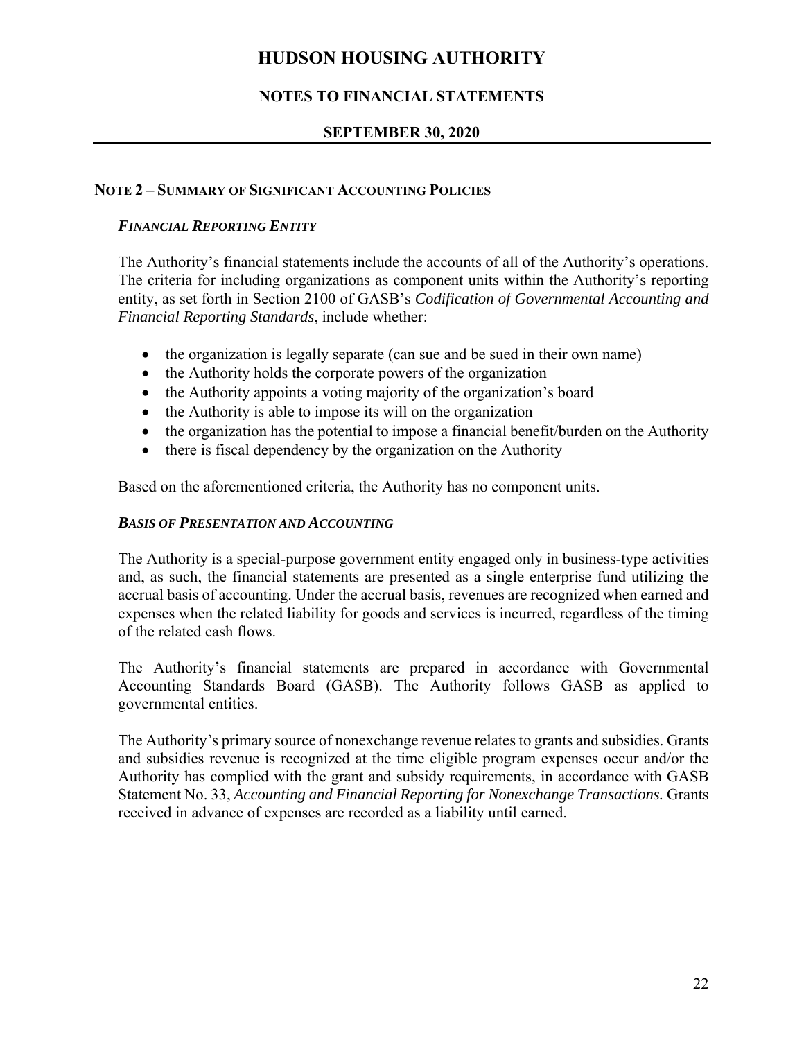## NOTE 2 – SUMMARY OF SIGNIFICANT ACCOUNTING POLICIES

### *FINANCIAL REPORTING ENTITY*

The Authority's financial statements include the accounts of all of the Authority's operations. The criteria for including organizations as component units within the Authority's reporting entity, as set forth in Section 2100 of GASB's *Codification of Governmental Accounting and Financial Reporting Standards*, include whether:

- the organization is legally separate (can sue and be sued in their own name)
- the Authority holds the corporate powers of the organization
- the Authority appoints a voting majority of the organization's board
- the Authority is able to impose its will on the organization
- the organization has the potential to impose a financial benefit/burden on the Authority
- there is fiscal dependency by the organization on the Authority

Based on the aforementioned criteria, the Authority has no component units.

### *BASIS OF PRESENTATION AND ACCOUNTING*

The Authority is a special-purpose government entity engaged only in business-type activities and, as such, the financial statements are presented as a single enterprise fund utilizing the accrual basis of accounting. Under the accrual basis, revenues are recognized when earned and expenses when the related liability for goods and services is incurred, regardless of the timing of the related cash flows.

The Authority's financial statements are prepared in accordance with Governmental Accounting Standards Board (GASB). The Authority follows GASB as applied to governmental entities.

The Authority's primary source of nonexchange revenue relates to grants and subsidies. Grants and subsidies revenue is recognized at the time eligible program expenses occur and/or the Authority has complied with the grant and subsidy requirements, in accordance with GASB Statement No. 33, *Accounting and Financial Reporting for Nonexchange Transactions.* Grants received in advance of expenses are recorded as a liability until earned.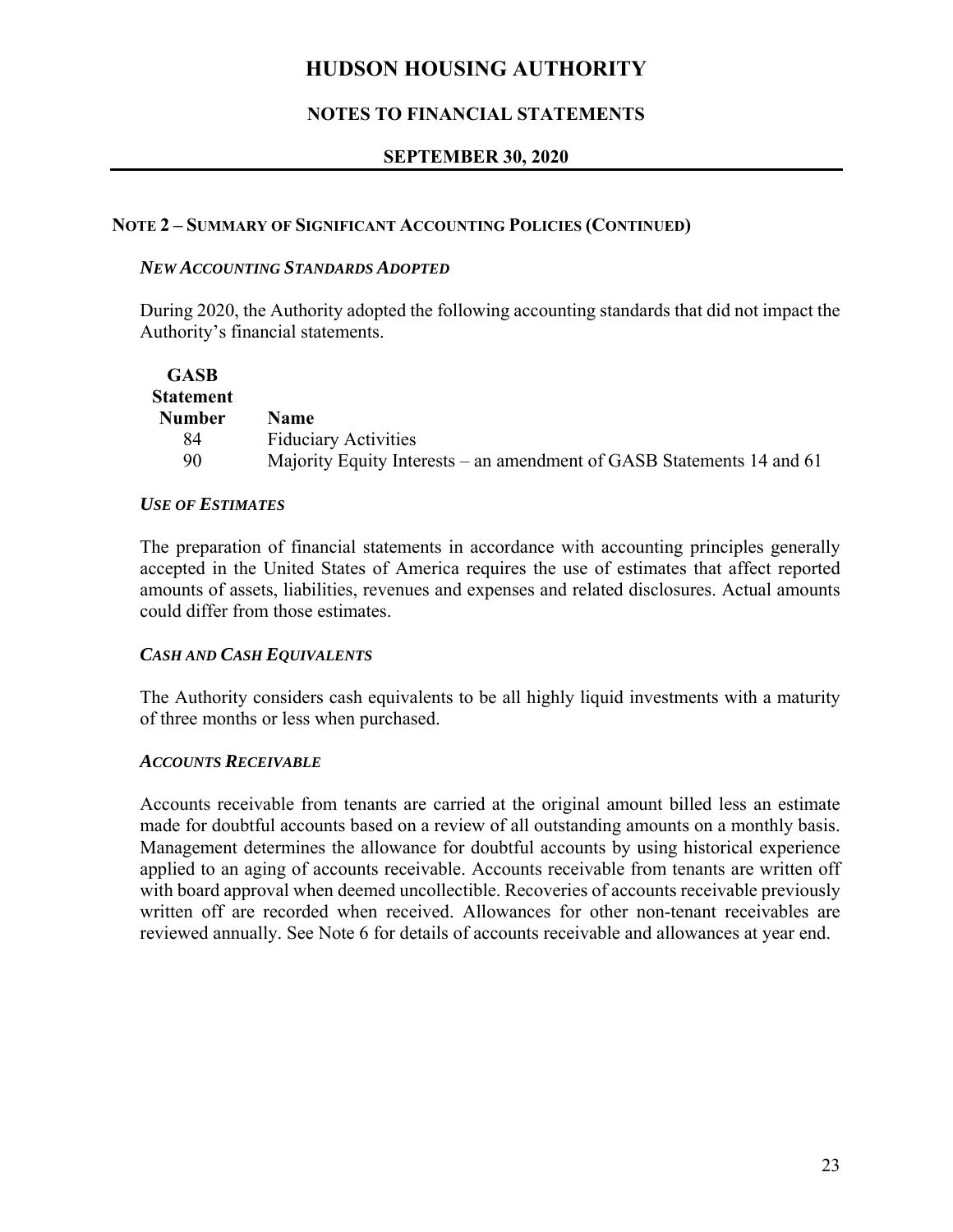## NOTE 2 – SUMMARY OF SIGNIFICANT ACCOUNTING POLICIES (CONTINUED)

### *NEW ACCOUNTING STANDARDS ADOPTED*

During 2020, the Authority adopted the following accounting standards that did not impact the Authority's financial statements.

| GASB Statement Number | Name |
|---|---|
| 84 | Fiduciary Activities |
| 90 | Majority Equity Interests – an amendment of GASB Statements 14 and 61 |

### *USE OF ESTIMATES*

The preparation of financial statements in accordance with accounting principles generally accepted in the United States of America requires the use of estimates that affect reported amounts of assets, liabilities, revenues and expenses and related disclosures. Actual amounts could differ from those estimates.

### *CASH AND CASH EQUIVALENTS*

The Authority considers cash equivalents to be all highly liquid investments with a maturity of three months or less when purchased.

### *ACCOUNTS RECEIVABLE*

Accounts receivable from tenants are carried at the original amount billed less an estimate made for doubtful accounts based on a review of all outstanding amounts on a monthly basis. Management determines the allowance for doubtful accounts by using historical experience applied to an aging of accounts receivable. Accounts receivable from tenants are written off with board approval when deemed uncollectible. Recoveries of accounts receivable previously written off are recorded when received. Allowances for other non-tenant receivables are reviewed annually. See Note 6 for details of accounts receivable and allowances at year end.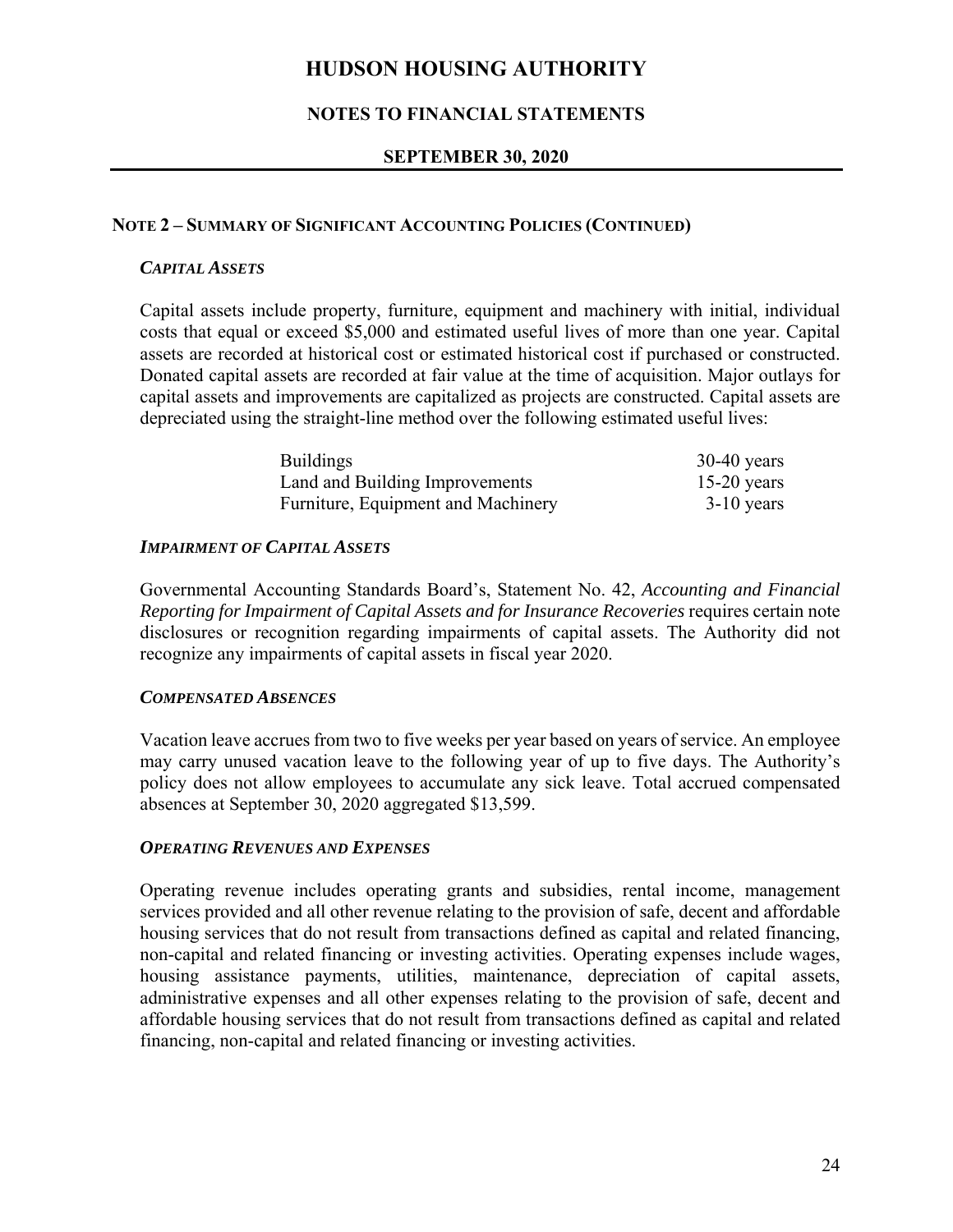## NOTE 2 – SUMMARY OF SIGNIFICANT ACCOUNTING POLICIES (CONTINUED)

### *CAPITAL ASSETS*

Capital assets include property, furniture, equipment and machinery with initial, individual costs that equal or exceed $5,000 and estimated useful lives of more than one year. Capital assets are recorded at historical cost or estimated historical cost if purchased or constructed. Donated capital assets are recorded at fair value at the time of acquisition. Major outlays for capital assets and improvements are capitalized as projects are constructed. Capital assets are depreciated using the straight-line method over the following estimated useful lives:

| | |
|---|---|
| Buildings | 30-40 years |
| Land and Building Improvements | 15-20 years |
| Furniture, Equipment and Machinery | 3-10 years |

### *IMPAIRMENT OF CAPITAL ASSETS*

Governmental Accounting Standards Board's, Statement No. 42, *Accounting and Financial Reporting for Impairment of Capital Assets and for Insurance Recoveries* requires certain note disclosures or recognition regarding impairments of capital assets. The Authority did not recognize any impairments of capital assets in fiscal year 2020.

### *COMPENSATED ABSENCES*

Vacation leave accrues from two to five weeks per year based on years of service. An employee may carry unused vacation leave to the following year of up to five days. The Authority's policy does not allow employees to accumulate any sick leave. Total accrued compensated absences at September 30, 2020 aggregated $13,599.

### *OPERATING REVENUES AND EXPENSES*

Operating revenue includes operating grants and subsidies, rental income, management services provided and all other revenue relating to the provision of safe, decent and affordable housing services that do not result from transactions defined as capital and related financing, non-capital and related financing or investing activities. Operating expenses include wages, housing assistance payments, utilities, maintenance, depreciation of capital assets, administrative expenses and all other expenses relating to the provision of safe, decent and affordable housing services that do not result from transactions defined as capital and related financing, non-capital and related financing or investing activities.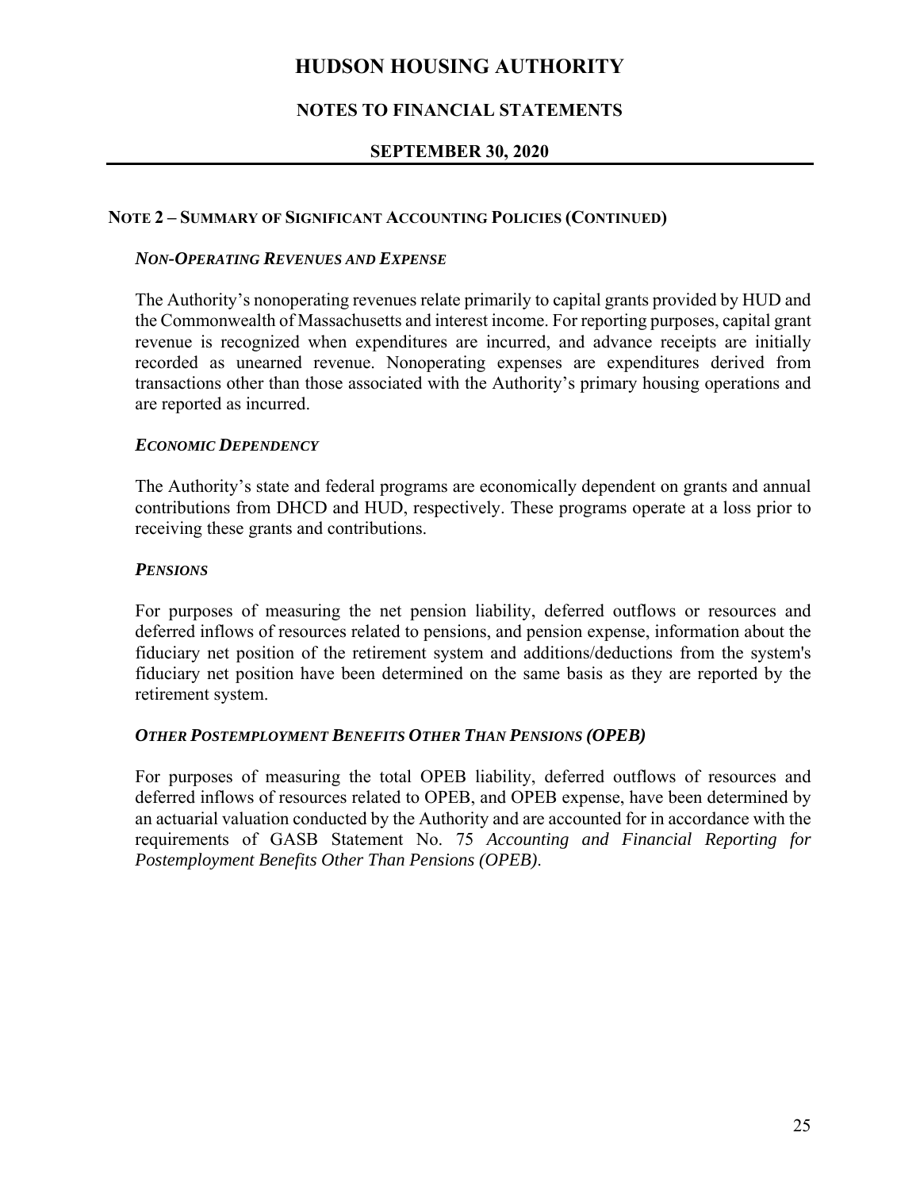# HUDSON HOUSING AUTHORITY

## NOTES TO FINANCIAL STATEMENTS

## SEPTEMBER 30, 2020

### NOTE 2 – SUMMARY OF SIGNIFICANT ACCOUNTING POLICIES (CONTINUED)

***NON-OPERATING REVENUES AND EXPENSE***

The Authority's nonoperating revenues relate primarily to capital grants provided by HUD and the Commonwealth of Massachusetts and interest income. For reporting purposes, capital grant revenue is recognized when expenditures are incurred, and advance receipts are initially recorded as unearned revenue. Nonoperating expenses are expenditures derived from transactions other than those associated with the Authority's primary housing operations and are reported as incurred.

***ECONOMIC DEPENDENCY***

The Authority's state and federal programs are economically dependent on grants and annual contributions from DHCD and HUD, respectively. These programs operate at a loss prior to receiving these grants and contributions.

***PENSIONS***

For purposes of measuring the net pension liability, deferred outflows or resources and deferred inflows of resources related to pensions, and pension expense, information about the fiduciary net position of the retirement system and additions/deductions from the system's fiduciary net position have been determined on the same basis as they are reported by the retirement system.

***OTHER POSTEMPLOYMENT BENEFITS OTHER THAN PENSIONS (OPEB)***

For purposes of measuring the total OPEB liability, deferred outflows of resources and deferred inflows of resources related to OPEB, and OPEB expense, have been determined by an actuarial valuation conducted by the Authority and are accounted for in accordance with the requirements of GASB Statement No. 75 *Accounting and Financial Reporting for Postemployment Benefits Other Than Pensions (OPEB)*.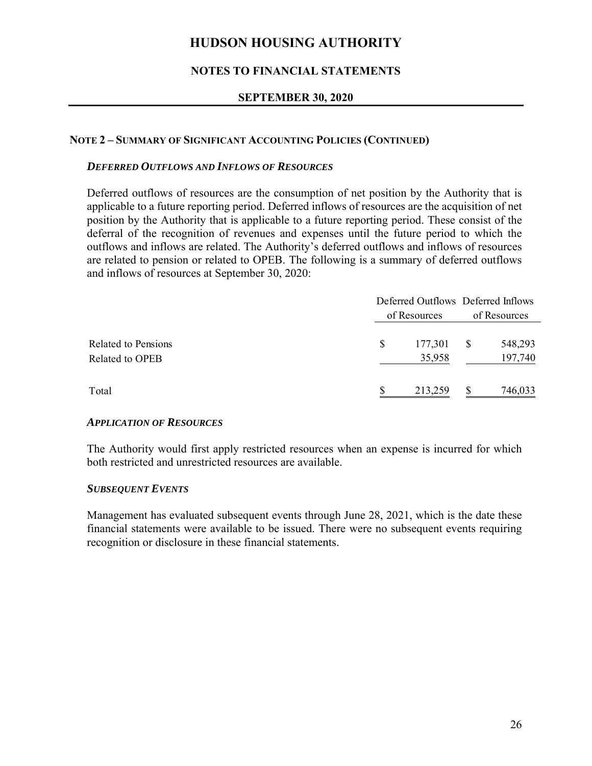## NOTE 2 – SUMMARY OF SIGNIFICANT ACCOUNTING POLICIES (CONTINUED)

### *DEFERRED OUTFLOWS AND INFLOWS OF RESOURCES*

Deferred outflows of resources are the consumption of net position by the Authority that is applicable to a future reporting period. Deferred inflows of resources are the acquisition of net position by the Authority that is applicable to a future reporting period. These consist of the deferral of the recognition of revenues and expenses until the future period to which the outflows and inflows are related. The Authority's deferred outflows and inflows of resources are related to pension or related to OPEB. The following is a summary of deferred outflows and inflows of resources at September 30, 2020:

| | Deferred Outflows of Resources | Deferred Inflows of Resources |
|---|---|---|
| Related to Pensions | $ 177,301 | $ 548,293 |
| Related to OPEB | 35,958 | 197,740 |
| Total | $ 213,259 | $ 746,033 |

### *APPLICATION OF RESOURCES*

The Authority would first apply restricted resources when an expense is incurred for which both restricted and unrestricted resources are available.

### *SUBSEQUENT EVENTS*

Management has evaluated subsequent events through June 28, 2021, which is the date these financial statements were available to be issued. There were no subsequent events requiring recognition or disclosure in these financial statements.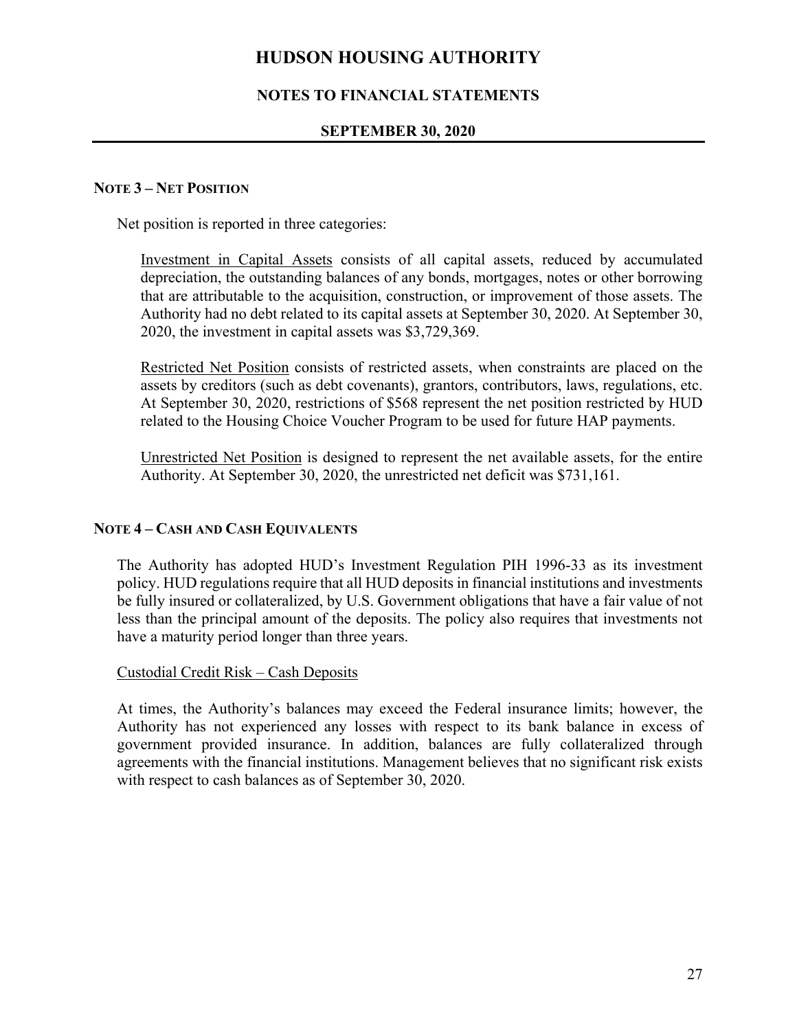# HUDSON HOUSING AUTHORITY

## NOTES TO FINANCIAL STATEMENTS

## SEPTEMBER 30, 2020

### NOTE 3 – NET POSITION

Net position is reported in three categories:

Investment in Capital Assets consists of all capital assets, reduced by accumulated depreciation, the outstanding balances of any bonds, mortgages, notes or other borrowing that are attributable to the acquisition, construction, or improvement of those assets. The Authority had no debt related to its capital assets at September 30, 2020. At September 30, 2020, the investment in capital assets was $3,729,369.

Restricted Net Position consists of restricted assets, when constraints are placed on the assets by creditors (such as debt covenants), grantors, contributors, laws, regulations, etc. At September 30, 2020, restrictions of $568 represent the net position restricted by HUD related to the Housing Choice Voucher Program to be used for future HAP payments.

Unrestricted Net Position is designed to represent the net available assets, for the entire Authority. At September 30, 2020, the unrestricted net deficit was $731,161.

### NOTE 4 – CASH AND CASH EQUIVALENTS

The Authority has adopted HUD's Investment Regulation PIH 1996-33 as its investment policy. HUD regulations require that all HUD deposits in financial institutions and investments be fully insured or collateralized, by U.S. Government obligations that have a fair value of not less than the principal amount of the deposits. The policy also requires that investments not have a maturity period longer than three years.

Custodial Credit Risk – Cash Deposits

At times, the Authority's balances may exceed the Federal insurance limits; however, the Authority has not experienced any losses with respect to its bank balance in excess of government provided insurance. In addition, balances are fully collateralized through agreements with the financial institutions. Management believes that no significant risk exists with respect to cash balances as of September 30, 2020.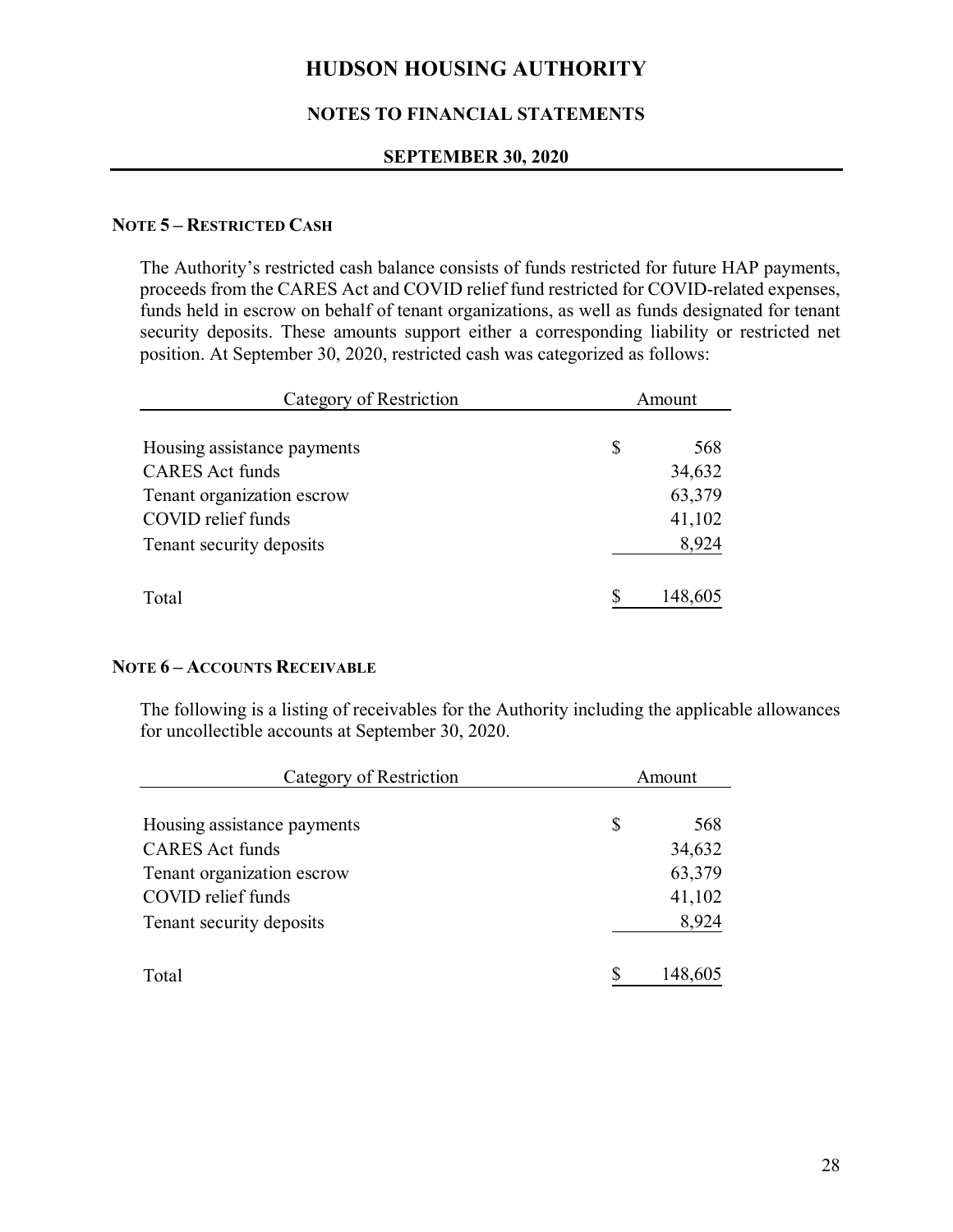# HUDSON HOUSING AUTHORITY

## NOTES TO FINANCIAL STATEMENTS

### SEPTEMBER 30, 2020

#### NOTE 5 – RESTRICTED CASH

The Authority's restricted cash balance consists of funds restricted for future HAP payments, proceeds from the CARES Act and COVID relief fund restricted for COVID-related expenses, funds held in escrow on behalf of tenant organizations, as well as funds designated for tenant security deposits. These amounts support either a corresponding liability or restricted net position. At September 30, 2020, restricted cash was categorized as follows:

| Category of Restriction | Amount |
|---|---|
| Housing assistance payments | $ 568 |
| CARES Act funds | 34,632 |
| Tenant organization escrow | 63,379 |
| COVID relief funds | 41,102 |
| Tenant security deposits | 8,924 |
| Total | $ 148,605 |

#### NOTE 6 – ACCOUNTS RECEIVABLE

The following is a listing of receivables for the Authority including the applicable allowances for uncollectible accounts at September 30, 2020.

| Category of Restriction | Amount |
|---|---|
| Housing assistance payments | $ 568 |
| CARES Act funds | 34,632 |
| Tenant organization escrow | 63,379 |
| COVID relief funds | 41,102 |
| Tenant security deposits | 8,924 |
| Total | $ 148,605 |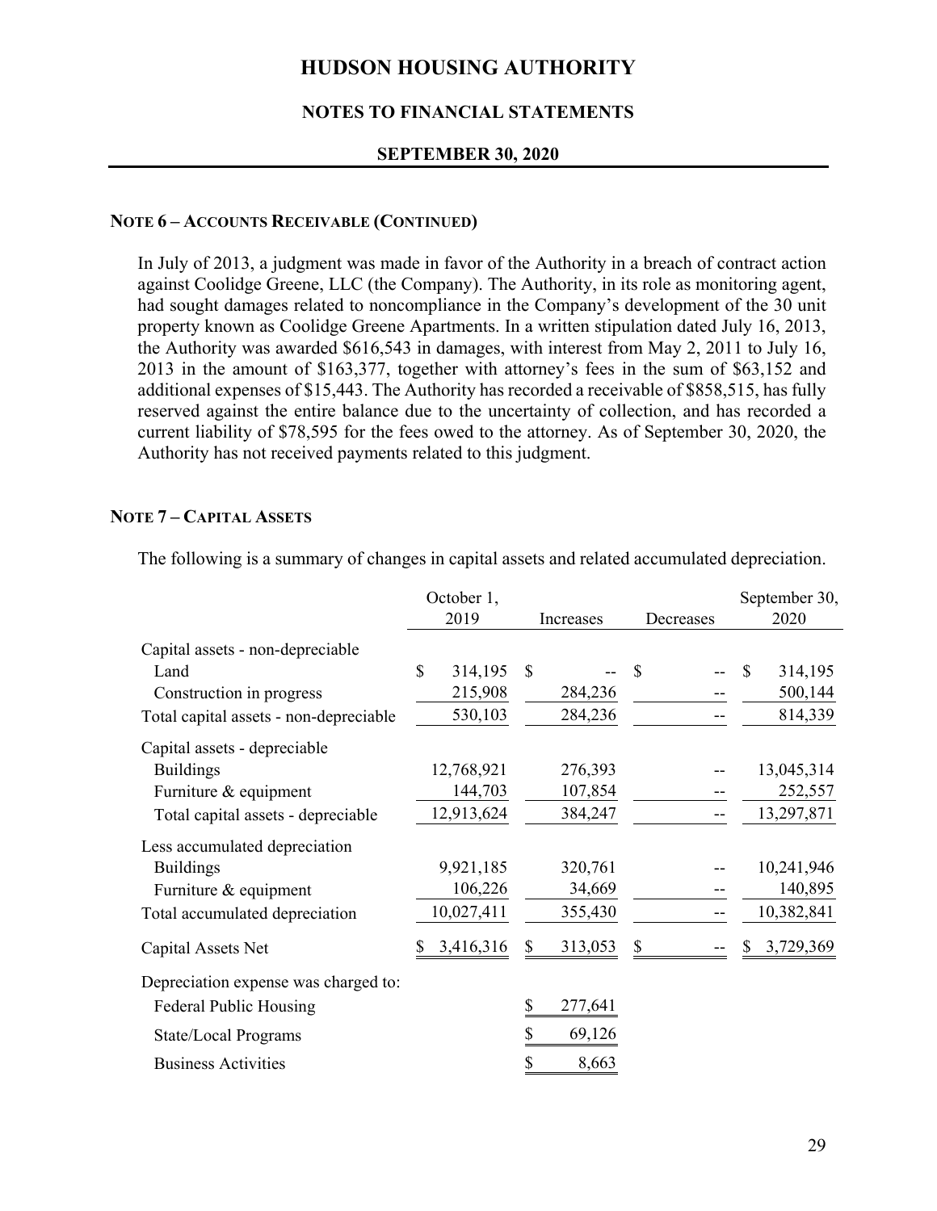# HUDSON HOUSING AUTHORITY

## NOTES TO FINANCIAL STATEMENTS

### SEPTEMBER 30, 2020

### NOTE 6 – ACCOUNTS RECEIVABLE (CONTINUED)

In July of 2013, a judgment was made in favor of the Authority in a breach of contract action against Coolidge Greene, LLC (the Company). The Authority, in its role as monitoring agent, had sought damages related to noncompliance in the Company's development of the 30 unit property known as Coolidge Greene Apartments. In a written stipulation dated July 16, 2013, the Authority was awarded $616,543 in damages, with interest from May 2, 2011 to July 16, 2013 in the amount of $163,377, together with attorney's fees in the sum of $63,152 and additional expenses of $15,443. The Authority has recorded a receivable of $858,515, has fully reserved against the entire balance due to the uncertainty of collection, and has recorded a current liability of $78,595 for the fees owed to the attorney. As of September 30, 2020, the Authority has not received payments related to this judgment.

### NOTE 7 – CAPITAL ASSETS

The following is a summary of changes in capital assets and related accumulated depreciation.

| | October 1, 2019 | Increases | Decreases | September 30, 2020 |
|---|---|---|---|---|
| Capital assets - non-depreciable | | | | |
| Land | $ 314,195 | $ -- | $ -- | $ 314,195 |
| Construction in progress | 215,908 | 284,236 | -- | 500,144 |
| Total capital assets - non-depreciable | 530,103 | 284,236 | -- | 814,339 |
| Capital assets - depreciable | | | | |
| Buildings | 12,768,921 | 276,393 | -- | 13,045,314 |
| Furniture & equipment | 144,703 | 107,854 | -- | 252,557 |
| Total capital assets - depreciable | 12,913,624 | 384,247 | -- | 13,297,871 |
| Less accumulated depreciation | | | | |
| Buildings | 9,921,185 | 320,761 | -- | 10,241,946 |
| Furniture & equipment | 106,226 | 34,669 | -- | 140,895 |
| Total accumulated depreciation | 10,027,411 | 355,430 | -- | 10,382,841 |
| Capital Assets Net | $ 3,416,316 | $ 313,053 | $ -- | $ 3,729,369 |
| Depreciation expense was charged to: | | | | |
| Federal Public Housing | | $ 277,641 | | |
| State/Local Programs | | $ 69,126 | | |
| Business Activities | | $ 8,663 | | |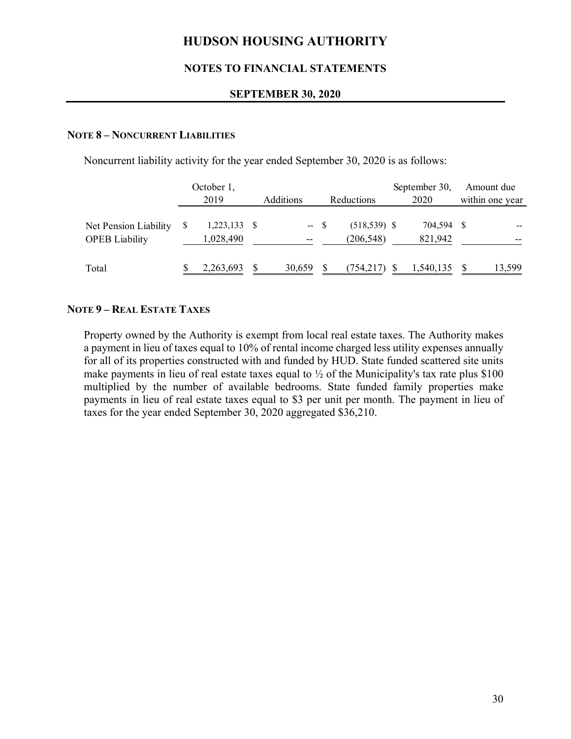# HUDSON HOUSING AUTHORITY

## NOTES TO FINANCIAL STATEMENTS

### SEPTEMBER 30, 2020

**NOTE 8 – NONCURRENT LIABILITIES**

Noncurrent liability activity for the year ended September 30, 2020 is as follows:

| | October 1, 2019 | Additions | Reductions | September 30, 2020 | Amount due within one year |
|---|---|---|---|---|---|
| Net Pension Liability | $ 1,223,133 | $ -- | $ (518,539) | $ 704,594 | $ -- |
| OPEB Liability | 1,028,490 | -- | (206,548) | 821,942 | -- |
| Total | $ 2,263,693 | $ 30,659 | $ (754,217) | $ 1,540,135 | $ 13,599 |

**NOTE 9 – REAL ESTATE TAXES**

Property owned by the Authority is exempt from local real estate taxes. The Authority makes a payment in lieu of taxes equal to 10% of rental income charged less utility expenses annually for all of its properties constructed with and funded by HUD. State funded scattered site units make payments in lieu of real estate taxes equal to ½ of the Municipality's tax rate plus $100 multiplied by the number of available bedrooms. State funded family properties make payments in lieu of real estate taxes equal to $3 per unit per month. The payment in lieu of taxes for the year ended September 30, 2020 aggregated $36,210.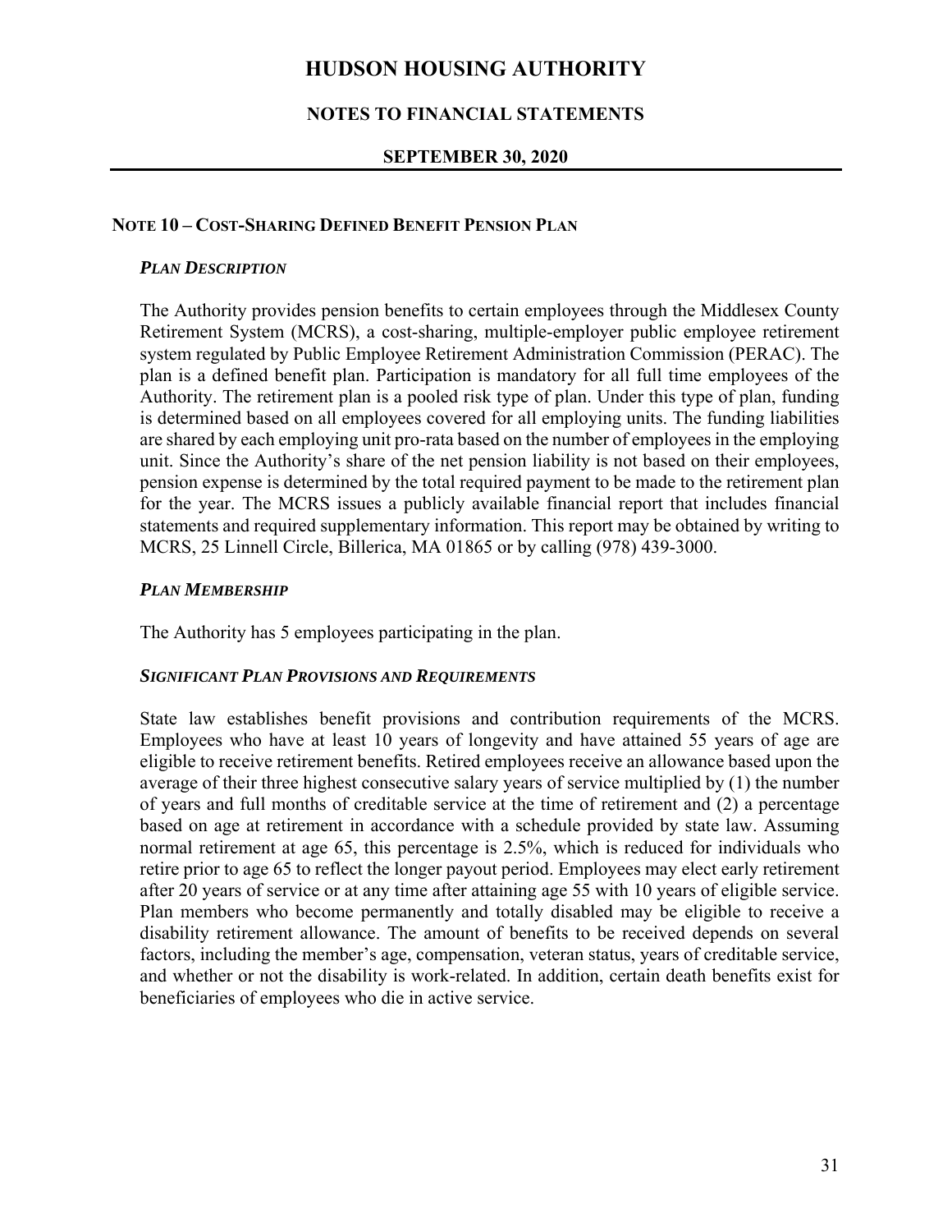## NOTE 10 – COST-SHARING DEFINED BENEFIT PENSION PLAN

### *PLAN DESCRIPTION*

The Authority provides pension benefits to certain employees through the Middlesex County Retirement System (MCRS), a cost-sharing, multiple-employer public employee retirement system regulated by Public Employee Retirement Administration Commission (PERAC). The plan is a defined benefit plan. Participation is mandatory for all full time employees of the Authority. The retirement plan is a pooled risk type of plan. Under this type of plan, funding is determined based on all employees covered for all employing units. The funding liabilities are shared by each employing unit pro-rata based on the number of employees in the employing unit. Since the Authority's share of the net pension liability is not based on their employees, pension expense is determined by the total required payment to be made to the retirement plan for the year. The MCRS issues a publicly available financial report that includes financial statements and required supplementary information. This report may be obtained by writing to MCRS, 25 Linnell Circle, Billerica, MA 01865 or by calling (978) 439-3000.

### *PLAN MEMBERSHIP*

The Authority has 5 employees participating in the plan.

### *SIGNIFICANT PLAN PROVISIONS AND REQUIREMENTS*

State law establishes benefit provisions and contribution requirements of the MCRS. Employees who have at least 10 years of longevity and have attained 55 years of age are eligible to receive retirement benefits. Retired employees receive an allowance based upon the average of their three highest consecutive salary years of service multiplied by (1) the number of years and full months of creditable service at the time of retirement and (2) a percentage based on age at retirement in accordance with a schedule provided by state law. Assuming normal retirement at age 65, this percentage is 2.5%, which is reduced for individuals who retire prior to age 65 to reflect the longer payout period. Employees may elect early retirement after 20 years of service or at any time after attaining age 55 with 10 years of eligible service. Plan members who become permanently and totally disabled may be eligible to receive a disability retirement allowance. The amount of benefits to be received depends on several factors, including the member's age, compensation, veteran status, years of creditable service, and whether or not the disability is work-related. In addition, certain death benefits exist for beneficiaries of employees who die in active service.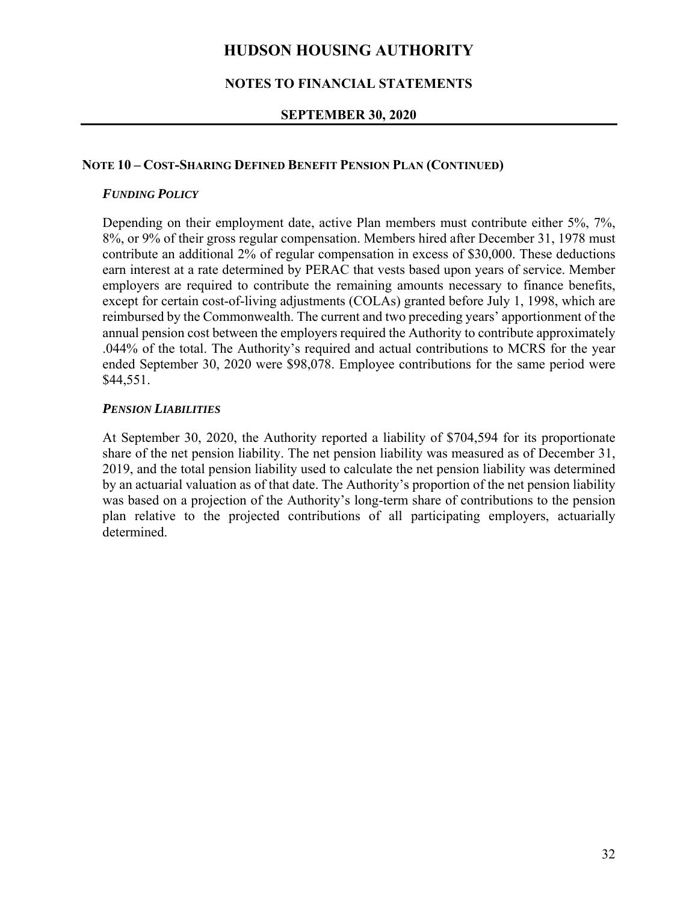#### NOTE 10 – COST-SHARING DEFINED BENEFIT PENSION PLAN (CONTINUED)

***FUNDING POLICY***

Depending on their employment date, active Plan members must contribute either 5%, 7%, 8%, or 9% of their gross regular compensation. Members hired after December 31, 1978 must contribute an additional 2% of regular compensation in excess of $30,000. These deductions earn interest at a rate determined by PERAC that vests based upon years of service. Member employers are required to contribute the remaining amounts necessary to finance benefits, except for certain cost-of-living adjustments (COLAs) granted before July 1, 1998, which are reimbursed by the Commonwealth. The current and two preceding years' apportionment of the annual pension cost between the employers required the Authority to contribute approximately .044% of the total. The Authority's required and actual contributions to MCRS for the year ended September 30, 2020 were $98,078. Employee contributions for the same period were $44,551.

***PENSION LIABILITIES***

At September 30, 2020, the Authority reported a liability of $704,594 for its proportionate share of the net pension liability. The net pension liability was measured as of December 31, 2019, and the total pension liability used to calculate the net pension liability was determined by an actuarial valuation as of that date. The Authority's proportion of the net pension liability was based on a projection of the Authority's long-term share of contributions to the pension plan relative to the projected contributions of all participating employers, actuarially determined.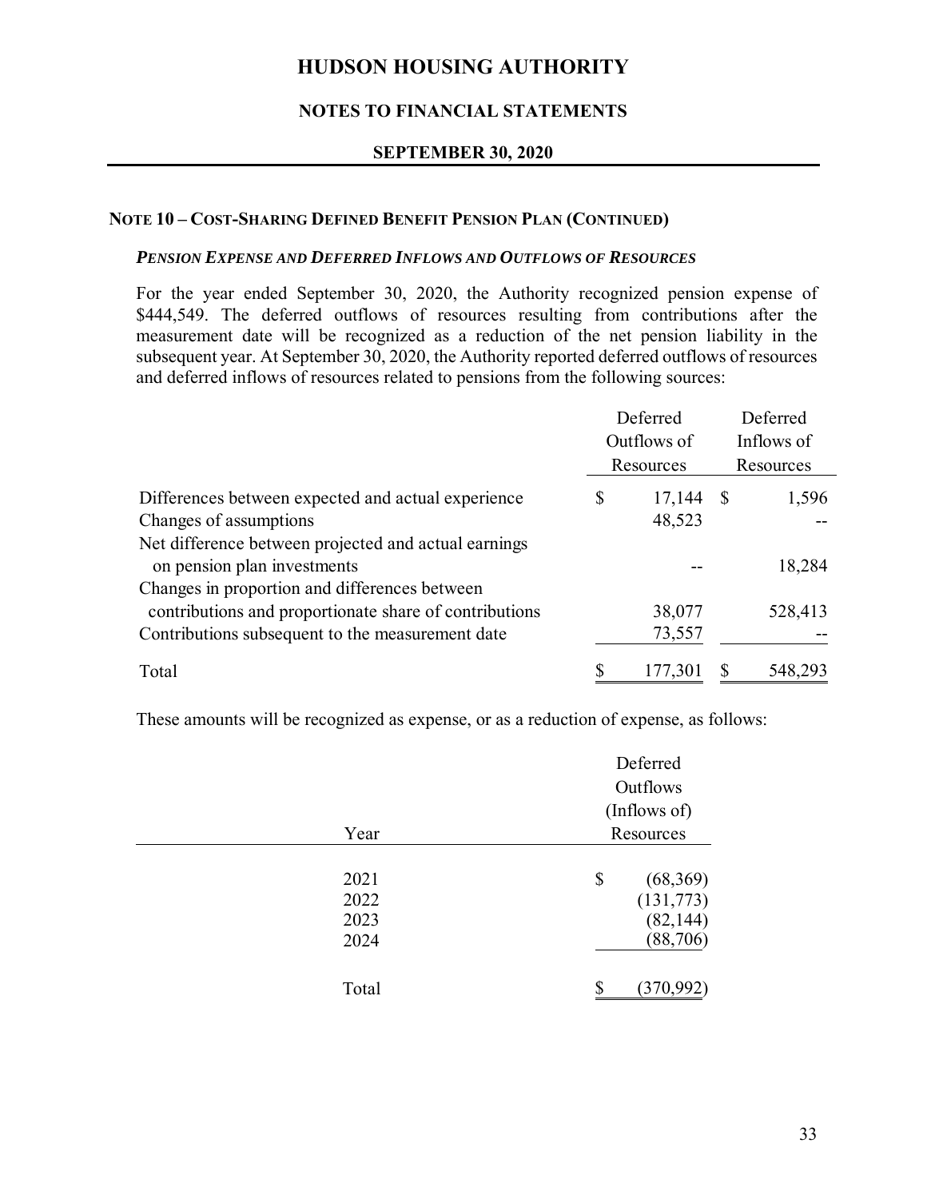# HUDSON HOUSING AUTHORITY

## NOTES TO FINANCIAL STATEMENTS

### SEPTEMBER 30, 2020

#### NOTE 10 – COST-SHARING DEFINED BENEFIT PENSION PLAN (CONTINUED)

***PENSION EXPENSE AND DEFERRED INFLOWS AND OUTFLOWS OF RESOURCES***

For the year ended September 30, 2020, the Authority recognized pension expense of $444,549. The deferred outflows of resources resulting from contributions after the measurement date will be recognized as a reduction of the net pension liability in the subsequent year. At September 30, 2020, the Authority reported deferred outflows of resources and deferred inflows of resources related to pensions from the following sources:

| | Deferred Outflows of Resources | Deferred Inflows of Resources |
|---|---|---|
| Differences between expected and actual experience | $ 17,144 | $ 1,596 |
| Changes of assumptions | 48,523 | -- |
| Net difference between projected and actual earnings on pension plan investments | -- | 18,284 |
| Changes in proportion and differences between contributions and proportionate share of contributions | 38,077 | 528,413 |
| Contributions subsequent to the measurement date | 73,557 | -- |
| Total | $ 177,301 | $ 548,293 |

These amounts will be recognized as expense, or as a reduction of expense, as follows:

| Year | Deferred Outflows (Inflows of) Resources |
|---|---|
| 2021 | $ (68,369) |
| 2022 | (131,773) |
| 2023 | (82,144) |
| 2024 | (88,706) |
| Total | $ (370,992) |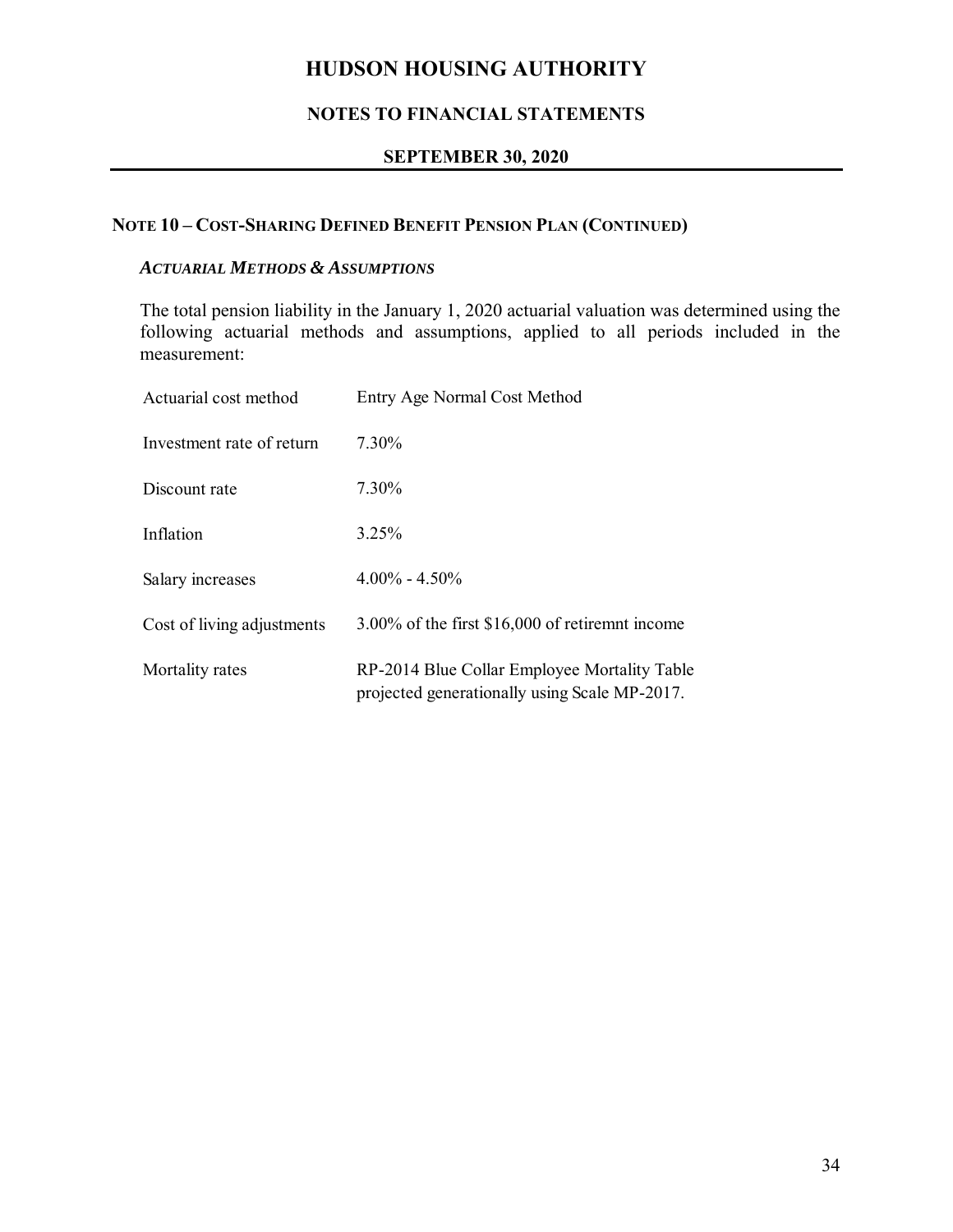## NOTE 10 – COST-SHARING DEFINED BENEFIT PENSION PLAN (CONTINUED)

### *ACTUARIAL METHODS & ASSUMPTIONS*

The total pension liability in the January 1, 2020 actuarial valuation was determined using the following actuarial methods and assumptions, applied to all periods included in the measurement:

| | |
|---|---|
| Actuarial cost method | Entry Age Normal Cost Method |
| Investment rate of return | 7.30% |
| Discount rate | 7.30% |
| Inflation | 3.25% |
| Salary increases | 4.00% - 4.50% |
| Cost of living adjustments | 3.00% of the first $16,000 of retiremnt income |
| Mortality rates | RP-2014 Blue Collar Employee Mortality Table projected generationally using Scale MP-2017. |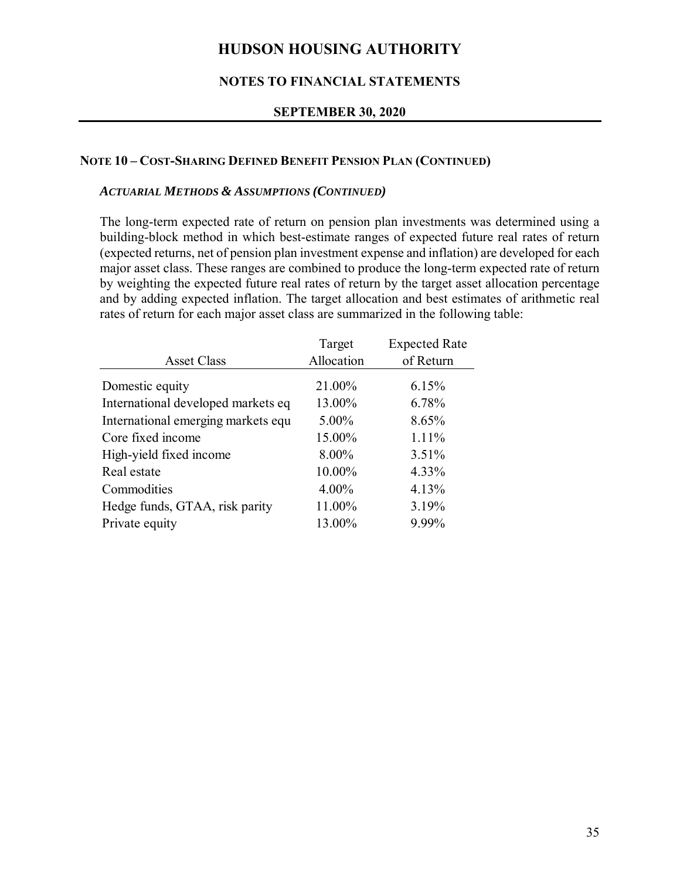# HUDSON HOUSING AUTHORITY

## NOTES TO FINANCIAL STATEMENTS

### SEPTEMBER 30, 2020

### NOTE 10 – COST-SHARING DEFINED BENEFIT PENSION PLAN (CONTINUED)

#### *ACTUARIAL METHODS & ASSUMPTIONS (CONTINUED)*

The long-term expected rate of return on pension plan investments was determined using a building-block method in which best-estimate ranges of expected future real rates of return (expected returns, net of pension plan investment expense and inflation) are developed for each major asset class. These ranges are combined to produce the long-term expected rate of return by weighting the expected future real rates of return by the target asset allocation percentage and by adding expected inflation. The target allocation and best estimates of arithmetic real rates of return for each major asset class are summarized in the following table:

| Asset Class | Target Allocation | Expected Rate of Return |
|---|---|---|
| Domestic equity | 21.00% | 6.15% |
| International developed markets eq | 13.00% | 6.78% |
| International emerging markets equ | 5.00% | 8.65% |
| Core fixed income | 15.00% | 1.11% |
| High-yield fixed income | 8.00% | 3.51% |
| Real estate | 10.00% | 4.33% |
| Commodities | 4.00% | 4.13% |
| Hedge funds, GTAA, risk parity | 11.00% | 3.19% |
| Private equity | 13.00% | 9.99% |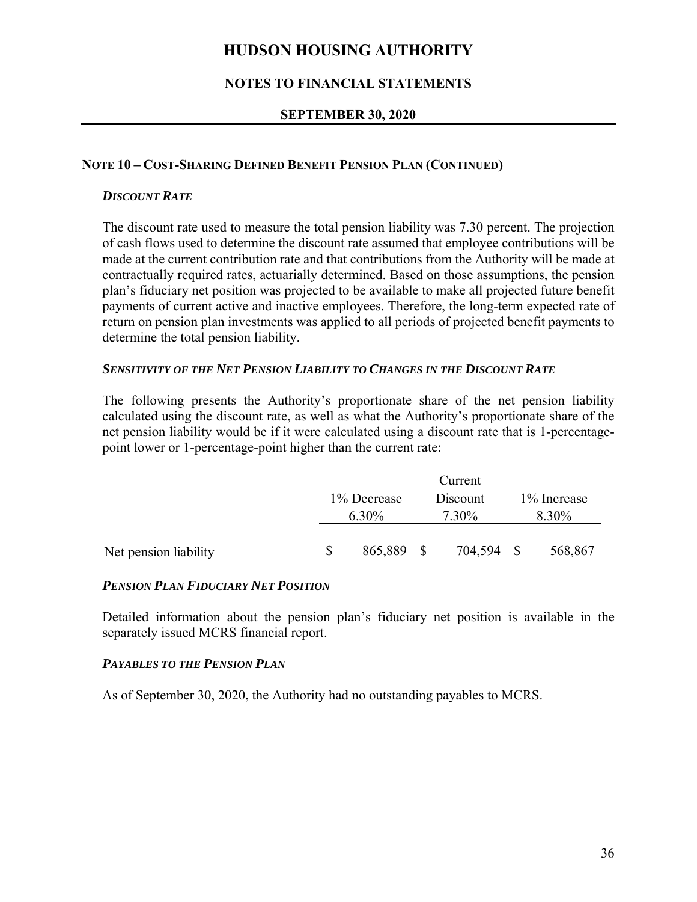# HUDSON HOUSING AUTHORITY

## NOTES TO FINANCIAL STATEMENTS

## SEPTEMBER 30, 2020

### NOTE 10 – COST-SHARING DEFINED BENEFIT PENSION PLAN (CONTINUED)

***DISCOUNT RATE***

The discount rate used to measure the total pension liability was 7.30 percent. The projection of cash flows used to determine the discount rate assumed that employee contributions will be made at the current contribution rate and that contributions from the Authority will be made at contractually required rates, actuarially determined. Based on those assumptions, the pension plan's fiduciary net position was projected to be available to make all projected future benefit payments of current active and inactive employees. Therefore, the long-term expected rate of return on pension plan investments was applied to all periods of projected benefit payments to determine the total pension liability.

***SENSITIVITY OF THE NET PENSION LIABILITY TO CHANGES IN THE DISCOUNT RATE***

The following presents the Authority's proportionate share of the net pension liability calculated using the discount rate, as well as what the Authority's proportionate share of the net pension liability would be if it were calculated using a discount rate that is 1-percentage-point lower or 1-percentage-point higher than the current rate:

| | 1% Decrease 6.30% | Current Discount 7.30% | 1% Increase 8.30% |
|---|---|---|---|
| Net pension liability | $ 865,889 | $ 704,594 | $ 568,867 |

***PENSION PLAN FIDUCIARY NET POSITION***

Detailed information about the pension plan's fiduciary net position is available in the separately issued MCRS financial report.

***PAYABLES TO THE PENSION PLAN***

As of September 30, 2020, the Authority had no outstanding payables to MCRS.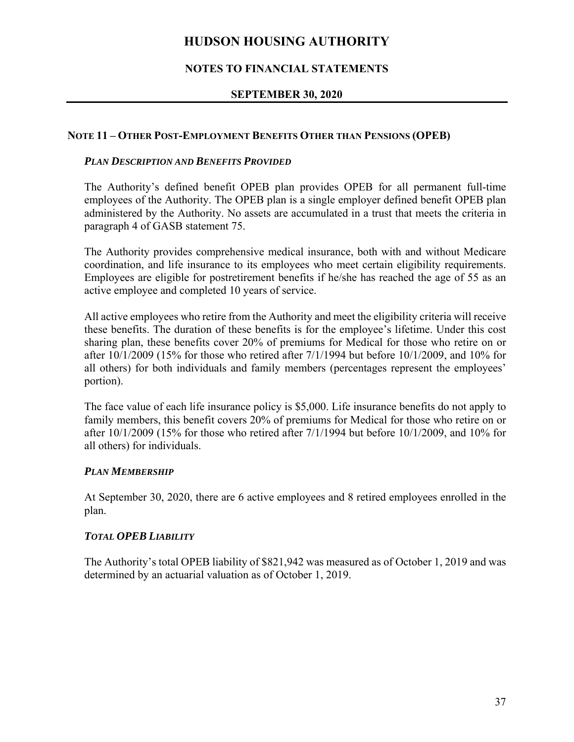# HUDSON HOUSING AUTHORITY

## NOTES TO FINANCIAL STATEMENTS

## SEPTEMBER 30, 2020

### NOTE 11 – OTHER POST-EMPLOYMENT BENEFITS OTHER THAN PENSIONS (OPEB)

***PLAN DESCRIPTION AND BENEFITS PROVIDED***

The Authority's defined benefit OPEB plan provides OPEB for all permanent full-time employees of the Authority. The OPEB plan is a single employer defined benefit OPEB plan administered by the Authority. No assets are accumulated in a trust that meets the criteria in paragraph 4 of GASB statement 75.

The Authority provides comprehensive medical insurance, both with and without Medicare coordination, and life insurance to its employees who meet certain eligibility requirements. Employees are eligible for postretirement benefits if he/she has reached the age of 55 as an active employee and completed 10 years of service.

All active employees who retire from the Authority and meet the eligibility criteria will receive these benefits. The duration of these benefits is for the employee's lifetime. Under this cost sharing plan, these benefits cover 20% of premiums for Medical for those who retire on or after 10/1/2009 (15% for those who retired after 7/1/1994 but before 10/1/2009, and 10% for all others) for both individuals and family members (percentages represent the employees' portion).

The face value of each life insurance policy is $5,000. Life insurance benefits do not apply to family members, this benefit covers 20% of premiums for Medical for those who retire on or after 10/1/2009 (15% for those who retired after 7/1/1994 but before 10/1/2009, and 10% for all others) for individuals.

***PLAN MEMBERSHIP***

At September 30, 2020, there are 6 active employees and 8 retired employees enrolled in the plan.

***TOTAL OPEB LIABILITY***

The Authority's total OPEB liability of $821,942 was measured as of October 1, 2019 and was determined by an actuarial valuation as of October 1, 2019.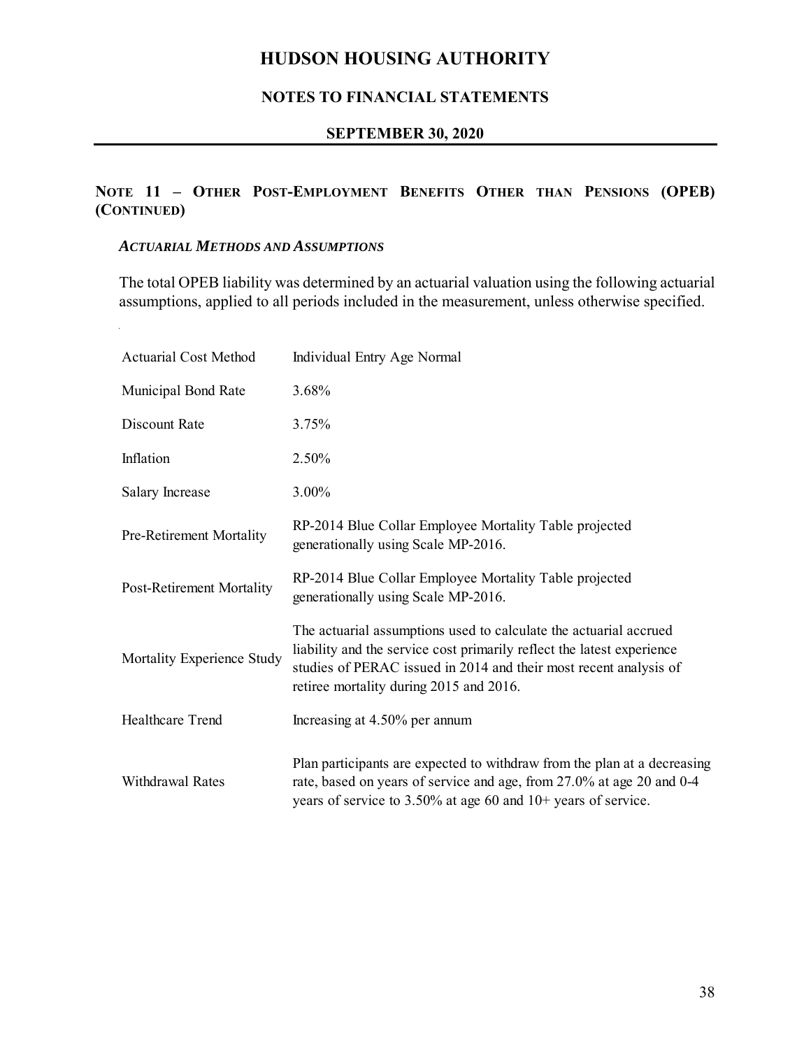# HUDSON HOUSING AUTHORITY

## NOTES TO FINANCIAL STATEMENTS

## SEPTEMBER 30, 2020

### NOTE 11 – OTHER POST-EMPLOYMENT BENEFITS OTHER THAN PENSIONS (OPEB) (CONTINUED)

#### *ACTUARIAL METHODS AND ASSUMPTIONS*

The total OPEB liability was determined by an actuarial valuation using the following actuarial assumptions, applied to all periods included in the measurement, unless otherwise specified.

| | |
|---|---|
| Actuarial Cost Method | Individual Entry Age Normal |
| Municipal Bond Rate | 3.68% |
| Discount Rate | 3.75% |
| Inflation | 2.50% |
| Salary Increase | 3.00% |
| Pre-Retirement Mortality | RP-2014 Blue Collar Employee Mortality Table projected generationally using Scale MP-2016. |
| Post-Retirement Mortality | RP-2014 Blue Collar Employee Mortality Table projected generationally using Scale MP-2016. |
| Mortality Experience Study | The actuarial assumptions used to calculate the actuarial accrued liability and the service cost primarily reflect the latest experience studies of PERAC issued in 2014 and their most recent analysis of retiree mortality during 2015 and 2016. |
| Healthcare Trend | Increasing at 4.50% per annum |
| Withdrawal Rates | Plan participants are expected to withdraw from the plan at a decreasing rate, based on years of service and age, from 27.0% at age 20 and 0-4 years of service to 3.50% at age 60 and 10+ years of service. |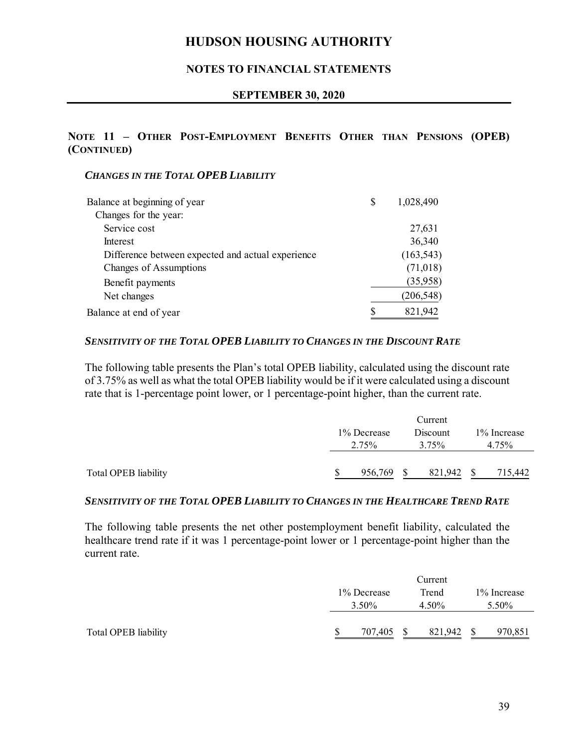# HUDSON HOUSING AUTHORITY

## NOTES TO FINANCIAL STATEMENTS

### SEPTEMBER 30, 2020

## NOTE 11 – OTHER POST-EMPLOYMENT BENEFITS OTHER THAN PENSIONS (OPEB) (CONTINUED)

### *CHANGES IN THE TOTAL OPEB LIABILITY*

| | |
|---|---|
| Balance at beginning of year | $ 1,028,490 |
| Changes for the year: | |
| Service cost | 27,631 |
| Interest | 36,340 |
| Difference between expected and actual experience | (163,543) |
| Changes of Assumptions | (71,018) |
| Benefit payments | (35,958) |
| Net changes | (206,548) |
| Balance at end of year | $ 821,942 |

### *SENSITIVITY OF THE TOTAL OPEB LIABILITY TO CHANGES IN THE DISCOUNT RATE*

The following table presents the Plan's total OPEB liability, calculated using the discount rate of 3.75% as well as what the total OPEB liability would be if it were calculated using a discount rate that is 1-percentage point lower, or 1 percentage-point higher, than the current rate.

| | 1% Decrease 2.75% | Current Discount 3.75% | 1% Increase 4.75% |
|---|---|---|---|
| Total OPEB liability | $ 956,769 | $ 821,942 | $ 715,442 |

### *SENSITIVITY OF THE TOTAL OPEB LIABILITY TO CHANGES IN THE HEALTHCARE TREND RATE*

The following table presents the net other postemployment benefit liability, calculated the healthcare trend rate if it was 1 percentage-point lower or 1 percentage-point higher than the current rate.

| | 1% Decrease 3.50% | Current Trend 4.50% | 1% Increase 5.50% |
|---|---|---|---|
| Total OPEB liability | $ 707,405 | $ 821,942 | $ 970,851 |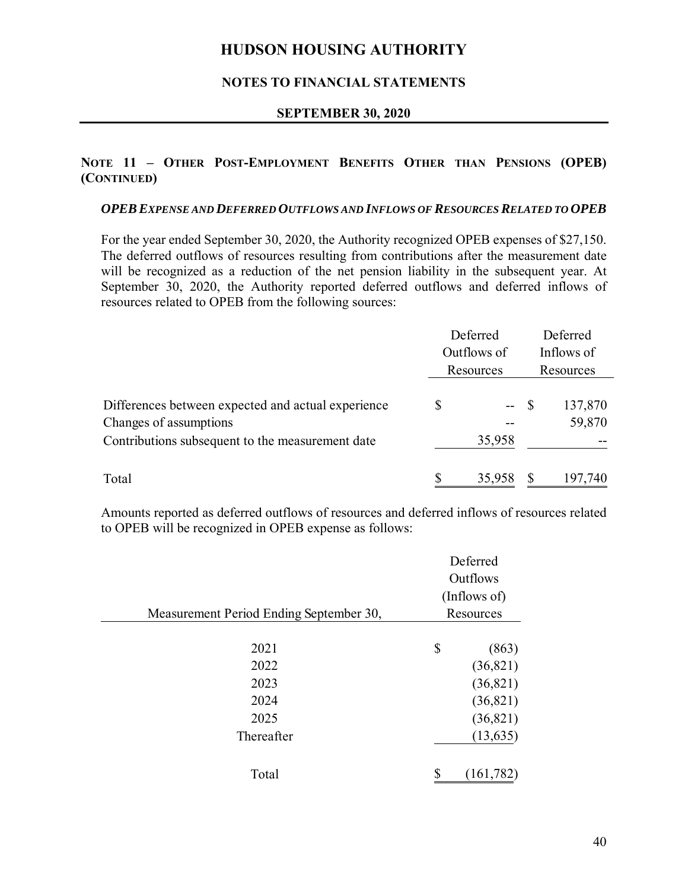# HUDSON HOUSING AUTHORITY

## NOTES TO FINANCIAL STATEMENTS

### SEPTEMBER 30, 2020

## NOTE 11 – OTHER POST-EMPLOYMENT BENEFITS OTHER THAN PENSIONS (OPEB) (CONTINUED)

### *OPEB EXPENSE AND DEFERRED OUTFLOWS AND INFLOWS OF RESOURCES RELATED TO OPEB*

For the year ended September 30, 2020, the Authority recognized OPEB expenses of $27,150. The deferred outflows of resources resulting from contributions after the measurement date will be recognized as a reduction of the net pension liability in the subsequent year. At September 30, 2020, the Authority reported deferred outflows and deferred inflows of resources related to OPEB from the following sources:

| | Deferred Outflows of Resources | Deferred Inflows of Resources |
|---|---|---|
| Differences between expected and actual experience | $ -- | $ 137,870 |
| Changes of assumptions | -- | 59,870 |
| Contributions subsequent to the measurement date | 35,958 | -- |
| Total | $ 35,958 | $ 197,740 |

Amounts reported as deferred outflows of resources and deferred inflows of resources related to OPEB will be recognized in OPEB expense as follows:

| Measurement Period Ending September 30, | Deferred Outflows (Inflows of) Resources |
|---|---|
| 2021 | $ (863) |
| 2022 | (36,821) |
| 2023 | (36,821) |
| 2024 | (36,821) |
| 2025 | (36,821) |
| Thereafter | (13,635) |
| Total | $ (161,782) |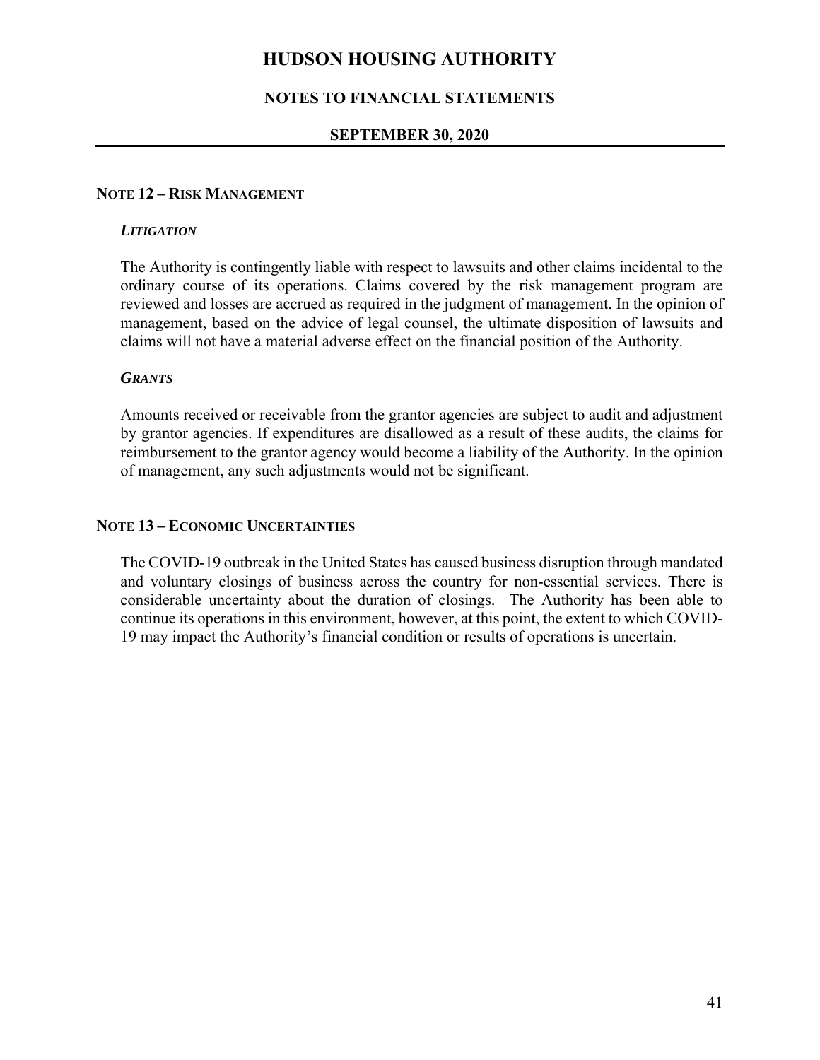## NOTE 12 – RISK MANAGEMENT

### *LITIGATION*

The Authority is contingently liable with respect to lawsuits and other claims incidental to the ordinary course of its operations. Claims covered by the risk management program are reviewed and losses are accrued as required in the judgment of management. In the opinion of management, based on the advice of legal counsel, the ultimate disposition of lawsuits and claims will not have a material adverse effect on the financial position of the Authority.

### *GRANTS*

Amounts received or receivable from the grantor agencies are subject to audit and adjustment by grantor agencies. If expenditures are disallowed as a result of these audits, the claims for reimbursement to the grantor agency would become a liability of the Authority. In the opinion of management, any such adjustments would not be significant.

## NOTE 13 – ECONOMIC UNCERTAINTIES

The COVID-19 outbreak in the United States has caused business disruption through mandated and voluntary closings of business across the country for non-essential services. There is considerable uncertainty about the duration of closings. The Authority has been able to continue its operations in this environment, however, at this point, the extent to which COVID-19 may impact the Authority's financial condition or results of operations is uncertain.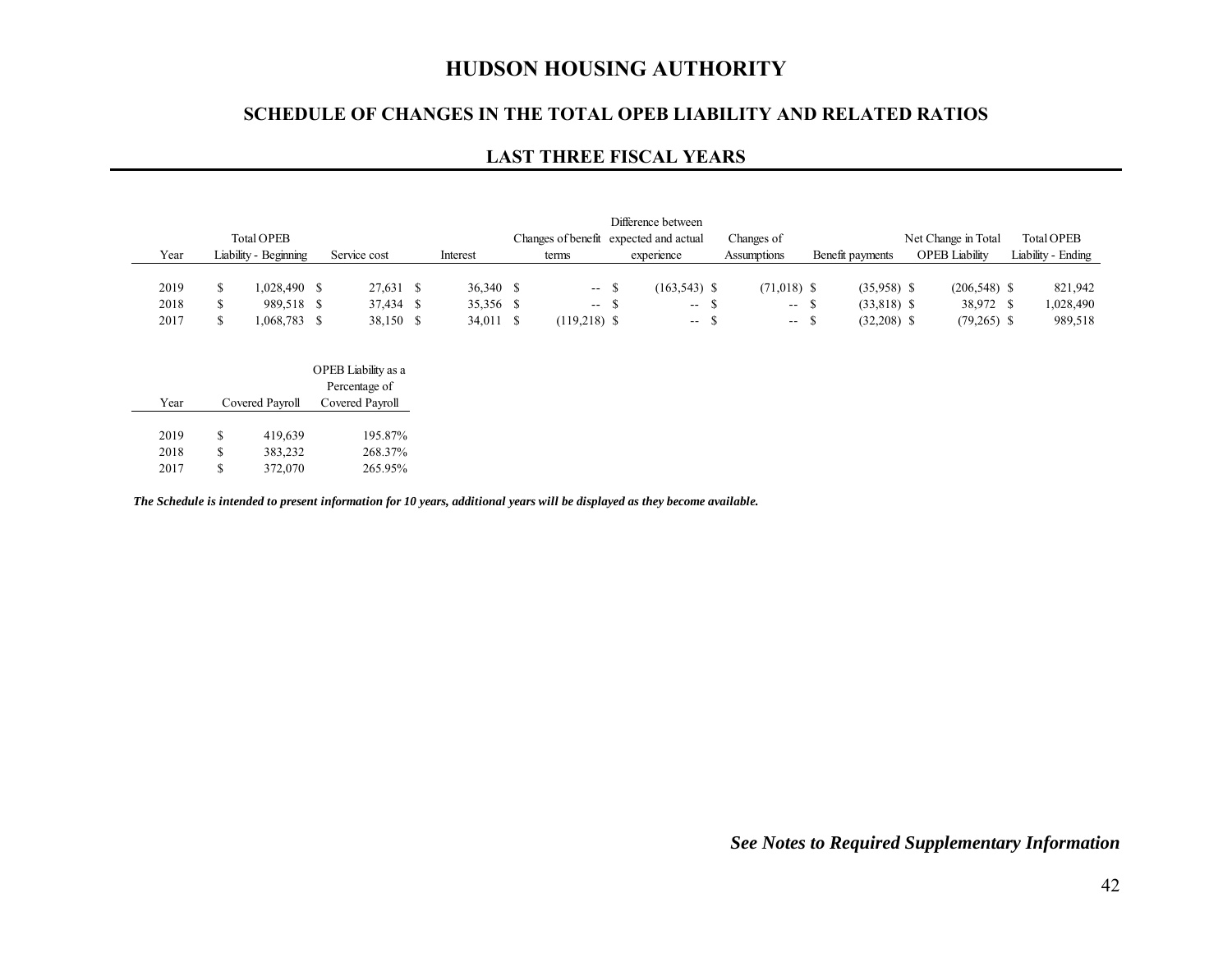# HUDSON HOUSING AUTHORITY

## SCHEDULE OF CHANGES IN THE TOTAL OPEB LIABILITY AND RELATED RATIOS

### LAST THREE FISCAL YEARS

| Year | Total OPEB Liability - Beginning | Service cost | Interest | Changes of benefit terms | Difference between expected and actual experience | Changes of Assumptions | Benefit payments | Net Change in Total OPEB Liability | Total OPEB Liability - Ending |
|---|---|---|---|---|---|---|---|---|---|
| 2019 | $ 1,028,490 | $ 27,631 | $ 36,340 | $ -- | $ (163,543) | $ (71,018) | $ (35,958) | $ (206,548) | $ 821,942 |
| 2018 | $ 989,518 | $ 37,434 | $ 35,356 | $ -- | $ -- | $ -- | $ (33,818) | $ 38,972 | $ 1,028,490 |
| 2017 | $ 1,068,783 | $ 38,150 | $ 34,011 | $ (119,218) | $ -- | $ -- | $ (32,208) | $ (79,265) | $ 989,518 |

| Year | Covered Payroll | OPEB Liability as a Percentage of Covered Payroll |
|---|---|---|
| 2019 | $ 419,639 | 195.87% |
| 2018 | $ 383,232 | 268.37% |
| 2017 | $ 372,070 | 265.95% |

***The Schedule is intended to present information for 10 years, additional years will be displayed as they become available.***

***See Notes to Required Supplementary Information***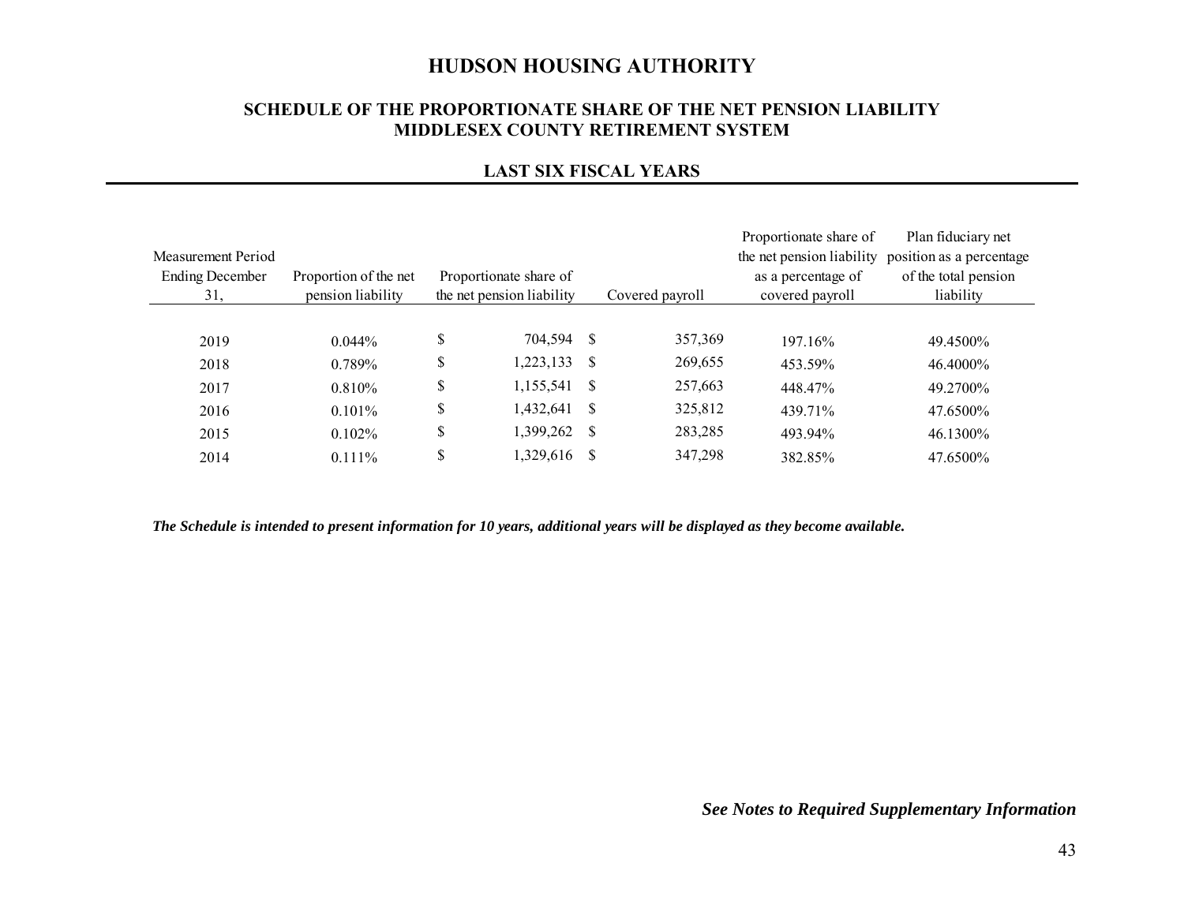# HUDSON HOUSING AUTHORITY

## SCHEDULE OF THE PROPORTIONATE SHARE OF THE NET PENSION LIABILITY MIDDLESEX COUNTY RETIREMENT SYSTEM

### LAST SIX FISCAL YEARS

| Measurement Period Ending December 31, | Proportion of the net pension liability | Proportionate share of the net pension liability | Covered payroll | Proportionate share of the net pension liability as a percentage of covered payroll | Plan fiduciary net position as a percentage of the total pension liability |
|---|---|---|---|---|---|
| 2019 | 0.044% | $ 704,594 | $ 357,369 | 197.16% | 49.4500% |
| 2018 | 0.789% | $ 1,223,133 | $ 269,655 | 453.59% | 46.4000% |
| 2017 | 0.810% | $ 1,155,541 | $ 257,663 | 448.47% | 49.2700% |
| 2016 | 0.101% | $ 1,432,641 | $ 325,812 | 439.71% | 47.6500% |
| 2015 | 0.102% | $ 1,399,262 | $ 283,285 | 493.94% | 46.1300% |
| 2014 | 0.111% | $ 1,329,616 | $ 347,298 | 382.85% | 47.6500% |

***The Schedule is intended to present information for 10 years, additional years will be displayed as they become available.***

***See Notes to Required Supplementary Information***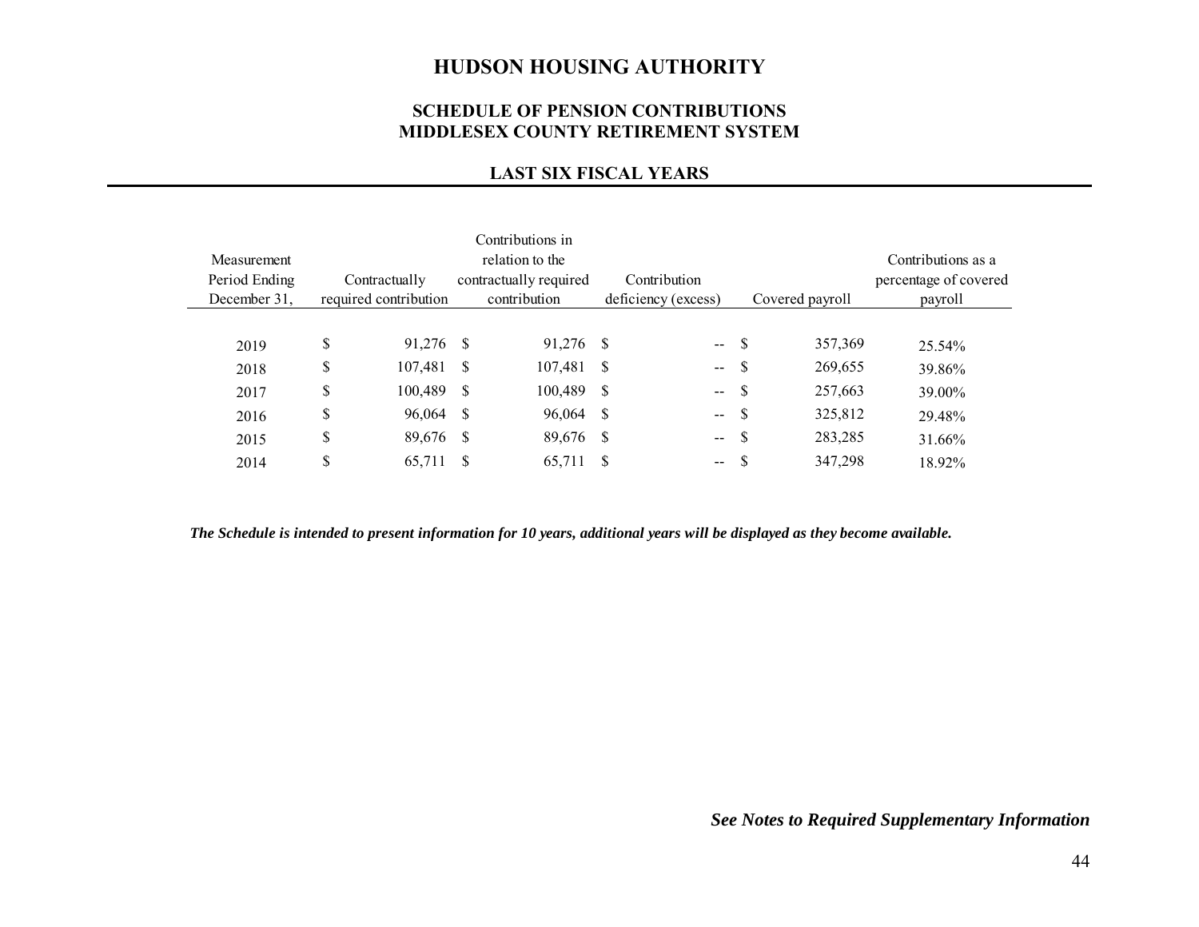# HUDSON HOUSING AUTHORITY

## SCHEDULE OF PENSION CONTRIBUTIONS
## MIDDLESEX COUNTY RETIREMENT SYSTEM

### LAST SIX FISCAL YEARS

| Measurement Period Ending December 31, | Contractually required contribution | Contributions in relation to the contractually required contribution | Contribution deficiency (excess) | Covered payroll | Contributions as a percentage of covered payroll |
|---|---|---|---|---|---|
| 2019 | $ 91,276 | $ 91,276 | $ -- | $ 357,369 | 25.54% |
| 2018 | $ 107,481 | $ 107,481 | $ -- | $ 269,655 | 39.86% |
| 2017 | $ 100,489 | $ 100,489 | $ -- | $ 257,663 | 39.00% |
| 2016 | $ 96,064 | $ 96,064 | $ -- | $ 325,812 | 29.48% |
| 2015 | $ 89,676 | $ 89,676 | $ -- | $ 283,285 | 31.66% |
| 2014 | $ 65,711 | $ 65,711 | $ -- | $ 347,298 | 18.92% |

***The Schedule is intended to present information for 10 years, additional years will be displayed as they become available.***

***See Notes to Required Supplementary Information***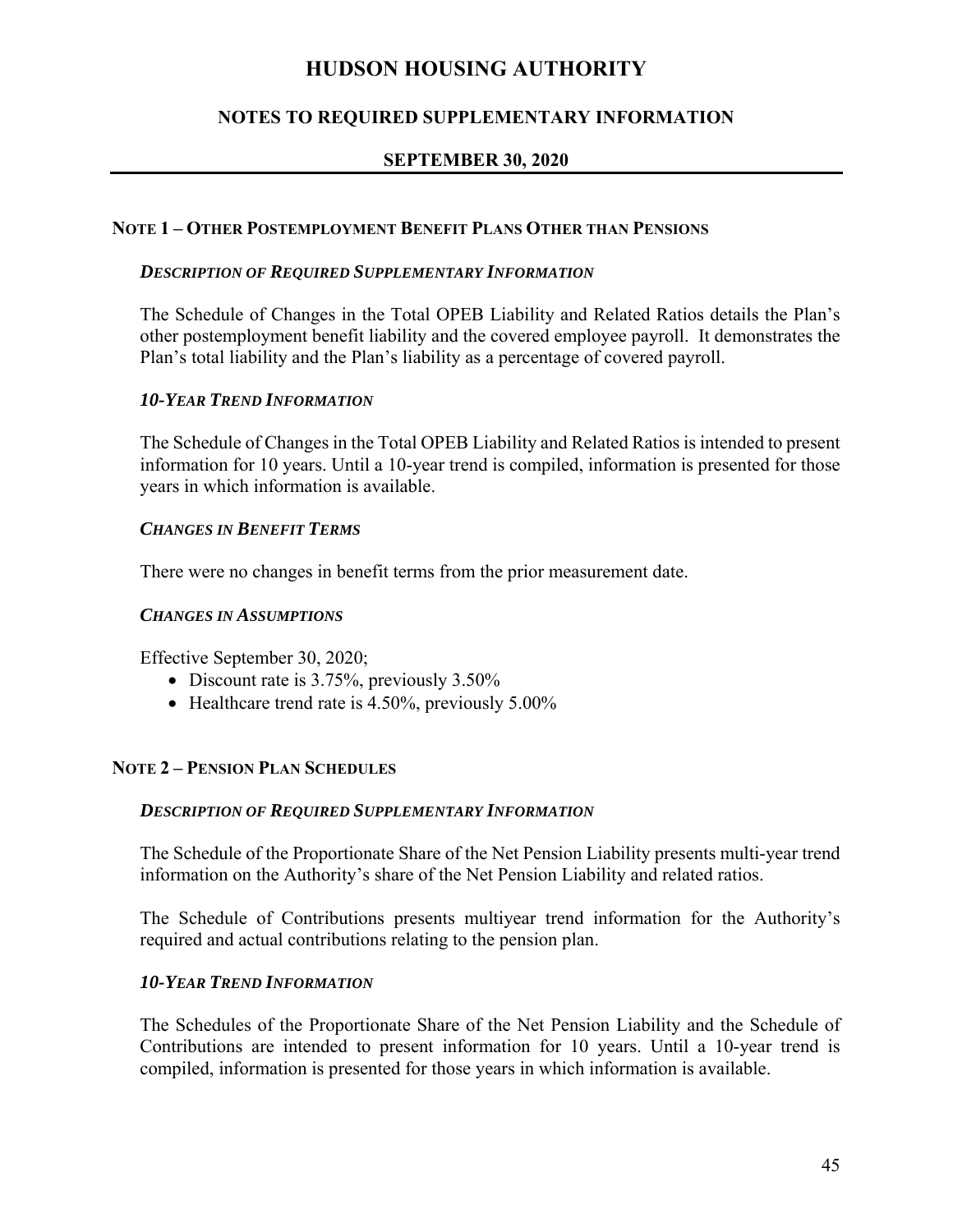# HUDSON HOUSING AUTHORITY

## NOTES TO REQUIRED SUPPLEMENTARY INFORMATION

## SEPTEMBER 30, 2020

### NOTE 1 – OTHER POSTEMPLOYMENT BENEFIT PLANS OTHER THAN PENSIONS

#### *DESCRIPTION OF REQUIRED SUPPLEMENTARY INFORMATION*

The Schedule of Changes in the Total OPEB Liability and Related Ratios details the Plan's other postemployment benefit liability and the covered employee payroll. It demonstrates the Plan's total liability and the Plan's liability as a percentage of covered payroll.

#### *10-YEAR TREND INFORMATION*

The Schedule of Changes in the Total OPEB Liability and Related Ratios is intended to present information for 10 years. Until a 10-year trend is compiled, information is presented for those years in which information is available.

#### *CHANGES IN BENEFIT TERMS*

There were no changes in benefit terms from the prior measurement date.

#### *CHANGES IN ASSUMPTIONS*

Effective September 30, 2020;

- Discount rate is 3.75%, previously 3.50%
- Healthcare trend rate is 4.50%, previously 5.00%

### NOTE 2 – PENSION PLAN SCHEDULES

#### *DESCRIPTION OF REQUIRED SUPPLEMENTARY INFORMATION*

The Schedule of the Proportionate Share of the Net Pension Liability presents multi-year trend information on the Authority's share of the Net Pension Liability and related ratios.

The Schedule of Contributions presents multiyear trend information for the Authority's required and actual contributions relating to the pension plan.

#### *10-YEAR TREND INFORMATION*

The Schedules of the Proportionate Share of the Net Pension Liability and the Schedule of Contributions are intended to present information for 10 years. Until a 10-year trend is compiled, information is presented for those years in which information is available.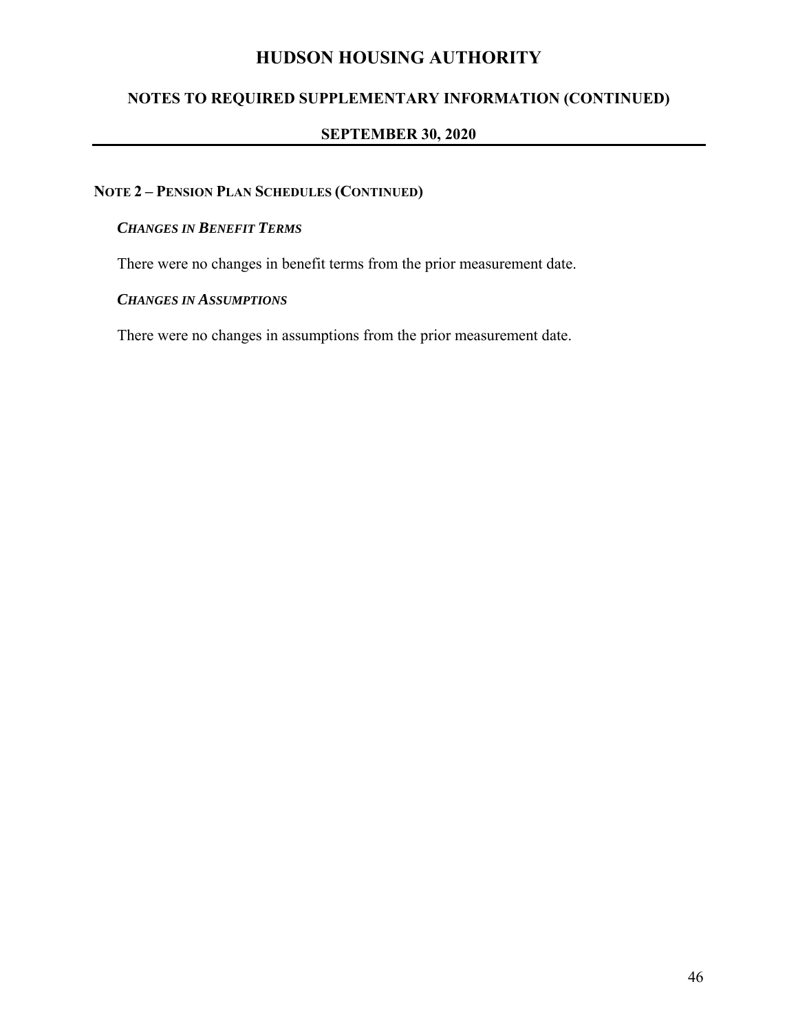# HUDSON HOUSING AUTHORITY

## NOTES TO REQUIRED SUPPLEMENTARY INFORMATION (CONTINUED)

## SEPTEMBER 30, 2020

### NOTE 2 – PENSION PLAN SCHEDULES (CONTINUED)

***CHANGES IN BENEFIT TERMS***

There were no changes in benefit terms from the prior measurement date.

***CHANGES IN ASSUMPTIONS***

There were no changes in assumptions from the prior measurement date.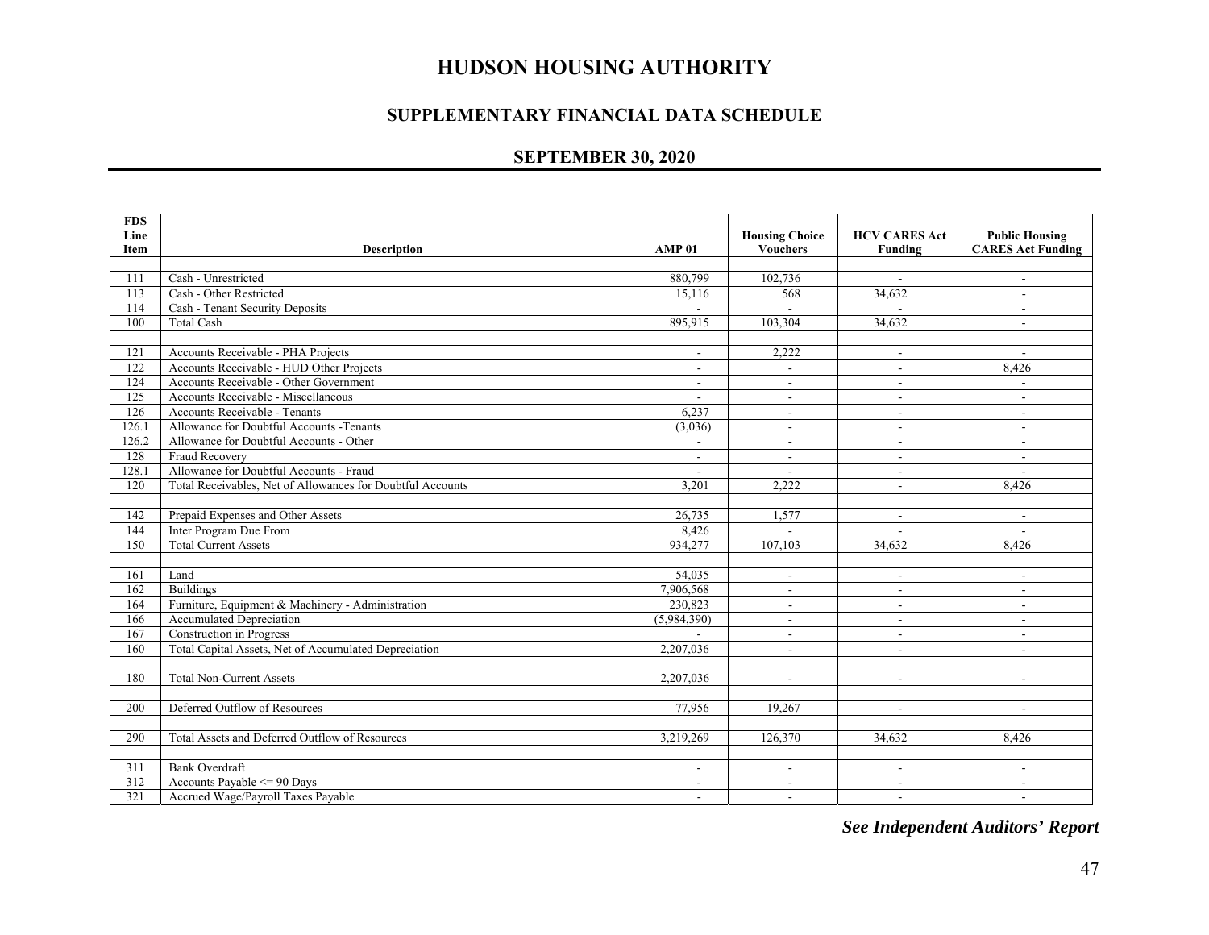# HUDSON HOUSING AUTHORITY

## SUPPLEMENTARY FINANCIAL DATA SCHEDULE

### SEPTEMBER 30, 2020

| FDS Line Item | Description | AMP 01 | Housing Choice Vouchers | HCV CARES Act Funding | Public Housing CARES Act Funding |
|---|---|---|---|---|---|
| | | | | | |
| 111 | Cash - Unrestricted | 880,799 | 102,736 | - | - |
| 113 | Cash - Other Restricted | 15,116 | 568 | 34,632 | - |
| 114 | Cash - Tenant Security Deposits | - | - | - | - |
| 100 | Total Cash | 895,915 | 103,304 | 34,632 | - |
| | | | | | |
| 121 | Accounts Receivable - PHA Projects | - | 2,222 | - | - |
| 122 | Accounts Receivable - HUD Other Projects | - | - | - | 8,426 |
| 124 | Accounts Receivable - Other Government | - | - | - | - |
| 125 | Accounts Receivable - Miscellaneous | - | - | - | - |
| 126 | Accounts Receivable - Tenants | 6,237 | - | - | - |
| 126.1 | Allowance for Doubtful Accounts -Tenants | (3,036) | - | - | - |
| 126.2 | Allowance for Doubtful Accounts - Other | - | - | - | - |
| 128 | Fraud Recovery | - | - | - | - |
| 128.1 | Allowance for Doubtful Accounts - Fraud | - | - | - | - |
| 120 | Total Receivables, Net of Allowances for Doubtful Accounts | 3,201 | 2,222 | - | 8,426 |
| | | | | | |
| 142 | Prepaid Expenses and Other Assets | 26,735 | 1,577 | - | - |
| 144 | Inter Program Due From | 8,426 | - | - | - |
| 150 | Total Current Assets | 934,277 | 107,103 | 34,632 | 8,426 |
| | | | | | |
| 161 | Land | 54,035 | - | - | - |
| 162 | Buildings | 7,906,568 | - | - | - |
| 164 | Furniture, Equipment & Machinery - Administration | 230,823 | - | - | - |
| 166 | Accumulated Depreciation | (5,984,390) | - | - | - |
| 167 | Construction in Progress | - | - | - | - |
| 160 | Total Capital Assets, Net of Accumulated Depreciation | 2,207,036 | - | - | - |
| | | | | | |
| 180 | Total Non-Current Assets | 2,207,036 | - | - | - |
| | | | | | |
| 200 | Deferred Outflow of Resources | 77,956 | 19,267 | - | - |
| | | | | | |
| 290 | Total Assets and Deferred Outflow of Resources | 3,219,269 | 126,370 | 34,632 | 8,426 |
| | | | | | |
| 311 | Bank Overdraft | - | - | - | - |
| 312 | Accounts Payable <= 90 Days | - | - | - | - |
| 321 | Accrued Wage/Payroll Taxes Payable | - | - | - | - |

***See Independent Auditors' Report***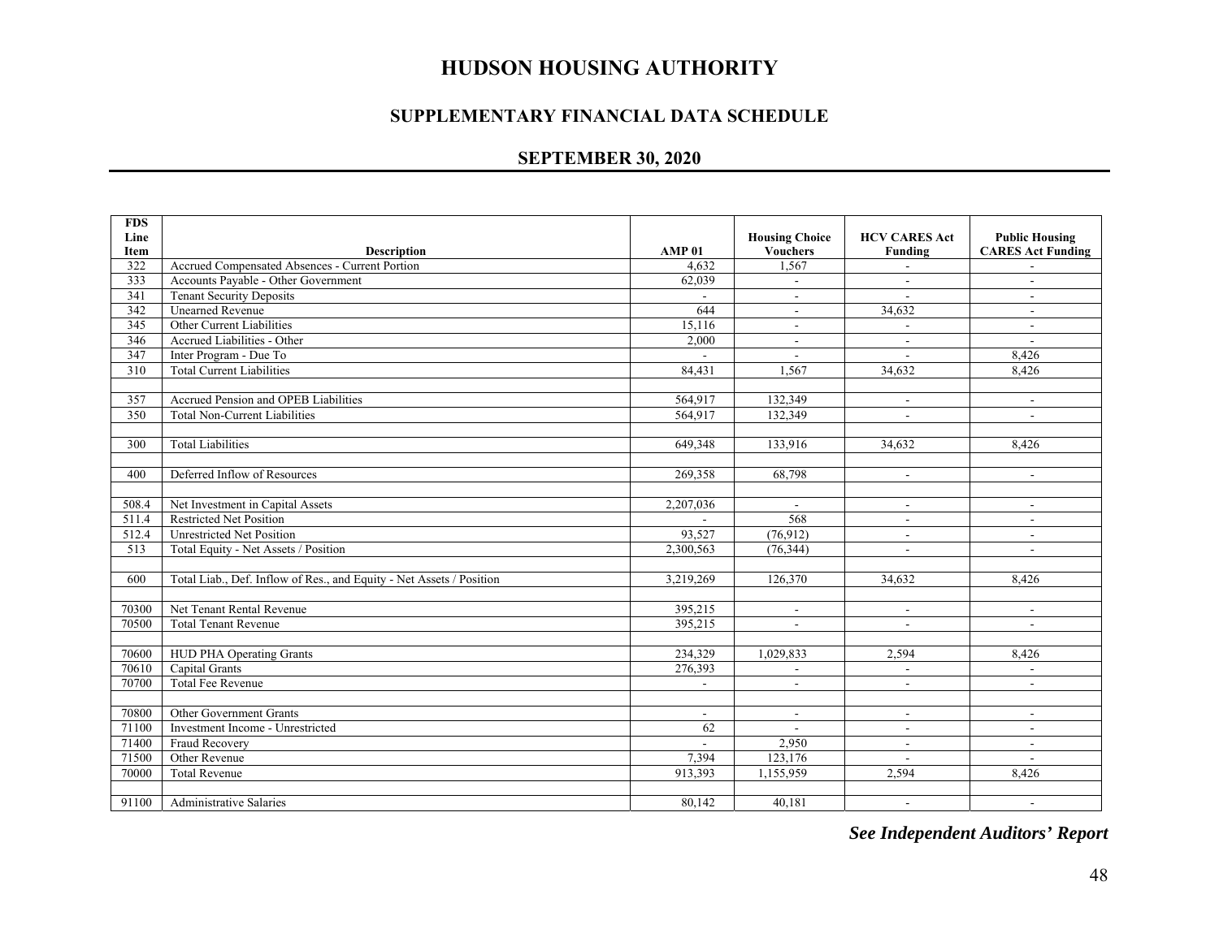# HUDSON HOUSING AUTHORITY

## SUPPLEMENTARY FINANCIAL DATA SCHEDULE

## SEPTEMBER 30, 2020

| FDS Line Item | Description | AMP 01 | Housing Choice Vouchers | HCV CARES Act Funding | Public Housing CARES Act Funding |
|---|---|---|---|---|---|
| 322 | Accrued Compensated Absences - Current Portion | 4,632 | 1,567 | - | - |
| 333 | Accounts Payable - Other Government | 62,039 | - | - | - |
| 341 | Tenant Security Deposits | - | - | - | - |
| 342 | Unearned Revenue | 644 | - | 34,632 | - |
| 345 | Other Current Liabilities | 15,116 | - | - | - |
| 346 | Accrued Liabilities - Other | 2,000 | - | - | - |
| 347 | Inter Program - Due To | - | - | - | 8,426 |
| 310 | Total Current Liabilities | 84,431 | 1,567 | 34,632 | 8,426 |
| | | | | | |
| 357 | Accrued Pension and OPEB Liabilities | 564,917 | 132,349 | - | - |
| 350 | Total Non-Current Liabilities | 564,917 | 132,349 | - | - |
| | | | | | |
| 300 | Total Liabilities | 649,348 | 133,916 | 34,632 | 8,426 |
| | | | | | |
| 400 | Deferred Inflow of Resources | 269,358 | 68,798 | - | - |
| | | | | | |
| 508.4 | Net Investment in Capital Assets | 2,207,036 | - | - | - |
| 511.4 | Restricted Net Position | - | 568 | - | - |
| 512.4 | Unrestricted Net Position | 93,527 | (76,912) | - | - |
| 513 | Total Equity - Net Assets / Position | 2,300,563 | (76,344) | - | - |
| | | | | | |
| 600 | Total Liab., Def. Inflow of Res., and Equity - Net Assets / Position | 3,219,269 | 126,370 | 34,632 | 8,426 |
| | | | | | |
| 70300 | Net Tenant Rental Revenue | 395,215 | - | - | - |
| 70500 | Total Tenant Revenue | 395,215 | - | - | - |
| | | | | | |
| 70600 | HUD PHA Operating Grants | 234,329 | 1,029,833 | 2,594 | 8,426 |
| 70610 | Capital Grants | 276,393 | - | - | - |
| 70700 | Total Fee Revenue | - | - | - | - |
| | | | | | |
| 70800 | Other Government Grants | - | - | - | - |
| 71100 | Investment Income - Unrestricted | 62 | - | - | - |
| 71400 | Fraud Recovery | - | 2,950 | - | - |
| 71500 | Other Revenue | 7,394 | 123,176 | - | - |
| 70000 | Total Revenue | 913,393 | 1,155,959 | 2,594 | 8,426 |
| | | | | | |
| 91100 | Administrative Salaries | 80,142 | 40,181 | - | - |

***See Independent Auditors' Report***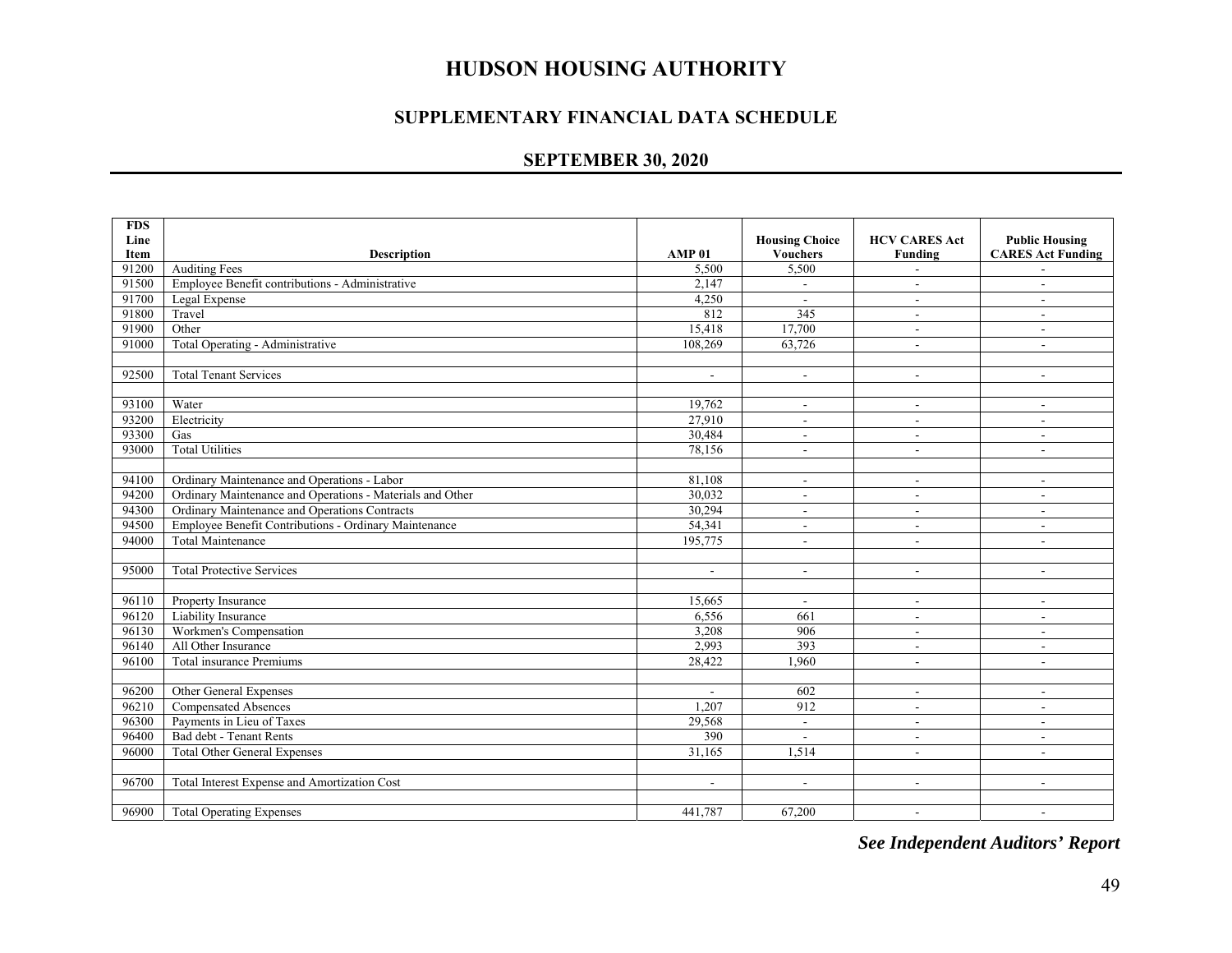# HUDSON HOUSING AUTHORITY

## SUPPLEMENTARY FINANCIAL DATA SCHEDULE

## SEPTEMBER 30, 2020

| FDS Line Item | Description | AMP 01 | Housing Choice Vouchers | HCV CARES Act Funding | Public Housing CARES Act Funding |
|---|---|---|---|---|---|
| 91200 | Auditing Fees | 5,500 | 5,500 | - | - |
| 91500 | Employee Benefit contributions - Administrative | 2,147 | - | - | - |
| 91700 | Legal Expense | 4,250 | - | - | - |
| 91800 | Travel | 812 | 345 | - | - |
| 91900 | Other | 15,418 | 17,700 | - | - |
| 91000 | Total Operating - Administrative | 108,269 | 63,726 | - | - |
| | | | | | |
| 92500 | Total Tenant Services | - | - | - | - |
| | | | | | |
| 93100 | Water | 19,762 | - | - | - |
| 93200 | Electricity | 27,910 | - | - | - |
| 93300 | Gas | 30,484 | - | - | - |
| 93000 | Total Utilities | 78,156 | - | - | - |
| | | | | | |
| 94100 | Ordinary Maintenance and Operations - Labor | 81,108 | - | - | - |
| 94200 | Ordinary Maintenance and Operations - Materials and Other | 30,032 | - | - | - |
| 94300 | Ordinary Maintenance and Operations Contracts | 30,294 | - | - | - |
| 94500 | Employee Benefit Contributions - Ordinary Maintenance | 54,341 | - | - | - |
| 94000 | Total Maintenance | 195,775 | - | - | - |
| | | | | | |
| 95000 | Total Protective Services | - | - | - | - |
| | | | | | |
| 96110 | Property Insurance | 15,665 | - | - | - |
| 96120 | Liability Insurance | 6,556 | 661 | - | - |
| 96130 | Workmen's Compensation | 3,208 | 906 | - | - |
| 96140 | All Other Insurance | 2,993 | 393 | - | - |
| 96100 | Total insurance Premiums | 28,422 | 1,960 | - | - |
| | | | | | |
| 96200 | Other General Expenses | - | 602 | - | - |
| 96210 | Compensated Absences | 1,207 | 912 | - | - |
| 96300 | Payments in Lieu of Taxes | 29,568 | - | - | - |
| 96400 | Bad debt - Tenant Rents | 390 | - | - | - |
| 96000 | Total Other General Expenses | 31,165 | 1,514 | - | - |
| | | | | | |
| 96700 | Total Interest Expense and Amortization Cost | - | - | - | - |
| | | | | | |
| 96900 | Total Operating Expenses | 441,787 | 67,200 | - | - |

***See Independent Auditors' Report***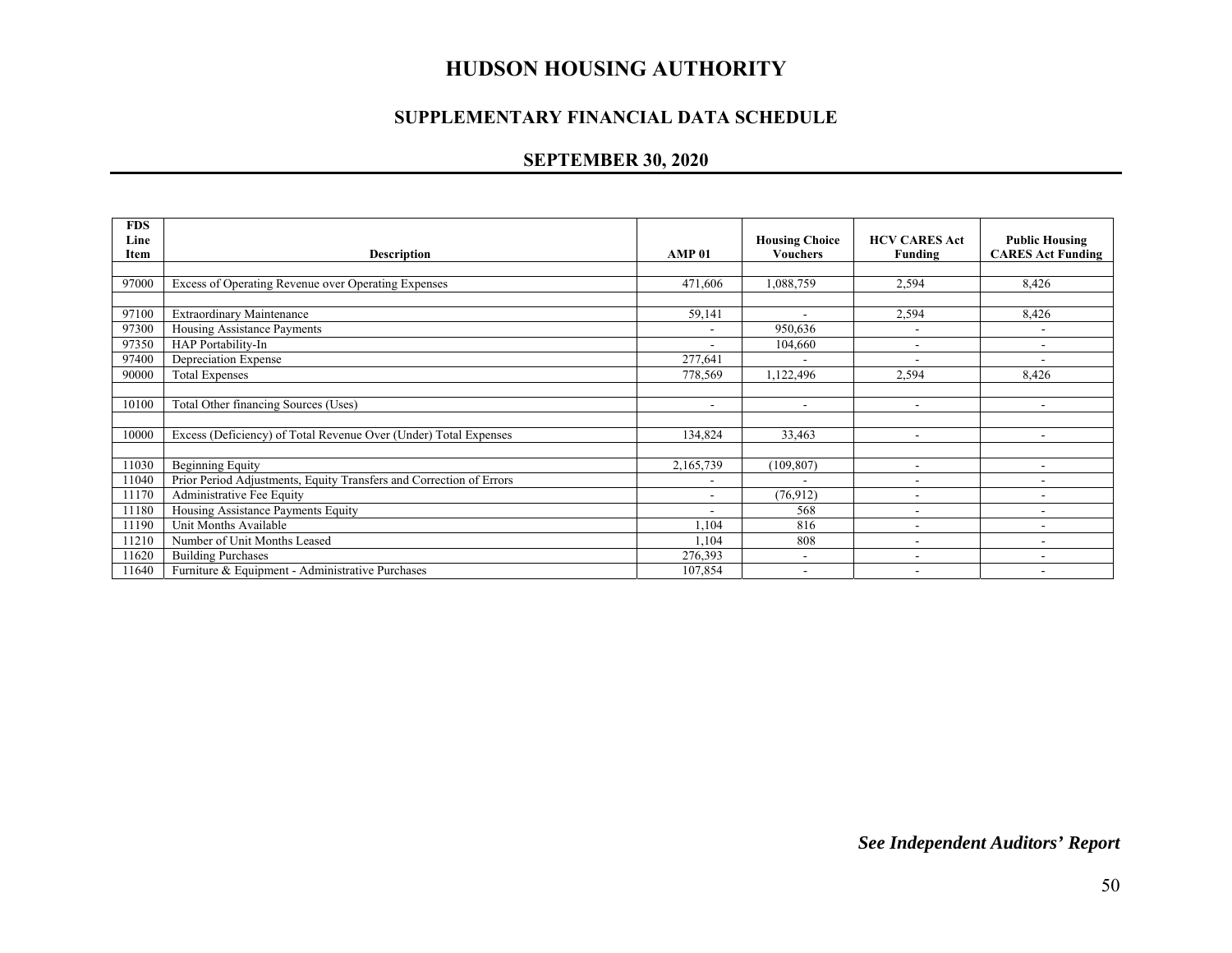# HUDSON HOUSING AUTHORITY

## SUPPLEMENTARY FINANCIAL DATA SCHEDULE

## SEPTEMBER 30, 2020

| FDS Line Item | Description | AMP 01 | Housing Choice Vouchers | HCV CARES Act Funding | Public Housing CARES Act Funding |
|---|---|---|---|---|---|
| | | | | | |
| 97000 | Excess of Operating Revenue over Operating Expenses | 471,606 | 1,088,759 | 2,594 | 8,426 |
| | | | | | |
| 97100 | Extraordinary Maintenance | 59,141 | - | 2,594 | 8,426 |
| 97300 | Housing Assistance Payments | - | 950,636 | - | - |
| 97350 | HAP Portability-In | - | 104,660 | - | - |
| 97400 | Depreciation Expense | 277,641 | - | - | - |
| 90000 | Total Expenses | 778,569 | 1,122,496 | 2,594 | 8,426 |
| | | | | | |
| 10100 | Total Other financing Sources (Uses) | - | - | - | - |
| | | | | | |
| 10000 | Excess (Deficiency) of Total Revenue Over (Under) Total Expenses | 134,824 | 33,463 | - | - |
| | | | | | |
| 11030 | Beginning Equity | 2,165,739 | (109,807) | - | - |
| 11040 | Prior Period Adjustments, Equity Transfers and Correction of Errors | - | - | - | - |
| 11170 | Administrative Fee Equity | - | (76,912) | - | - |
| 11180 | Housing Assistance Payments Equity | - | 568 | - | - |
| 11190 | Unit Months Available | 1,104 | 816 | - | - |
| 11210 | Number of Unit Months Leased | 1,104 | 808 | - | - |
| 11620 | Building Purchases | 276,393 | - | - | - |
| 11640 | Furniture & Equipment - Administrative Purchases | 107,854 | - | - | - |

***See Independent Auditors' Report***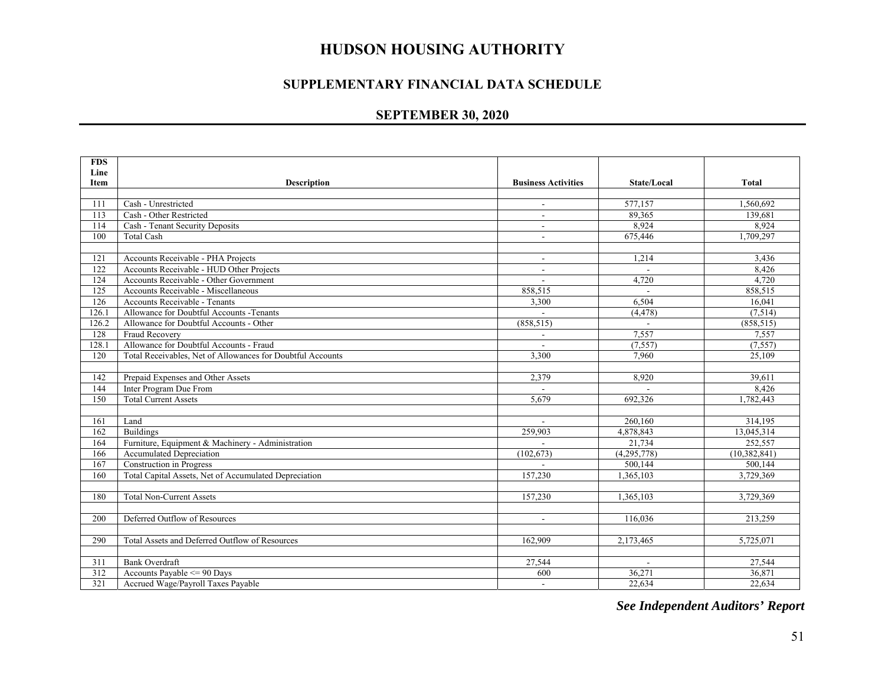# HUDSON HOUSING AUTHORITY

## SUPPLEMENTARY FINANCIAL DATA SCHEDULE

### SEPTEMBER 30, 2020

| FDS Line Item | Description | Business Activities | State/Local | Total |
|---|---|---|---|---|
| | | | | |
| 111 | Cash - Unrestricted | - | 577,157 | 1,560,692 |
| 113 | Cash - Other Restricted | - | 89,365 | 139,681 |
| 114 | Cash - Tenant Security Deposits | - | 8,924 | 8,924 |
| 100 | Total Cash | - | 675,446 | 1,709,297 |
| | | | | |
| 121 | Accounts Receivable - PHA Projects | - | 1,214 | 3,436 |
| 122 | Accounts Receivable - HUD Other Projects | - | - | 8,426 |
| 124 | Accounts Receivable - Other Government | - | 4,720 | 4,720 |
| 125 | Accounts Receivable - Miscellaneous | 858,515 | - | 858,515 |
| 126 | Accounts Receivable - Tenants | 3,300 | 6,504 | 16,041 |
| 126.1 | Allowance for Doubtful Accounts -Tenants | - | (4,478) | (7,514) |
| 126.2 | Allowance for Doubtful Accounts - Other | (858,515) | - | (858,515) |
| 128 | Fraud Recovery | - | 7,557 | 7,557 |
| 128.1 | Allowance for Doubtful Accounts - Fraud | - | (7,557) | (7,557) |
| 120 | Total Receivables, Net of Allowances for Doubtful Accounts | 3,300 | 7,960 | 25,109 |
| | | | | |
| 142 | Prepaid Expenses and Other Assets | 2,379 | 8,920 | 39,611 |
| 144 | Inter Program Due From | - | - | 8,426 |
| 150 | Total Current Assets | 5,679 | 692,326 | 1,782,443 |
| | | | | |
| 161 | Land | - | 260,160 | 314,195 |
| 162 | Buildings | 259,903 | 4,878,843 | 13,045,314 |
| 164 | Furniture, Equipment & Machinery - Administration | - | 21,734 | 252,557 |
| 166 | Accumulated Depreciation | (102,673) | (4,295,778) | (10,382,841) |
| 167 | Construction in Progress | - | 500,144 | 500,144 |
| 160 | Total Capital Assets, Net of Accumulated Depreciation | 157,230 | 1,365,103 | 3,729,369 |
| | | | | |
| 180 | Total Non-Current Assets | 157,230 | 1,365,103 | 3,729,369 |
| | | | | |
| 200 | Deferred Outflow of Resources | - | 116,036 | 213,259 |
| | | | | |
| 290 | Total Assets and Deferred Outflow of Resources | 162,909 | 2,173,465 | 5,725,071 |
| | | | | |
| 311 | Bank Overdraft | 27,544 | - | 27,544 |
| 312 | Accounts Payable <= 90 Days | 600 | 36,271 | 36,871 |
| 321 | Accrued Wage/Payroll Taxes Payable | - | 22,634 | 22,634 |

***See Independent Auditors' Report***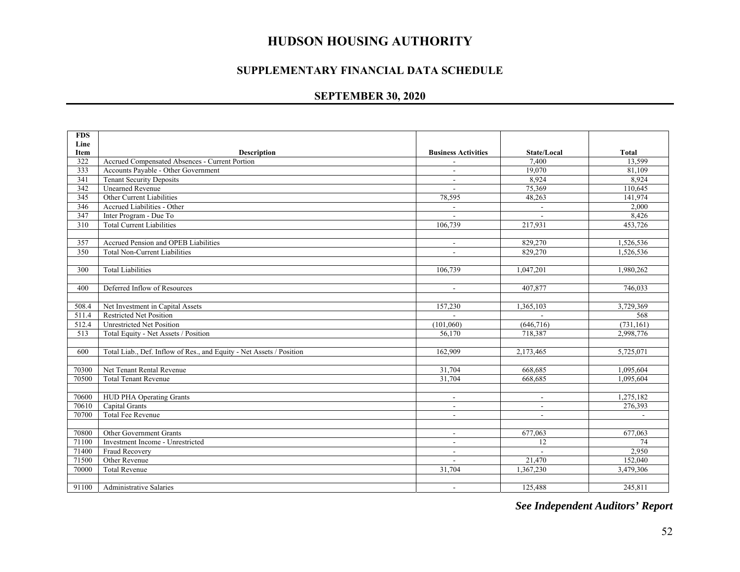# HUDSON HOUSING AUTHORITY

## SUPPLEMENTARY FINANCIAL DATA SCHEDULE

## SEPTEMBER 30, 2020

| FDS Line Item | Description | Business Activities | State/Local | Total |
|---|---|---|---|---|
| 322 | Accrued Compensated Absences - Current Portion | - | 7,400 | 13,599 |
| 333 | Accounts Payable - Other Government | - | 19,070 | 81,109 |
| 341 | Tenant Security Deposits | - | 8,924 | 8,924 |
| 342 | Unearned Revenue | - | 75,369 | 110,645 |
| 345 | Other Current Liabilities | 78,595 | 48,263 | 141,974 |
| 346 | Accrued Liabilities - Other | - | - | 2,000 |
| 347 | Inter Program - Due To | - | - | 8,426 |
| 310 | Total Current Liabilities | 106,739 | 217,931 | 453,726 |
| | | | | |
| 357 | Accrued Pension and OPEB Liabilities | - | 829,270 | 1,526,536 |
| 350 | Total Non-Current Liabilities | - | 829,270 | 1,526,536 |
| | | | | |
| 300 | Total Liabilities | 106,739 | 1,047,201 | 1,980,262 |
| | | | | |
| 400 | Deferred Inflow of Resources | - | 407,877 | 746,033 |
| | | | | |
| 508.4 | Net Investment in Capital Assets | 157,230 | 1,365,103 | 3,729,369 |
| 511.4 | Restricted Net Position | - | - | 568 |
| 512.4 | Unrestricted Net Position | (101,060) | (646,716) | (731,161) |
| 513 | Total Equity - Net Assets / Position | 56,170 | 718,387 | 2,998,776 |
| | | | | |
| 600 | Total Liab., Def. Inflow of Res., and Equity - Net Assets / Position | 162,909 | 2,173,465 | 5,725,071 |
| | | | | |
| 70300 | Net Tenant Rental Revenue | 31,704 | 668,685 | 1,095,604 |
| 70500 | Total Tenant Revenue | 31,704 | 668,685 | 1,095,604 |
| | | | | |
| 70600 | HUD PHA Operating Grants | - | - | 1,275,182 |
| 70610 | Capital Grants | - | - | 276,393 |
| 70700 | Total Fee Revenue | - | - | - |
| | | | | |
| 70800 | Other Government Grants | - | 677,063 | 677,063 |
| 71100 | Investment Income - Unrestricted | - | 12 | 74 |
| 71400 | Fraud Recovery | - | - | 2,950 |
| 71500 | Other Revenue | - | 21,470 | 152,040 |
| 70000 | Total Revenue | 31,704 | 1,367,230 | 3,479,306 |
| | | | | |
| 91100 | Administrative Salaries | - | 125,488 | 245,811 |

***See Independent Auditors' Report***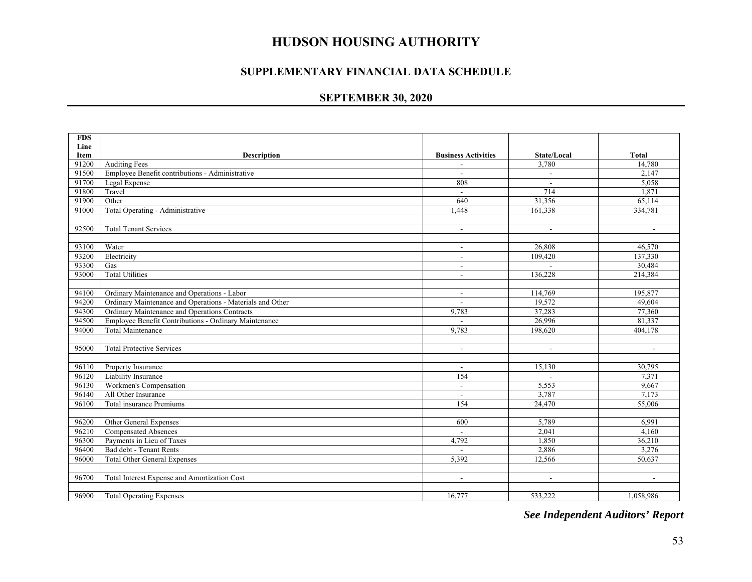# HUDSON HOUSING AUTHORITY

## SUPPLEMENTARY FINANCIAL DATA SCHEDULE

### SEPTEMBER 30, 2020

| FDS Line Item | Description | Business Activities | State/Local | Total |
|---|---|---|---|---|
| 91200 | Auditing Fees | - | 3,780 | 14,780 |
| 91500 | Employee Benefit contributions - Administrative | - | - | 2,147 |
| 91700 | Legal Expense | 808 | - | 5,058 |
| 91800 | Travel | - | 714 | 1,871 |
| 91900 | Other | 640 | 31,356 | 65,114 |
| 91000 | Total Operating - Administrative | 1,448 | 161,338 | 334,781 |
| | | | | |
| 92500 | Total Tenant Services | - | - | - |
| | | | | |
| 93100 | Water | - | 26,808 | 46,570 |
| 93200 | Electricity | - | 109,420 | 137,330 |
| 93300 | Gas | - | - | 30,484 |
| 93000 | Total Utilities | - | 136,228 | 214,384 |
| | | | | |
| 94100 | Ordinary Maintenance and Operations - Labor | - | 114,769 | 195,877 |
| 94200 | Ordinary Maintenance and Operations - Materials and Other | - | 19,572 | 49,604 |
| 94300 | Ordinary Maintenance and Operations Contracts | 9,783 | 37,283 | 77,360 |
| 94500 | Employee Benefit Contributions - Ordinary Maintenance | - | 26,996 | 81,337 |
| 94000 | Total Maintenance | 9,783 | 198,620 | 404,178 |
| | | | | |
| 95000 | Total Protective Services | - | - | - |
| | | | | |
| 96110 | Property Insurance | - | 15,130 | 30,795 |
| 96120 | Liability Insurance | 154 | - | 7,371 |
| 96130 | Workmen's Compensation | - | 5,553 | 9,667 |
| 96140 | All Other Insurance | - | 3,787 | 7,173 |
| 96100 | Total insurance Premiums | 154 | 24,470 | 55,006 |
| | | | | |
| 96200 | Other General Expenses | 600 | 5,789 | 6,991 |
| 96210 | Compensated Absences | - | 2,041 | 4,160 |
| 96300 | Payments in Lieu of Taxes | 4,792 | 1,850 | 36,210 |
| 96400 | Bad debt - Tenant Rents | - | 2,886 | 3,276 |
| 96000 | Total Other General Expenses | 5,392 | 12,566 | 50,637 |
| | | | | |
| 96700 | Total Interest Expense and Amortization Cost | - | - | - |
| | | | | |
| 96900 | Total Operating Expenses | 16,777 | 533,222 | 1,058,986 |

***See Independent Auditors' Report***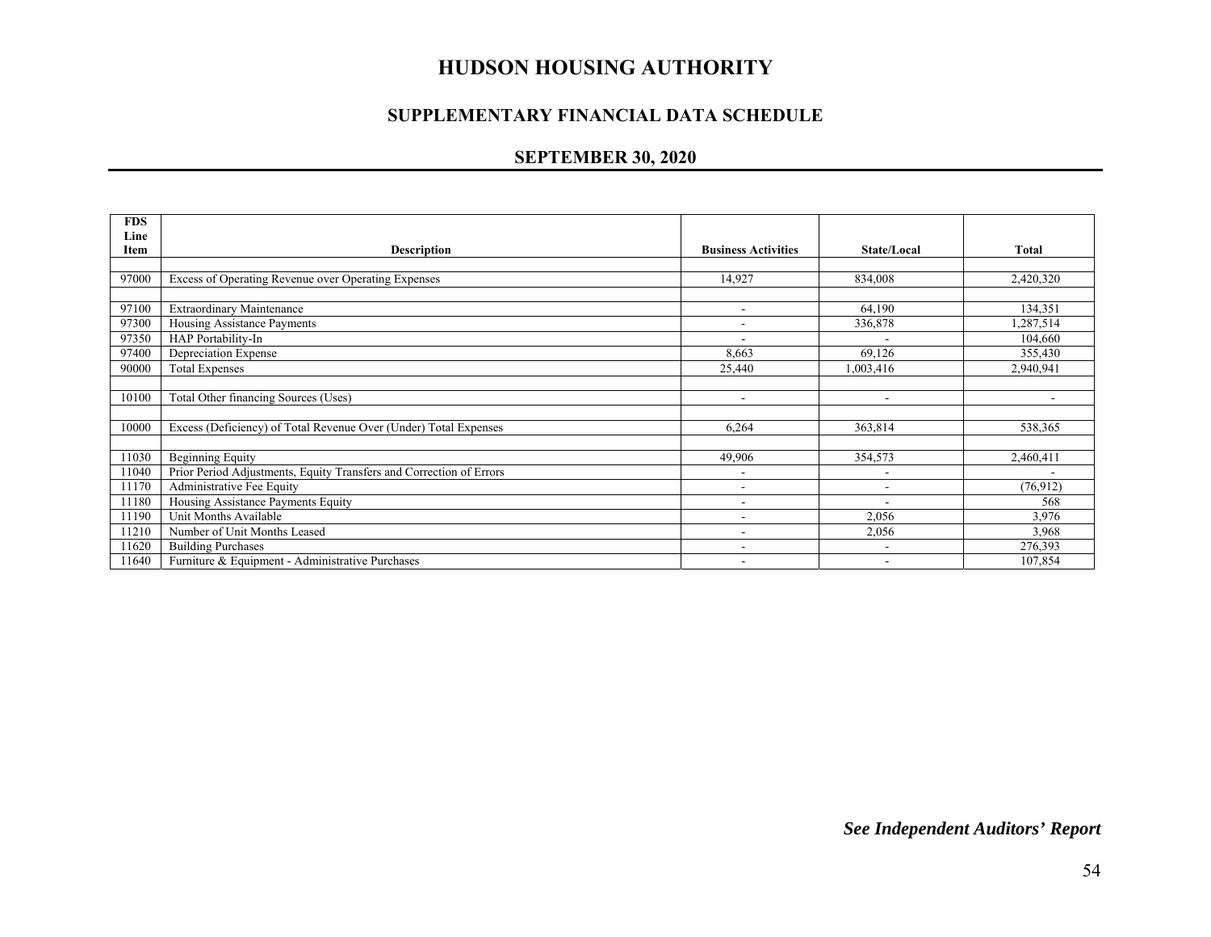# HUDSON HOUSING AUTHORITY

## SUPPLEMENTARY FINANCIAL DATA SCHEDULE

## SEPTEMBER 30, 2020

| FDS Line Item | Description | Business Activities | State/Local | Total |
|---|---|---|---|---|
| 97000 | Excess of Operating Revenue over Operating Expenses | 14,927 | 834,008 | 2,420,320 |
| 97100 | Extraordinary Maintenance | - | 64,190 | 134,351 |
| 97300 | Housing Assistance Payments | - | 336,878 | 1,287,514 |
| 97350 | HAP Portability-In | - | - | 104,660 |
| 97400 | Depreciation Expense | 8,663 | 69,126 | 355,430 |
| 90000 | Total Expenses | 25,440 | 1,003,416 | 2,940,941 |
| 10100 | Total Other financing Sources (Uses) | - | - | - |
| 10000 | Excess (Deficiency) of Total Revenue Over (Under) Total Expenses | 6,264 | 363,814 | 538,365 |
| 11030 | Beginning Equity | 49,906 | 354,573 | 2,460,411 |
| 11040 | Prior Period Adjustments, Equity Transfers and Correction of Errors | - | - | - |
| 11170 | Administrative Fee Equity | - | - | (76,912) |
| 11180 | Housing Assistance Payments Equity | - | - | 568 |
| 11190 | Unit Months Available | - | 2,056 | 3,976 |
| 11210 | Number of Unit Months Leased | - | 2,056 | 3,968 |
| 11620 | Building Purchases | - | - | 276,393 |
| 11640 | Furniture & Equipment - Administrative Purchases | - | - | 107,854 |

***See Independent Auditors' Report***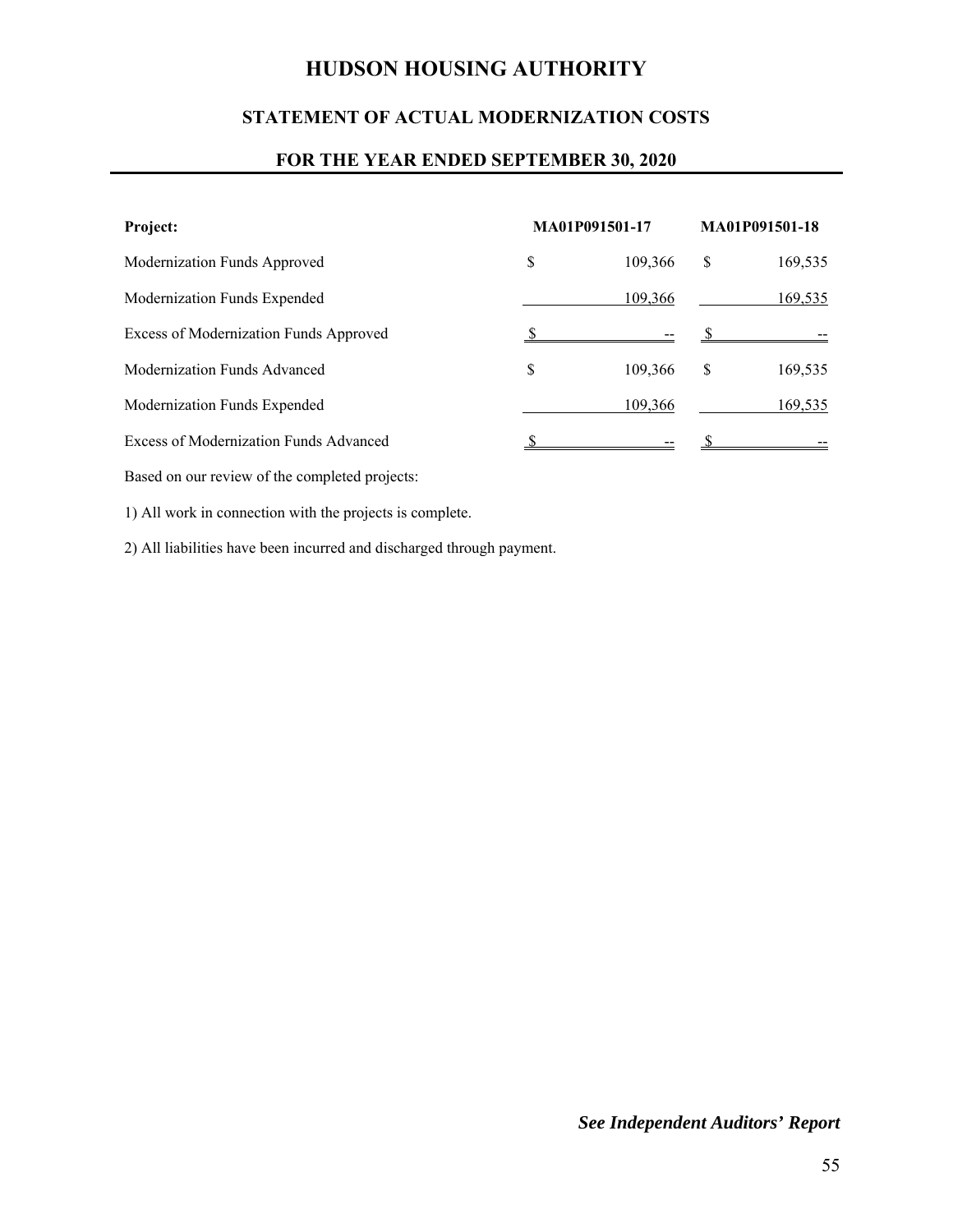# HUDSON HOUSING AUTHORITY

## STATEMENT OF ACTUAL MODERNIZATION COSTS

### FOR THE YEAR ENDED SEPTEMBER 30, 2020

| **Project:** | **MA01P091501-17** | **MA01P091501-18** |
|---|---|---|
| Modernization Funds Approved | $ 109,366 | $ 169,535 |
| Modernization Funds Expended | 109,366 | 169,535 |
| Excess of Modernization Funds Approved | $ -- | $ -- |
| Modernization Funds Advanced | $ 109,366 | $ 169,535 |
| Modernization Funds Expended | 109,366 | 169,535 |
| Excess of Modernization Funds Advanced | $ -- | $ -- |

Based on our review of the completed projects:

1) All work in connection with the projects is complete.

2) All liabilities have been incurred and discharged through payment.

***See Independent Auditors' Report***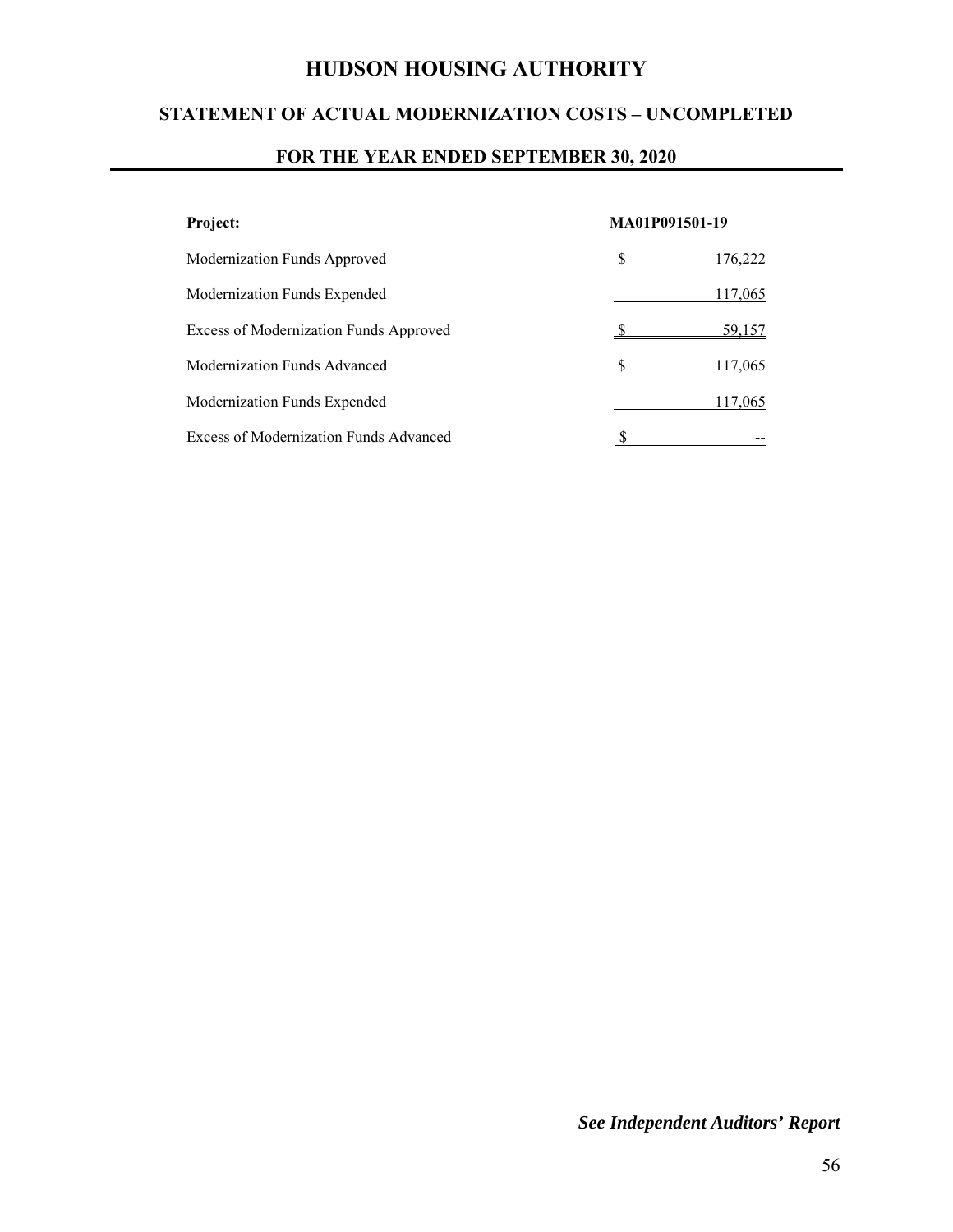# HUDSON HOUSING AUTHORITY

## STATEMENT OF ACTUAL MODERNIZATION COSTS – UNCOMPLETED

### FOR THE YEAR ENDED SEPTEMBER 30, 2020

| **Project:** | **MA01P091501-19** |
|---|---|
| Modernization Funds Approved | $ 176,222 |
| Modernization Funds Expended | 117,065 |
| Excess of Modernization Funds Approved | $ 59,157 |
| Modernization Funds Advanced | $ 117,065 |
| Modernization Funds Expended | 117,065 |
| Excess of Modernization Funds Advanced | $ -- |

***See Independent Auditors' Report***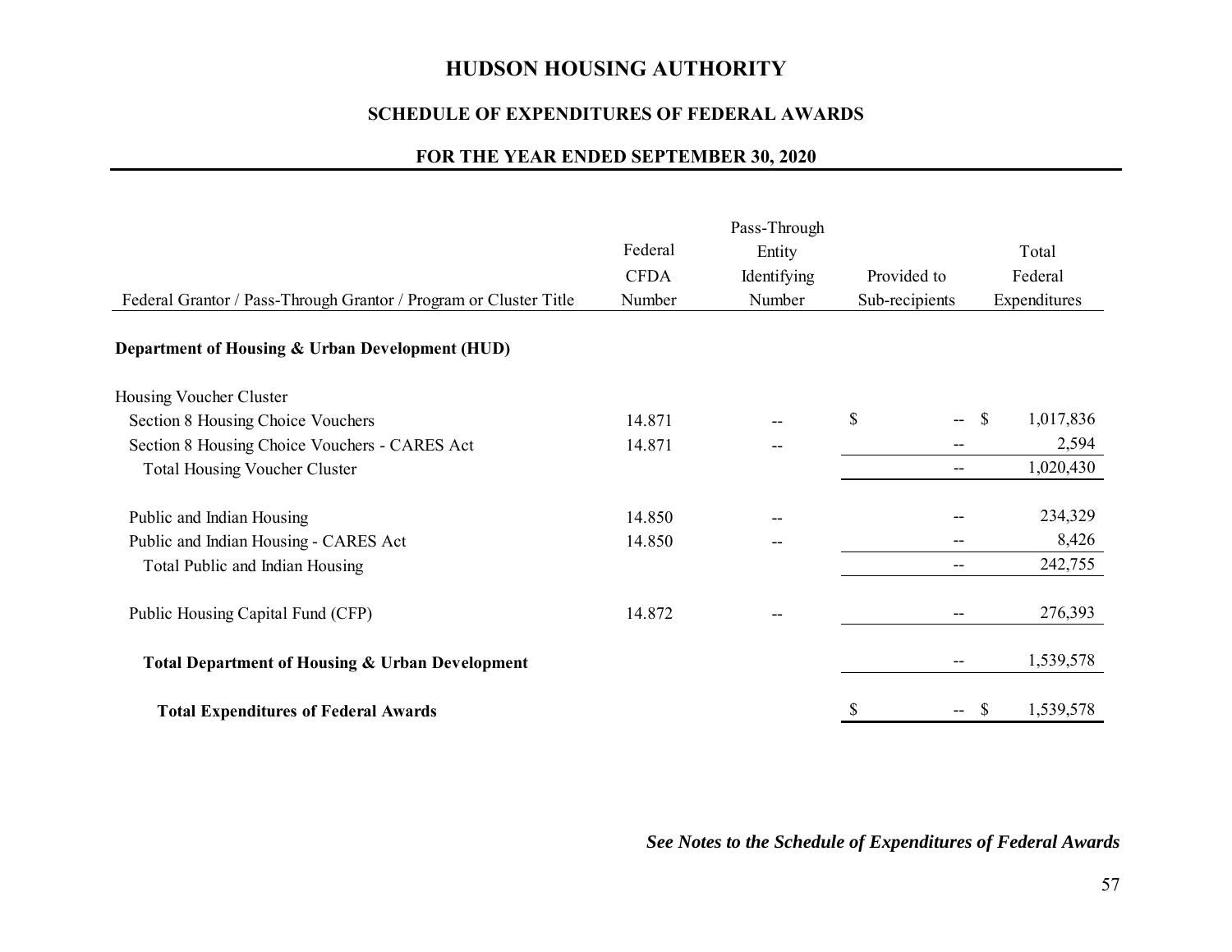# HUDSON HOUSING AUTHORITY

## SCHEDULE OF EXPENDITURES OF FEDERAL AWARDS

### FOR THE YEAR ENDED SEPTEMBER 30, 2020

| Federal Grantor / Pass-Through Grantor / Program or Cluster Title | Federal CFDA Number | Pass-Through Entity Identifying Number | Provided to Sub-recipients | Total Federal Expenditures |
|---|---|---|---|---|
| **Department of Housing & Urban Development (HUD)** | | | | |
| Housing Voucher Cluster | | | | |
| Section 8 Housing Choice Vouchers | 14.871 | -- | $ -- | $ 1,017,836 |
| Section 8 Housing Choice Vouchers - CARES Act | 14.871 | -- | -- | 2,594 |
| Total Housing Voucher Cluster | | | -- | 1,020,430 |
| Public and Indian Housing | 14.850 | -- | -- | 234,329 |
| Public and Indian Housing - CARES Act | 14.850 | -- | -- | 8,426 |
| Total Public and Indian Housing | | | -- | 242,755 |
| Public Housing Capital Fund (CFP) | 14.872 | -- | -- | 276,393 |
| **Total Department of Housing & Urban Development** | | | -- | 1,539,578 |
| **Total Expenditures of Federal Awards** | | | $ -- | $ 1,539,578 |

***See Notes to the Schedule of Expenditures of Federal Awards***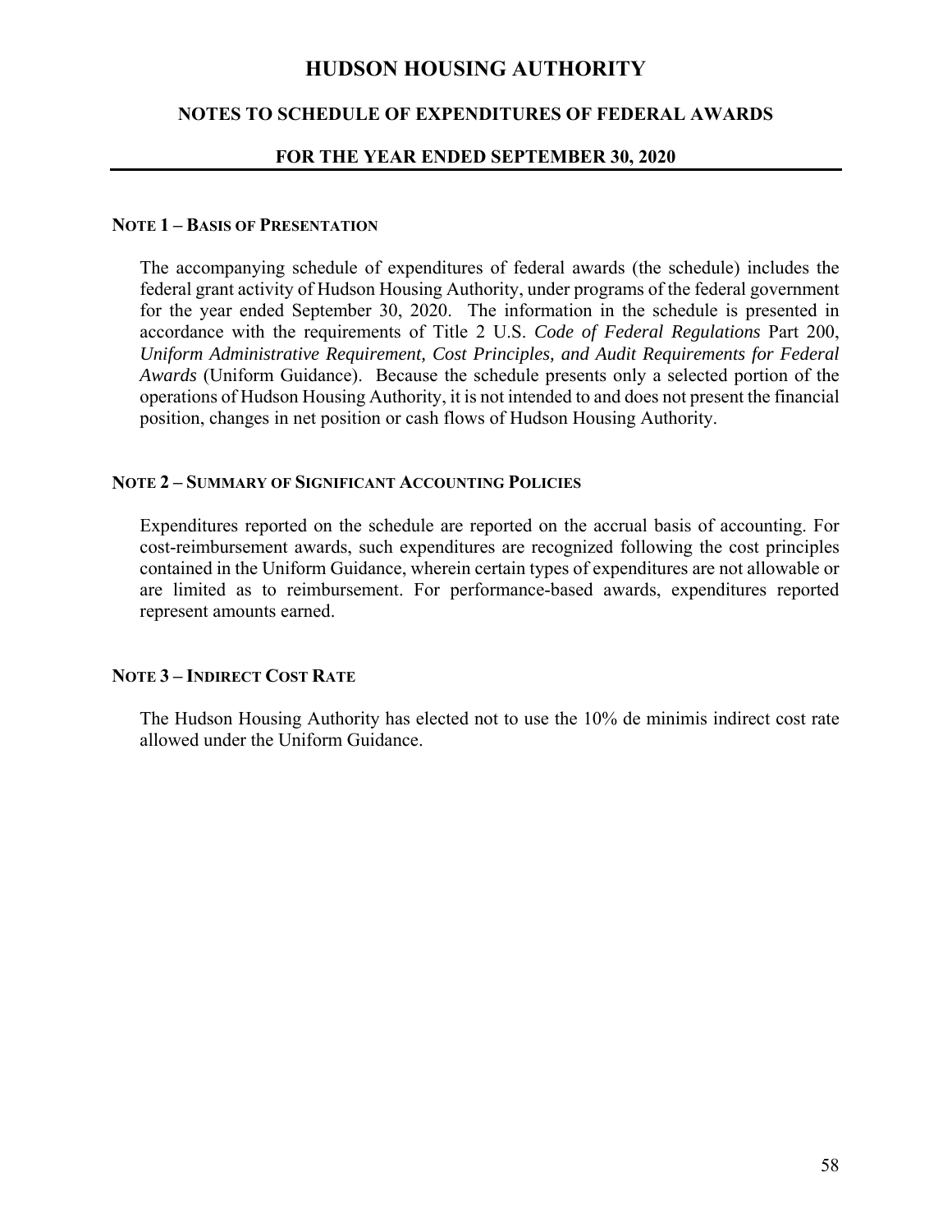# HUDSON HOUSING AUTHORITY

## NOTES TO SCHEDULE OF EXPENDITURES OF FEDERAL AWARDS

## FOR THE YEAR ENDED SEPTEMBER 30, 2020

### NOTE 1 – BASIS OF PRESENTATION

The accompanying schedule of expenditures of federal awards (the schedule) includes the federal grant activity of Hudson Housing Authority, under programs of the federal government for the year ended September 30, 2020. The information in the schedule is presented in accordance with the requirements of Title 2 U.S. *Code of Federal Regulations* Part 200, *Uniform Administrative Requirement, Cost Principles, and Audit Requirements for Federal Awards* (Uniform Guidance). Because the schedule presents only a selected portion of the operations of Hudson Housing Authority, it is not intended to and does not present the financial position, changes in net position or cash flows of Hudson Housing Authority.

### NOTE 2 – SUMMARY OF SIGNIFICANT ACCOUNTING POLICIES

Expenditures reported on the schedule are reported on the accrual basis of accounting. For cost-reimbursement awards, such expenditures are recognized following the cost principles contained in the Uniform Guidance, wherein certain types of expenditures are not allowable or are limited as to reimbursement. For performance-based awards, expenditures reported represent amounts earned.

### NOTE 3 – INDIRECT COST RATE

The Hudson Housing Authority has elected not to use the 10% de minimis indirect cost rate allowed under the Uniform Guidance.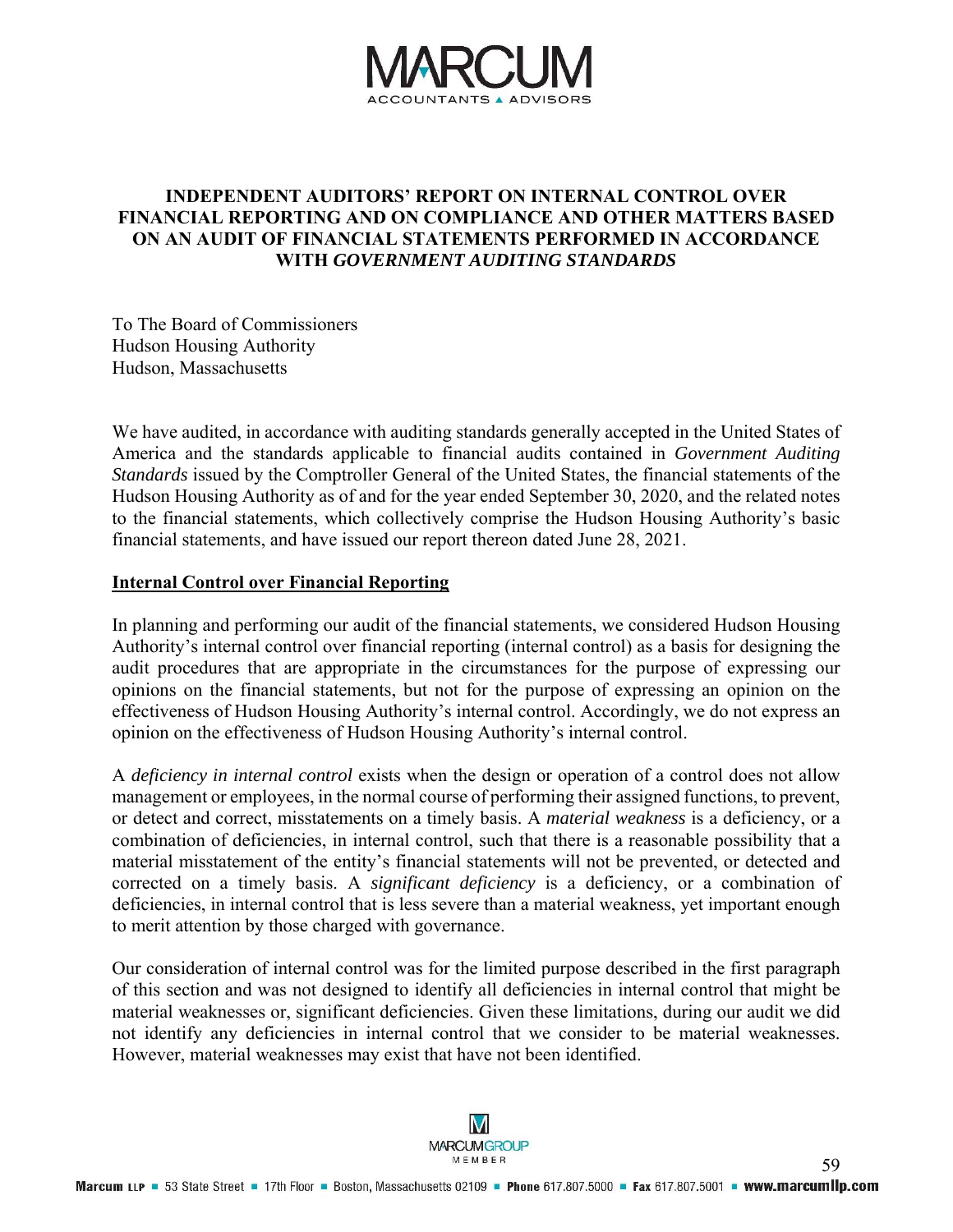# INDEPENDENT AUDITORS' REPORT ON INTERNAL CONTROL OVER FINANCIAL REPORTING AND ON COMPLIANCE AND OTHER MATTERS BASED ON AN AUDIT OF FINANCIAL STATEMENTS PERFORMED IN ACCORDANCE WITH *GOVERNMENT AUDITING STANDARDS*

To The Board of Commissioners
Hudson Housing Authority
Hudson, Massachusetts

We have audited, in accordance with auditing standards generally accepted in the United States of America and the standards applicable to financial audits contained in *Government Auditing Standards* issued by the Comptroller General of the United States, the financial statements of the Hudson Housing Authority as of and for the year ended September 30, 2020, and the related notes to the financial statements, which collectively comprise the Hudson Housing Authority's basic financial statements, and have issued our report thereon dated June 28, 2021.

## Internal Control over Financial Reporting

In planning and performing our audit of the financial statements, we considered Hudson Housing Authority's internal control over financial reporting (internal control) as a basis for designing the audit procedures that are appropriate in the circumstances for the purpose of expressing our opinions on the financial statements, but not for the purpose of expressing an opinion on the effectiveness of Hudson Housing Authority's internal control. Accordingly, we do not express an opinion on the effectiveness of Hudson Housing Authority's internal control.

A *deficiency in internal control* exists when the design or operation of a control does not allow management or employees, in the normal course of performing their assigned functions, to prevent, or detect and correct, misstatements on a timely basis. A *material weakness* is a deficiency, or a combination of deficiencies, in internal control, such that there is a reasonable possibility that a material misstatement of the entity's financial statements will not be prevented, or detected and corrected on a timely basis. A *significant deficiency* is a deficiency, or a combination of deficiencies, in internal control that is less severe than a material weakness, yet important enough to merit attention by those charged with governance.

Our consideration of internal control was for the limited purpose described in the first paragraph of this section and was not designed to identify all deficiencies in internal control that might be material weaknesses or, significant deficiencies. Given these limitations, during our audit we did not identify any deficiencies in internal control that we consider to be material weaknesses. However, material weaknesses may exist that have not been identified.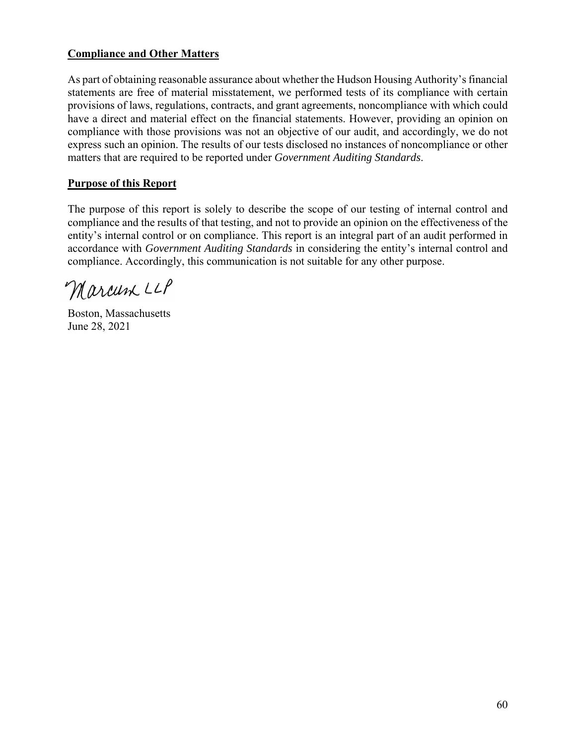## Compliance and Other Matters

As part of obtaining reasonable assurance about whether the Hudson Housing Authority's financial statements are free of material misstatement, we performed tests of its compliance with certain provisions of laws, regulations, contracts, and grant agreements, noncompliance with which could have a direct and material effect on the financial statements. However, providing an opinion on compliance with those provisions was not an objective of our audit, and accordingly, we do not express such an opinion. The results of our tests disclosed no instances of noncompliance or other matters that are required to be reported under *Government Auditing Standards*.

## Purpose of this Report

The purpose of this report is solely to describe the scope of our testing of internal control and compliance and the results of that testing, and not to provide an opinion on the effectiveness of the entity's internal control or on compliance. This report is an integral part of an audit performed in accordance with *Government Auditing Standards* in considering the entity's internal control and compliance. Accordingly, this communication is not suitable for any other purpose.

Marcum LLP

Boston, Massachusetts
June 28, 2021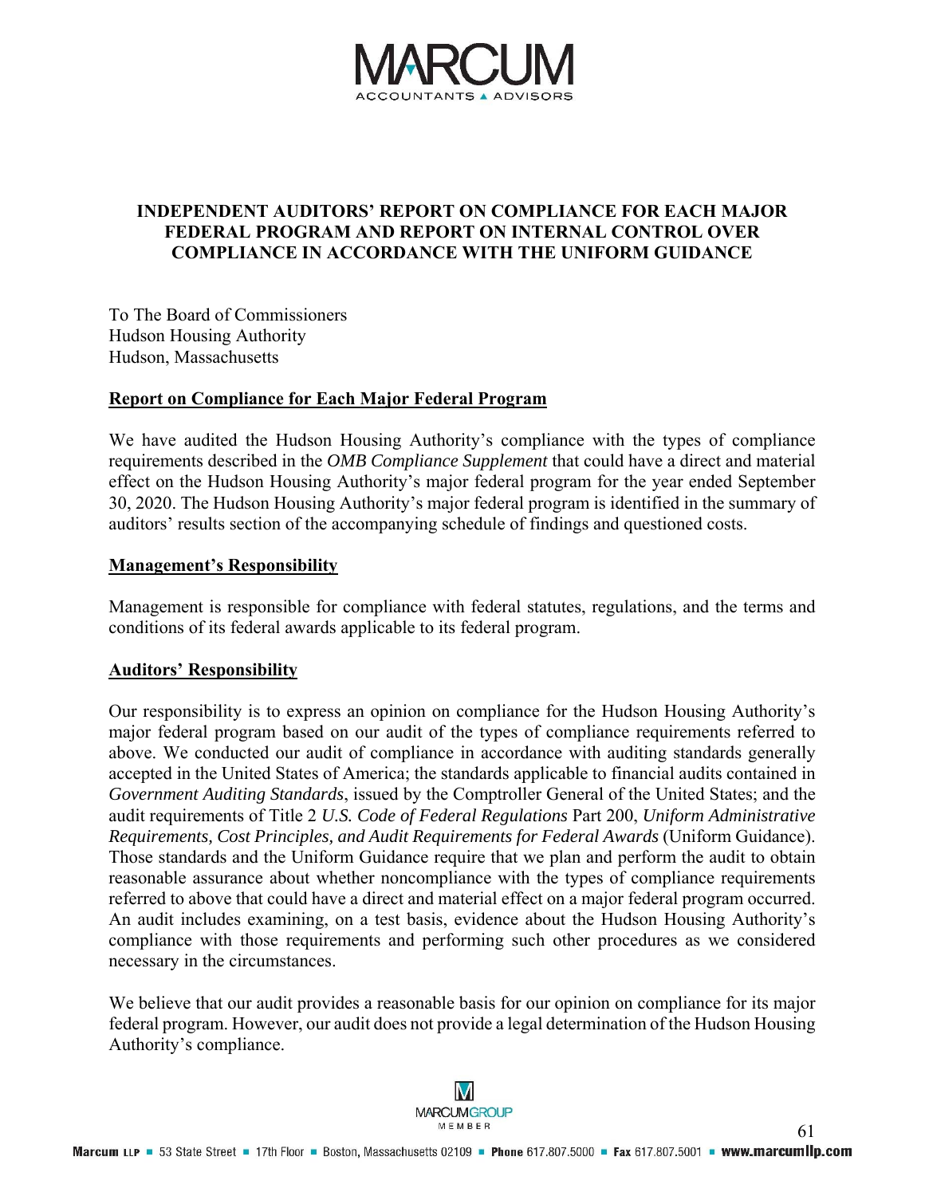# INDEPENDENT AUDITORS' REPORT ON COMPLIANCE FOR EACH MAJOR FEDERAL PROGRAM AND REPORT ON INTERNAL CONTROL OVER COMPLIANCE IN ACCORDANCE WITH THE UNIFORM GUIDANCE

To The Board of Commissioners
Hudson Housing Authority
Hudson, Massachusetts

## Report on Compliance for Each Major Federal Program

We have audited the Hudson Housing Authority's compliance with the types of compliance requirements described in the *OMB Compliance Supplement* that could have a direct and material effect on the Hudson Housing Authority's major federal program for the year ended September 30, 2020. The Hudson Housing Authority's major federal program is identified in the summary of auditors' results section of the accompanying schedule of findings and questioned costs.

## Management's Responsibility

Management is responsible for compliance with federal statutes, regulations, and the terms and conditions of its federal awards applicable to its federal program.

## Auditors' Responsibility

Our responsibility is to express an opinion on compliance for the Hudson Housing Authority's major federal program based on our audit of the types of compliance requirements referred to above. We conducted our audit of compliance in accordance with auditing standards generally accepted in the United States of America; the standards applicable to financial audits contained in *Government Auditing Standards*, issued by the Comptroller General of the United States; and the audit requirements of Title 2 *U.S. Code of Federal Regulations* Part 200, *Uniform Administrative Requirements, Cost Principles, and Audit Requirements for Federal Awards* (Uniform Guidance). Those standards and the Uniform Guidance require that we plan and perform the audit to obtain reasonable assurance about whether noncompliance with the types of compliance requirements referred to above that could have a direct and material effect on a major federal program occurred. An audit includes examining, on a test basis, evidence about the Hudson Housing Authority's compliance with those requirements and performing such other procedures as we considered necessary in the circumstances.

We believe that our audit provides a reasonable basis for our opinion on compliance for its major federal program. However, our audit does not provide a legal determination of the Hudson Housing Authority's compliance.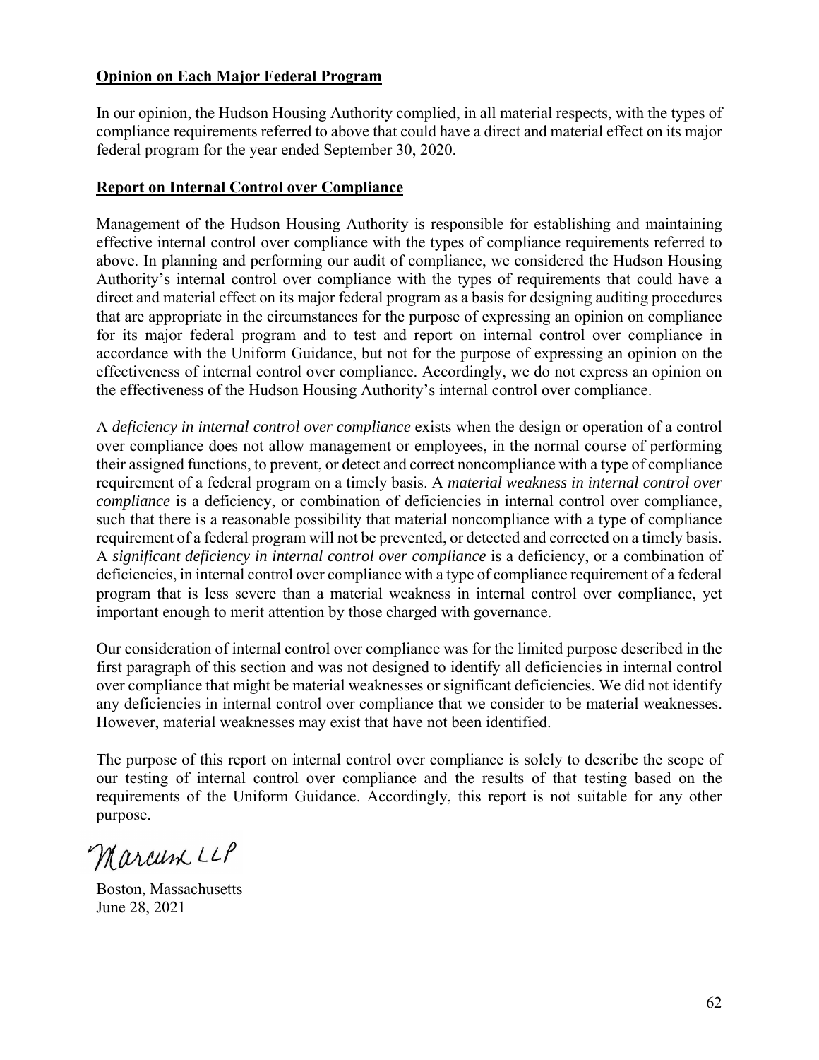**Opinion on Each Major Federal Program**

In our opinion, the Hudson Housing Authority complied, in all material respects, with the types of compliance requirements referred to above that could have a direct and material effect on its major federal program for the year ended September 30, 2020.

**Report on Internal Control over Compliance**

Management of the Hudson Housing Authority is responsible for establishing and maintaining effective internal control over compliance with the types of compliance requirements referred to above. In planning and performing our audit of compliance, we considered the Hudson Housing Authority's internal control over compliance with the types of requirements that could have a direct and material effect on its major federal program as a basis for designing auditing procedures that are appropriate in the circumstances for the purpose of expressing an opinion on compliance for its major federal program and to test and report on internal control over compliance in accordance with the Uniform Guidance, but not for the purpose of expressing an opinion on the effectiveness of internal control over compliance. Accordingly, we do not express an opinion on the effectiveness of the Hudson Housing Authority's internal control over compliance.

A *deficiency in internal control over compliance* exists when the design or operation of a control over compliance does not allow management or employees, in the normal course of performing their assigned functions, to prevent, or detect and correct noncompliance with a type of compliance requirement of a federal program on a timely basis. A *material weakness in internal control over compliance* is a deficiency, or combination of deficiencies in internal control over compliance, such that there is a reasonable possibility that material noncompliance with a type of compliance requirement of a federal program will not be prevented, or detected and corrected on a timely basis. A *significant deficiency in internal control over compliance* is a deficiency, or a combination of deficiencies, in internal control over compliance with a type of compliance requirement of a federal program that is less severe than a material weakness in internal control over compliance, yet important enough to merit attention by those charged with governance.

Our consideration of internal control over compliance was for the limited purpose described in the first paragraph of this section and was not designed to identify all deficiencies in internal control over compliance that might be material weaknesses or significant deficiencies. We did not identify any deficiencies in internal control over compliance that we consider to be material weaknesses. However, material weaknesses may exist that have not been identified.

The purpose of this report on internal control over compliance is solely to describe the scope of our testing of internal control over compliance and the results of that testing based on the requirements of the Uniform Guidance. Accordingly, this report is not suitable for any other purpose.

Marcum LLP

Boston, Massachusetts
June 28, 2021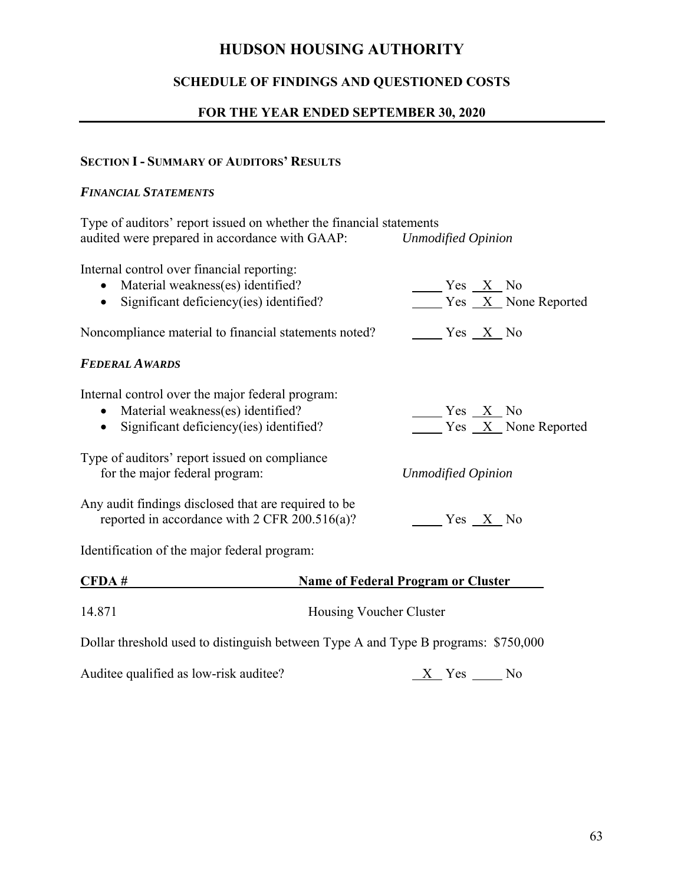# HUDSON HOUSING AUTHORITY

## SCHEDULE OF FINDINGS AND QUESTIONED COSTS

## FOR THE YEAR ENDED SEPTEMBER 30, 2020

### SECTION I - SUMMARY OF AUDITORS' RESULTS

#### *FINANCIAL STATEMENTS*

Type of auditors' report issued on whether the financial statements audited were prepared in accordance with GAAP: *Unmodified Opinion*

Internal control over financial reporting:

- Material weakness(es) identified? ____ Yes __X__ No
- Significant deficiency(ies) identified? ____ Yes __X__ None Reported

Noncompliance material to financial statements noted? ____ Yes __X__ No

#### *FEDERAL AWARDS*

Internal control over the major federal program:

- Material weakness(es) identified? ____ Yes __X__ No
- Significant deficiency(ies) identified? ____ Yes __X__ None Reported

Type of auditors' report issued on compliance for the major federal program: *Unmodified Opinion*

Any audit findings disclosed that are required to be reported in accordance with 2 CFR 200.516(a)? ____ Yes __X__ No

Identification of the major federal program:

| CFDA # | Name of Federal Program or Cluster |
|---|---|
| 14.871 | Housing Voucher Cluster |

Dollar threshold used to distinguish between Type A and Type B programs: $750,000

Auditee qualified as low-risk auditee? __X__ Yes ____ No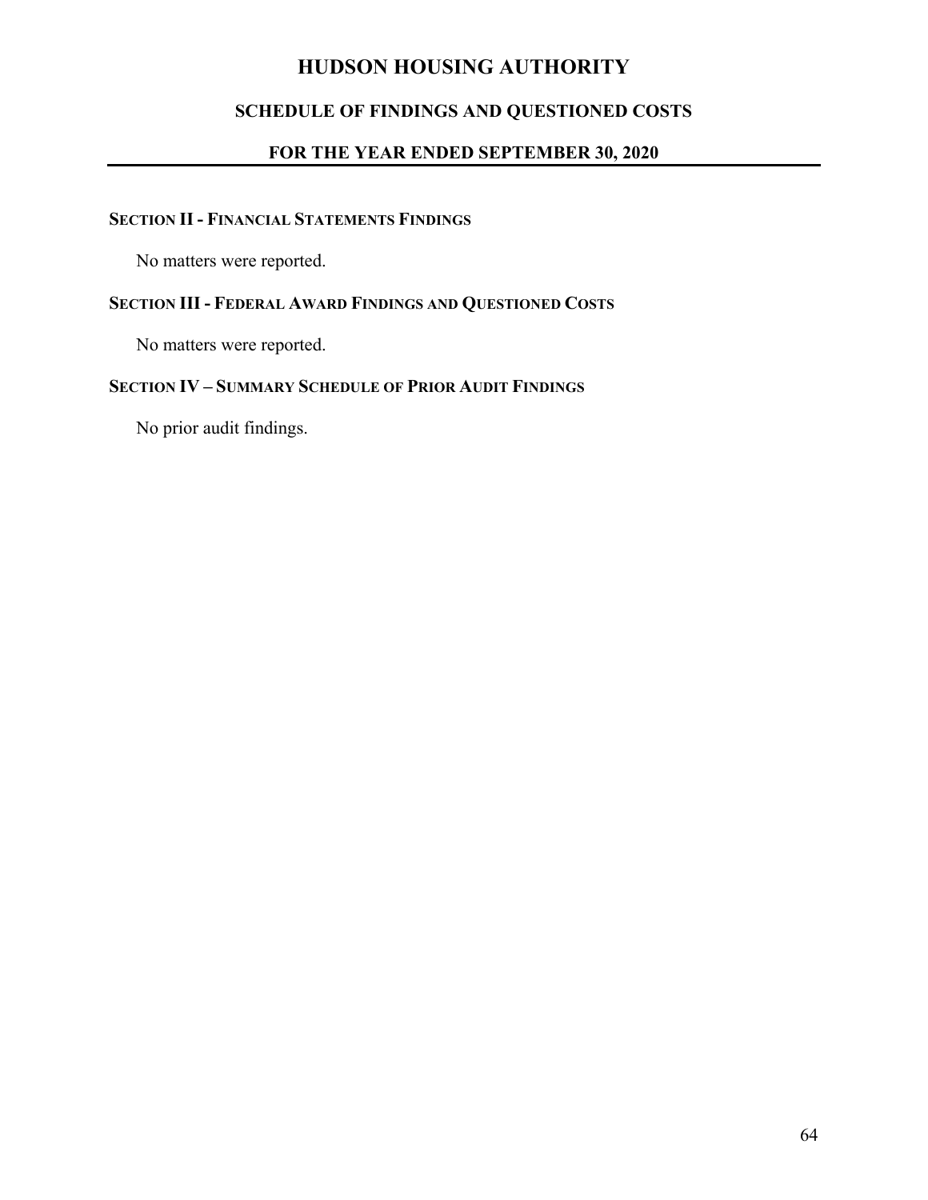# HUDSON HOUSING AUTHORITY

## SCHEDULE OF FINDINGS AND QUESTIONED COSTS

## FOR THE YEAR ENDED SEPTEMBER 30, 2020

### SECTION II - FINANCIAL STATEMENTS FINDINGS

No matters were reported.

### SECTION III - FEDERAL AWARD FINDINGS AND QUESTIONED COSTS

No matters were reported.

### SECTION IV – SUMMARY SCHEDULE OF PRIOR AUDIT FINDINGS

No prior audit findings.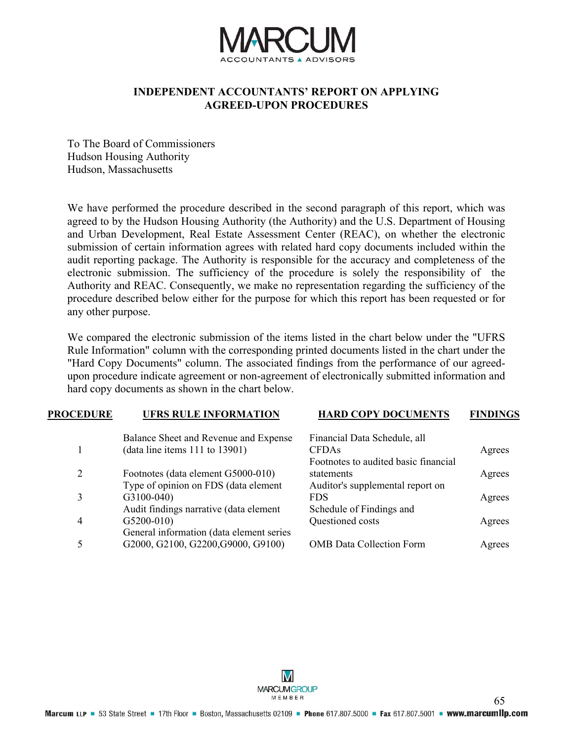MARCUM
ACCOUNTANTS ▲ ADVISORS

## INDEPENDENT ACCOUNTANTS' REPORT ON APPLYING AGREED-UPON PROCEDURES

To The Board of Commissioners
Hudson Housing Authority
Hudson, Massachusetts

We have performed the procedure described in the second paragraph of this report, which was agreed to by the Hudson Housing Authority (the Authority) and the U.S. Department of Housing and Urban Development, Real Estate Assessment Center (REAC), on whether the electronic submission of certain information agrees with related hard copy documents included within the audit reporting package. The Authority is responsible for the accuracy and completeness of the electronic submission. The sufficiency of the procedure is solely the responsibility of the Authority and REAC. Consequently, we make no representation regarding the sufficiency of the procedure described below either for the purpose for which this report has been requested or for any other purpose.

We compared the electronic submission of the items listed in the chart below under the "UFRS Rule Information" column with the corresponding printed documents listed in the chart under the "Hard Copy Documents" column. The associated findings from the performance of our agreed-upon procedure indicate agreement or non-agreement of electronically submitted information and hard copy documents as shown in the chart below.

| PROCEDURE | UFRS RULE INFORMATION | HARD COPY DOCUMENTS | FINDINGS |
|---|---|---|---|
| 1 | Balance Sheet and Revenue and Expense (data line items 111 to 13901) | Financial Data Schedule, all CFDAs | Agrees |
| 2 | Footnotes (data element G5000-010) | Footnotes to audited basic financial statements | Agrees |
| 3 | Type of opinion on FDS (data element G3100-040) | Auditor's supplemental report on FDS | Agrees |
| 4 | Audit findings narrative (data element G5200-010) | Schedule of Findings and Questioned costs | Agrees |
| 5 | General information (data element series G2000, G2100, G2200,G9000, G9100) | OMB Data Collection Form | Agrees |

MARCUMGROUP MEMBER

Marcum LLP ■ 53 State Street ■ 17th Floor ■ Boston, Massachusetts 02109 ■ Phone 617.807.5000 ■ Fax 617.807.5001 ■ www.marcumllp.com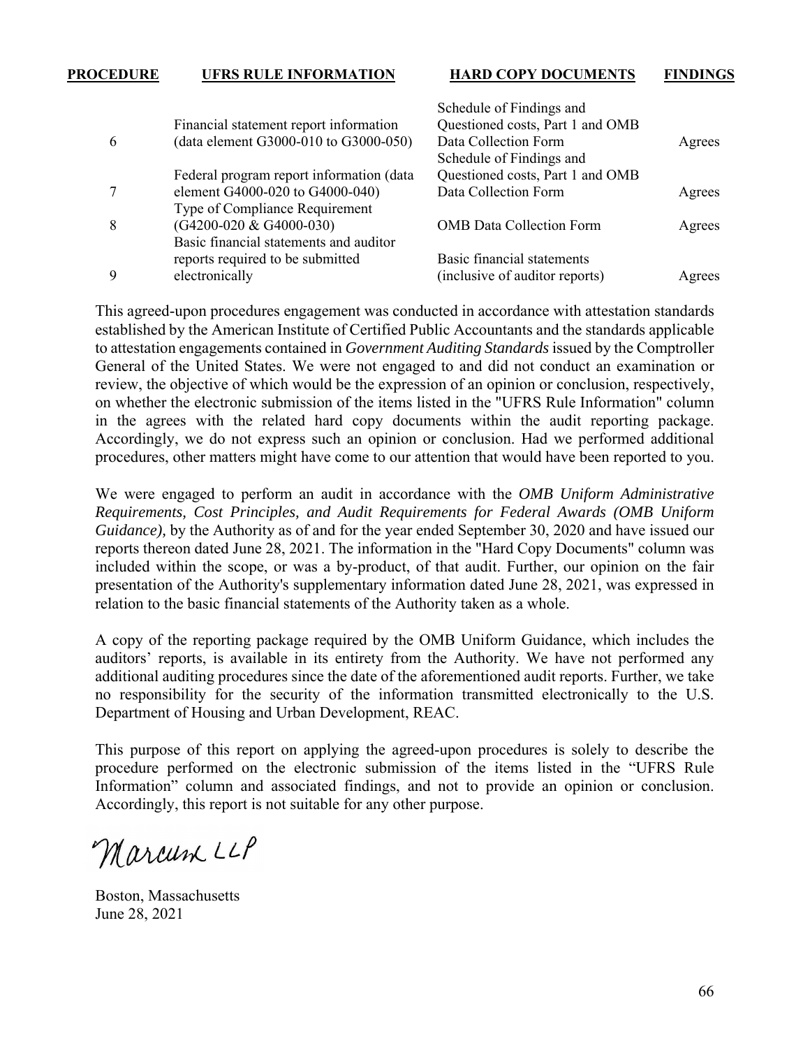| PROCEDURE | UFRS RULE INFORMATION | HARD COPY DOCUMENTS | FINDINGS |
|---|---|---|---|
| 6 | Financial statement report information (data element G3000-010 to G3000-050) | Schedule of Findings and Questioned costs, Part 1 and OMB Data Collection Form | Agrees |
| 7 | Federal program report information (data element G4000-020 to G4000-040) | Schedule of Findings and Questioned costs, Part 1 and OMB Data Collection Form | Agrees |
| 8 | Type of Compliance Requirement (G4200-020 & G4000-030) | OMB Data Collection Form | Agrees |
| 9 | Basic financial statements and auditor reports required to be submitted electronically | Basic financial statements (inclusive of auditor reports) | Agrees |

This agreed-upon procedures engagement was conducted in accordance with attestation standards established by the American Institute of Certified Public Accountants and the standards applicable to attestation engagements contained in *Government Auditing Standards* issued by the Comptroller General of the United States. We were not engaged to and did not conduct an examination or review, the objective of which would be the expression of an opinion or conclusion, respectively, on whether the electronic submission of the items listed in the "UFRS Rule Information" column in the agrees with the related hard copy documents within the audit reporting package. Accordingly, we do not express such an opinion or conclusion. Had we performed additional procedures, other matters might have come to our attention that would have been reported to you.

We were engaged to perform an audit in accordance with the *OMB Uniform Administrative Requirements, Cost Principles, and Audit Requirements for Federal Awards (OMB Uniform Guidance),* by the Authority as of and for the year ended September 30, 2020 and have issued our reports thereon dated June 28, 2021. The information in the "Hard Copy Documents" column was included within the scope, or was a by-product, of that audit. Further, our opinion on the fair presentation of the Authority's supplementary information dated June 28, 2021, was expressed in relation to the basic financial statements of the Authority taken as a whole.

A copy of the reporting package required by the OMB Uniform Guidance, which includes the auditors' reports, is available in its entirety from the Authority. We have not performed any additional auditing procedures since the date of the aforementioned audit reports. Further, we take no responsibility for the security of the information transmitted electronically to the U.S. Department of Housing and Urban Development, REAC.

This purpose of this report on applying the agreed-upon procedures is solely to describe the procedure performed on the electronic submission of the items listed in the "UFRS Rule Information" column and associated findings, and not to provide an opinion or conclusion. Accordingly, this report is not suitable for any other purpose.

Marcum LLP

Boston, Massachusetts
June 28, 2021